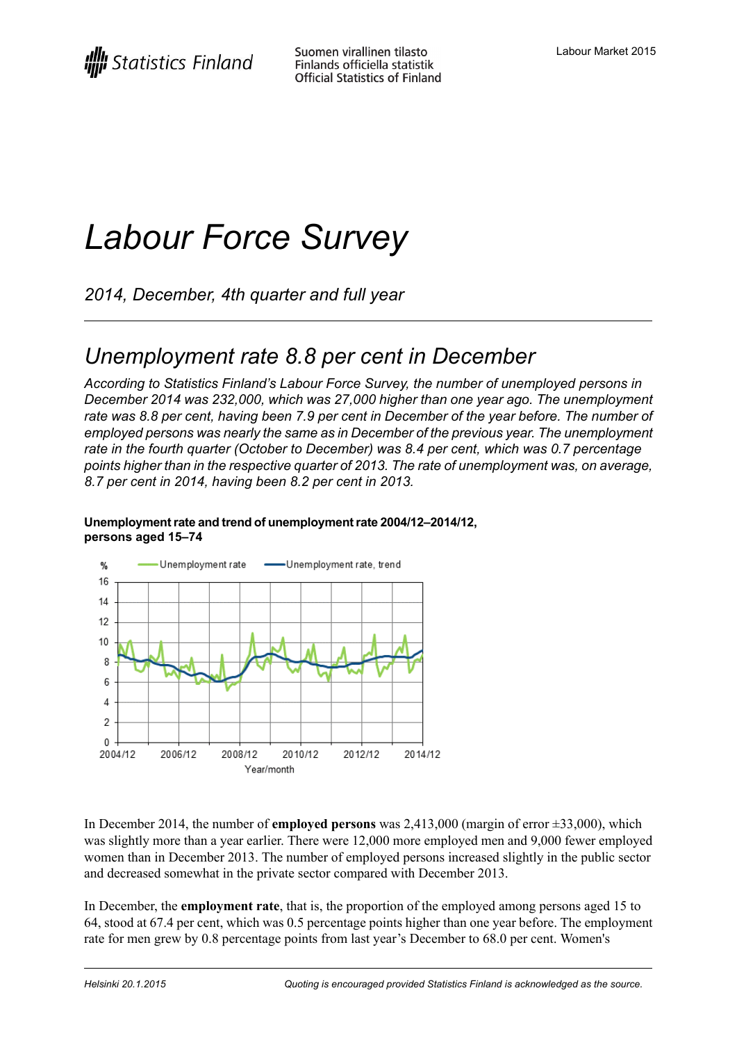# Labour Force Survey

*2014, December, 4th quarter and full year*

## Unemployment rate 8.8 per cent in December

*According to Statistics Finland's Labour Force Survey, the number of unemployed persons in December 2014 was 232,000, which was 27,000 higher than one year ago. The unemployment rate was 8.8 per cent, having been 7.9 per cent in December of the year before. The number of employed persons was nearly the same as in December of the previous year. The unemployment rate in the fourth quarter (October to December) was 8.4 per cent, which was 0.7 percentage points higher than in the respective quarter of 2013. The rate of unemployment was, on average, 8.7 per cent in 2014, having been 8.2 per cent in 2013.*

**Unemployment rate and trend of unemployment rate 2004/12–2014/12, persons aged 15–74**

In December 2014, the number of **employed persons** was 2,413,000 (margin of error ±33,000), which was slightly more than a year earlier. There were 12,000 more employed men and 9,000 fewer employed women than in December 2013. The number of employed persons increased slightly in the public sector and decreased somewhat in the private sector compared with December 2013.

In December, the **employment rate**, that is, the proportion of the employed among persons aged 15 to 64, stood at 67.4 per cent, which was 0.5 percentage points higher than one year before. The employment rate for men grew by 0.8 percentage points from last year's December to 68.0 per cent. Women's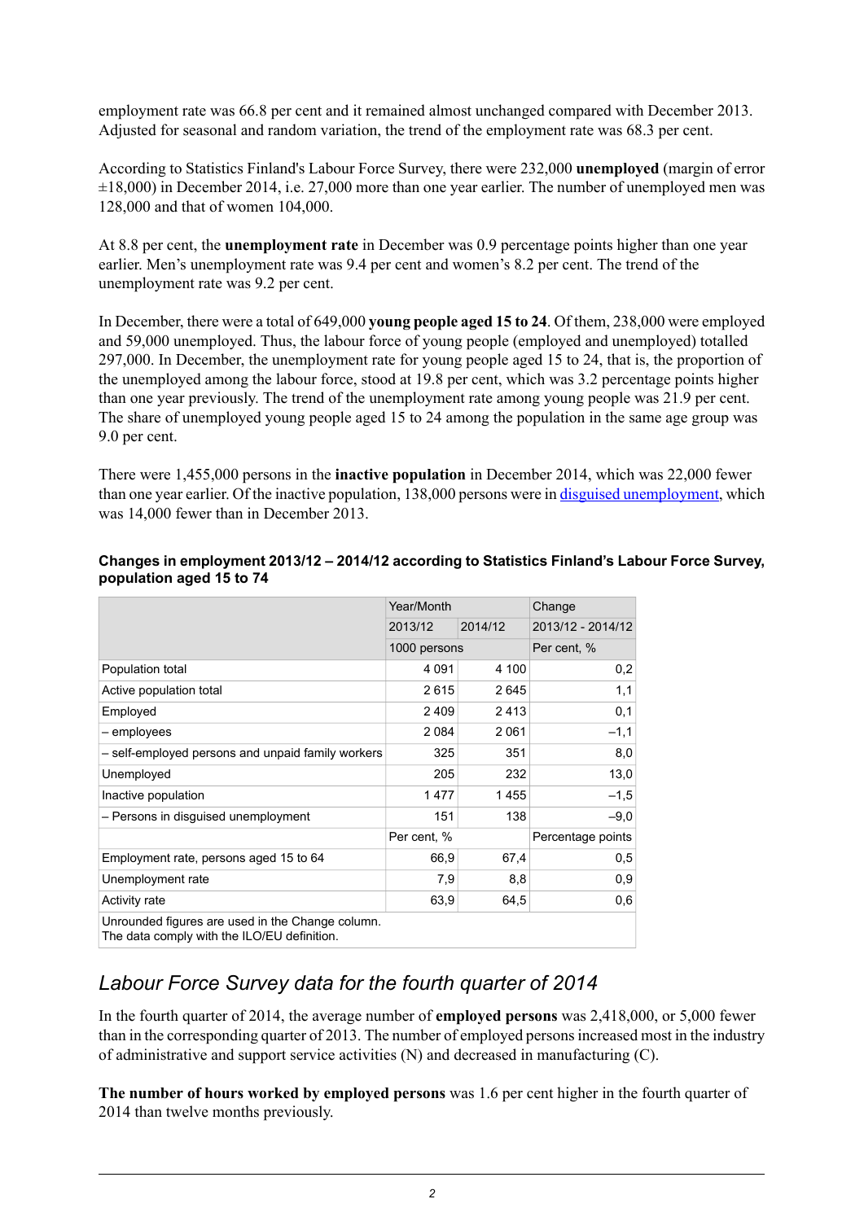employment rate was 66.8 per cent and it remained almost unchanged compared with December 2013. Adjusted for seasonal and random variation, the trend of the employment rate was 68.3 per cent.

According to Statistics Finland's Labour Force Survey, there were 232,000 **unemployed** (margin of error ±18,000) in December 2014, i.e. 27,000 more than one year earlier. The number of unemployed men was 128,000 and that of women 104,000.

At 8.8 per cent, the **unemployment rate** in December was 0.9 percentage points higher than one year earlier. Men's unemployment rate was 9.4 per cent and women's 8.2 per cent. The trend of the unemployment rate was 9.2 per cent.

In December, there were a total of 649,000 **young people aged 15 to 24**. Of them, 238,000 were employed and 59,000 unemployed. Thus, the labour force of young people (employed and unemployed) totalled 297,000. In December, the unemployment rate for young people aged 15 to 24, that is, the proportion of the unemployed among the labour force, stood at 19.8 per cent, which was 3.2 percentage points higher than one year previously. The trend of the unemployment rate among young people was 21.9 per cent. The share of unemployed young people aged 15 to 24 among the population in the same age group was 9.0 per cent.

There were 1,455,000 persons in the **inactive population** in December 2014, which was 22,000 fewer than one year earlier. Of the inactive population, 138,000 persons were in disguised unemployment, which was 14,000 fewer than in December 2013.

**Changes in employment 2013/12 – 2014/12 according to Statistics Finland's Labour Force Survey, population aged 15 to 74**

| | Year/Month | | Change |
|---|---|---|---|
| | 2013/12 | 2014/12 | 2013/12 - 2014/12 |
| | 1000 persons | | Per cent, % |
| Population total | 4 091 | 4 100 | 0,2 |
| Active population total | 2 615 | 2 645 | 1,1 |
| Employed | 2 409 | 2 413 | 0,1 |
| – employees | 2 084 | 2 061 | –1,1 |
| – self-employed persons and unpaid family workers | 325 | 351 | 8,0 |
| Unemployed | 205 | 232 | 13,0 |
| Inactive population | 1 477 | 1 455 | –1,5 |
| – Persons in disguised unemployment | 151 | 138 | –9,0 |
| | Per cent, % | | Percentage points |
| Employment rate, persons aged 15 to 64 | 66,9 | 67,4 | 0,5 |
| Unemployment rate | 7,9 | 8,8 | 0,9 |
| Activity rate | 63,9 | 64,5 | 0,6 |
| Unrounded figures are used in the Change column. The data comply with the ILO/EU definition. | | | |

## *Labour Force Survey data for the fourth quarter of 2014*

In the fourth quarter of 2014, the average number of **employed persons** was 2,418,000, or 5,000 fewer than in the corresponding quarter of 2013. The number of employed persons increased most in the industry of administrative and support service activities (N) and decreased in manufacturing (C).

**The number of hours worked by employed persons** was 1.6 per cent higher in the fourth quarter of 2014 than twelve months previously.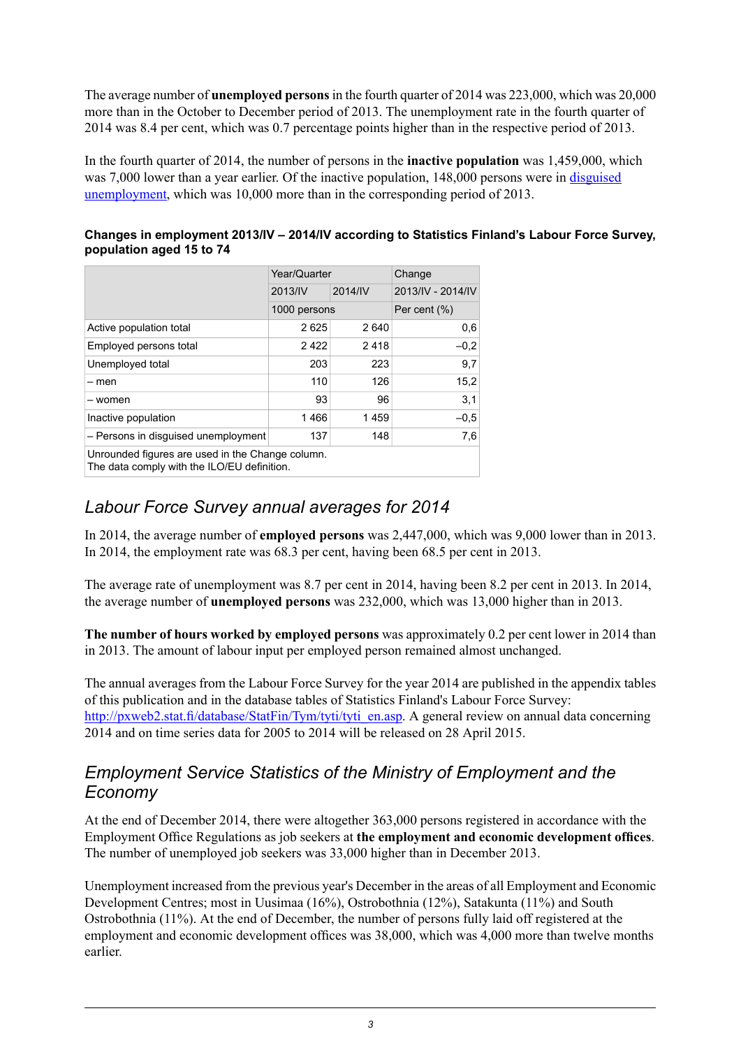The average number of **unemployed persons** in the fourth quarter of 2014 was 223,000, which was 20,000 more than in the October to December period of 2013. The unemployment rate in the fourth quarter of 2014 was 8.4 per cent, which was 0.7 percentage points higher than in the respective period of 2013.

In the fourth quarter of 2014, the number of persons in the **inactive population** was 1,459,000, which was 7,000 lower than a year earlier. Of the inactive population, 148,000 persons were in disguised unemployment, which was 10,000 more than in the corresponding period of 2013.

**Changes in employment 2013/IV – 2014/IV according to Statistics Finland's Labour Force Survey, population aged 15 to 74**

| | Year/Quarter | | Change |
|---|---|---|---|
| | 2013/IV | 2014/IV | 2013/IV - 2014/IV |
| | 1000 persons | | Per cent (%) |
| Active population total | 2 625 | 2 640 | 0,6 |
| Employed persons total | 2 422 | 2 418 | –0,2 |
| Unemployed total | 203 | 223 | 9,7 |
| – men | 110 | 126 | 15,2 |
| – women | 93 | 96 | 3,1 |
| Inactive population | 1 466 | 1 459 | –0,5 |
| – Persons in disguised unemployment | 137 | 148 | 7,6 |

Unrounded figures are used in the Change column.
The data comply with the ILO/EU definition.

## *Labour Force Survey annual averages for 2014*

In 2014, the average number of **employed persons** was 2,447,000, which was 9,000 lower than in 2013. In 2014, the employment rate was 68.3 per cent, having been 68.5 per cent in 2013.

The average rate of unemployment was 8.7 per cent in 2014, having been 8.2 per cent in 2013. In 2014, the average number of **unemployed persons** was 232,000, which was 13,000 higher than in 2013.

**The number of hours worked by employed persons** was approximately 0.2 per cent lower in 2014 than in 2013. The amount of labour input per employed person remained almost unchanged.

The annual averages from the Labour Force Survey for the year 2014 are published in the appendix tables of this publication and in the database tables of Statistics Finland's Labour Force Survey: http://pxweb2.stat.fi/database/StatFin/Tym/tyti/tyti_en.asp. A general review on annual data concerning 2014 and on time series data for 2005 to 2014 will be released on 28 April 2015.

## *Employment Service Statistics of the Ministry of Employment and the Economy*

At the end of December 2014, there were altogether 363,000 persons registered in accordance with the Employment Office Regulations as job seekers at **the employment and economic development offices**. The number of unemployed job seekers was 33,000 higher than in December 2013.

Unemployment increased from the previous year's December in the areas of all Employment and Economic Development Centres; most in Uusimaa (16%), Ostrobothnia (12%), Satakunta (11%) and South Ostrobothnia (11%). At the end of December, the number of persons fully laid off registered at the employment and economic development offices was 38,000, which was 4,000 more than twelve months earlier.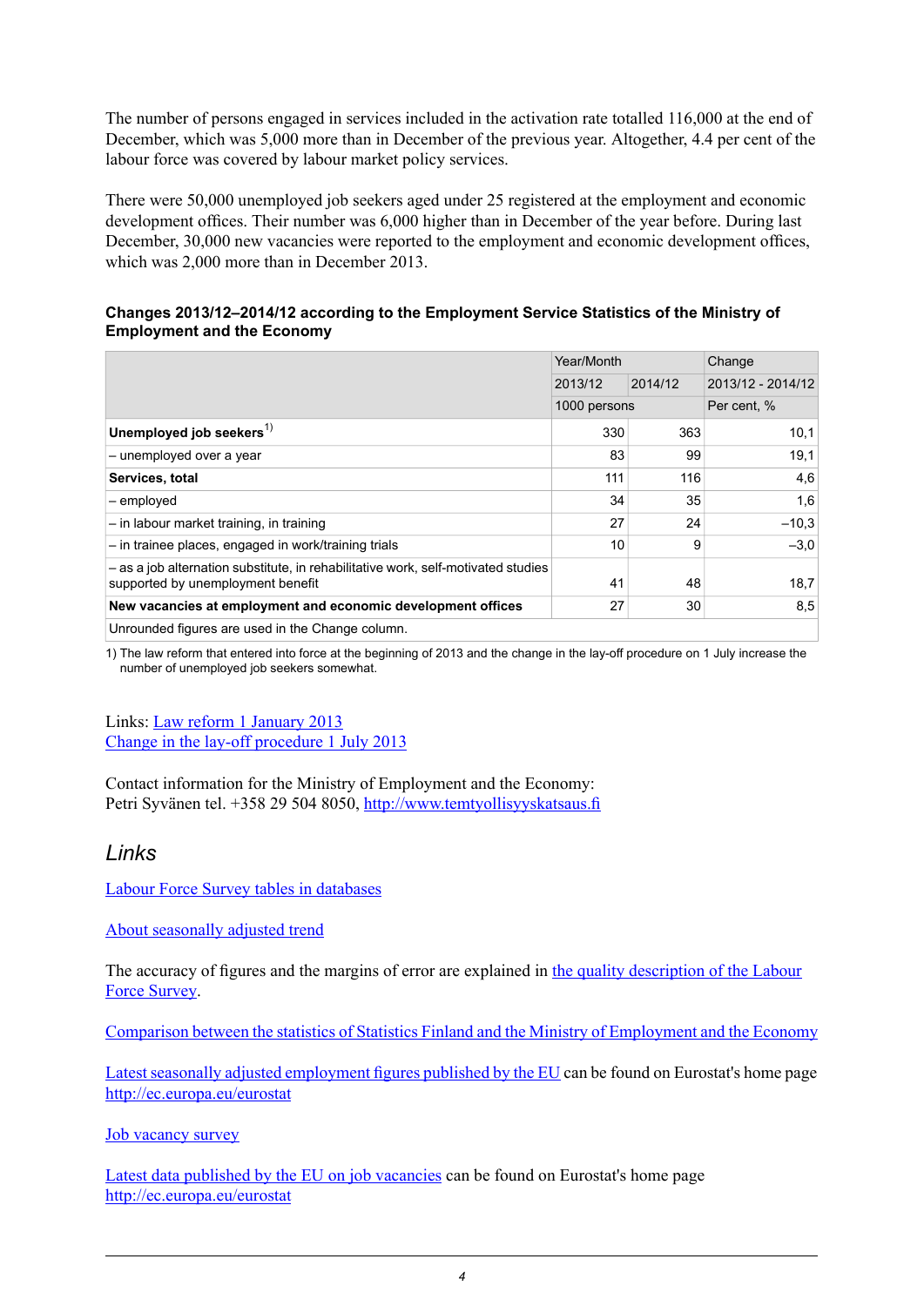The number of persons engaged in services included in the activation rate totalled 116,000 at the end of December, which was 5,000 more than in December of the previous year. Altogether, 4.4 per cent of the labour force was covered by labour market policy services.

There were 50,000 unemployed job seekers aged under 25 registered at the employment and economic development offices. Their number was 6,000 higher than in December of the year before. During last December, 30,000 new vacancies were reported to the employment and economic development offices, which was 2,000 more than in December 2013.

### Changes 2013/12–2014/12 according to the Employment Service Statistics of the Ministry of Employment and the Economy

| | Year/Month | | Change |
|---|---|---|---|
| | 2013/12 | 2014/12 | 2013/12 - 2014/12 |
| | 1000 persons | | Per cent, % |
| **Unemployed job seekers**[1] | 330 | 363 | 10,1 |
| – unemployed over a year | 83 | 99 | 19,1 |
| **Services, total** | 111 | 116 | 4,6 |
| – employed | 34 | 35 | 1,6 |
| – in labour market training, in training | 27 | 24 | –10,3 |
| – in trainee places, engaged in work/training trials | 10 | 9 | –3,0 |
| – as a job alternation substitute, in rehabilitative work, self-motivated studies supported by unemployment benefit | 41 | 48 | 18,7 |
| **New vacancies at employment and economic development offices** | 27 | 30 | 8,5 |
| Unrounded figures are used in the Change column. | | | |

1) The law reform that entered into force at the beginning of 2013 and the change in the lay-off procedure on 1 July increase the number of unemployed job seekers somewhat.

Links: Law reform 1 January 2013
Change in the lay-off procedure 1 July 2013

Contact information for the Ministry of Employment and the Economy:
Petri Syvänen tel. +358 29 504 8050, http://www.temtyollisyyskatsaus.fi

## *Links*

Labour Force Survey tables in databases

About seasonally adjusted trend

The accuracy of figures and the margins of error are explained in the quality description of the Labour Force Survey.

Comparison between the statistics of Statistics Finland and the Ministry of Employment and the Economy

Latest seasonally adjusted employment figures published by the EU can be found on Eurostat's home page http://ec.europa.eu/eurostat

Job vacancy survey

Latest data published by the EU on job vacancies can be found on Eurostat's home page http://ec.europa.eu/eurostat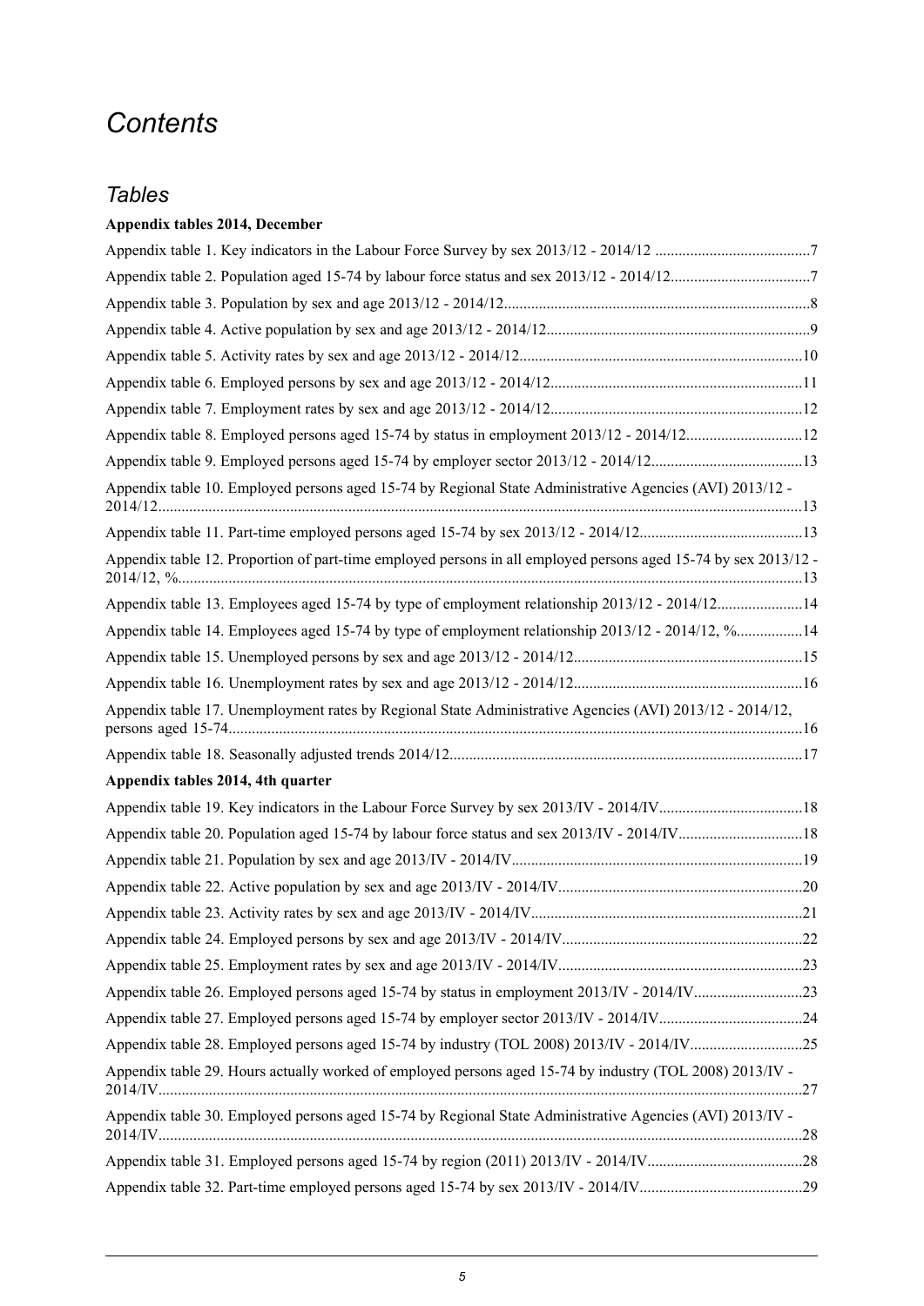# *Contents*

## *Tables*

**Appendix tables 2014, December**

Appendix table 1. Key indicators in the Labour Force Survey by sex 2013/12 - 2014/12 ........................................7

Appendix table 2. Population aged 15-74 by labour force status and sex 2013/12 - 2014/12...................................7

Appendix table 3. Population by sex and age 2013/12 - 2014/12..............................................................................8

Appendix table 4. Active population by sex and age 2013/12 - 2014/12...................................................................9

Appendix table 5. Activity rates by sex and age 2013/12 - 2014/12........................................................................10

Appendix table 6. Employed persons by sex and age 2013/12 - 2014/12................................................................11

Appendix table 7. Employment rates by sex and age 2013/12 - 2014/12................................................................12

Appendix table 8. Employed persons aged 15-74 by status in employment 2013/12 - 2014/12.............................12

Appendix table 9. Employed persons aged 15-74 by employer sector 2013/12 - 2014/12......................................13

Appendix table 10. Employed persons aged 15-74 by Regional State Administrative Agencies (AVI) 2013/12 - 2014/12....................................................................................................................................................................13

Appendix table 11. Part-time employed persons aged 15-74 by sex 2013/12 - 2014/12..........................................13

Appendix table 12. Proportion of part-time employed persons in all employed persons aged 15-74 by sex 2013/12 - 2014/12, %...............................................................................................................................................................13

Appendix table 13. Employees aged 15-74 by type of employment relationship 2013/12 - 2014/12......................14

Appendix table 14. Employees aged 15-74 by type of employment relationship 2013/12 - 2014/12, %.................14

Appendix table 15. Unemployed persons by sex and age 2013/12 - 2014/12..........................................................15

Appendix table 16. Unemployment rates by sex and age 2013/12 - 2014/12..........................................................16

Appendix table 17. Unemployment rates by Regional State Administrative Agencies (AVI) 2013/12 - 2014/12, persons aged 15-74...................................................................................................................................................16

Appendix table 18. Seasonally adjusted trends 2014/12..........................................................................................17

**Appendix tables 2014, 4th quarter**

Appendix table 19. Key indicators in the Labour Force Survey by sex 2013/IV - 2014/IV.....................................18

Appendix table 20. Population aged 15-74 by labour force status and sex 2013/IV - 2014/IV................................18

Appendix table 21. Population by sex and age 2013/IV - 2014/IV..........................................................................19

Appendix table 22. Active population by sex and age 2013/IV - 2014/IV..............................................................20

Appendix table 23. Activity rates by sex and age 2013/IV - 2014/IV.....................................................................21

Appendix table 24. Employed persons by sex and age 2013/IV - 2014/IV.............................................................22

Appendix table 25. Employment rates by sex and age 2013/IV - 2014/IV..............................................................23

Appendix table 26. Employed persons aged 15-74 by status in employment 2013/IV - 2014/IV............................23

Appendix table 27. Employed persons aged 15-74 by employer sector 2013/IV - 2014/IV.....................................24

Appendix table 28. Employed persons aged 15-74 by industry (TOL 2008) 2013/IV - 2014/IV.............................25

Appendix table 29. Hours actually worked of employed persons aged 15-74 by industry (TOL 2008) 2013/IV - 2014/IV....................................................................................................................................................................27

Appendix table 30. Employed persons aged 15-74 by Regional State Administrative Agencies (AVI) 2013/IV - 2014/IV....................................................................................................................................................................28

Appendix table 31. Employed persons aged 15-74 by region (2011) 2013/IV - 2014/IV........................................28

Appendix table 32. Part-time employed persons aged 15-74 by sex 2013/IV - 2014/IV..........................................29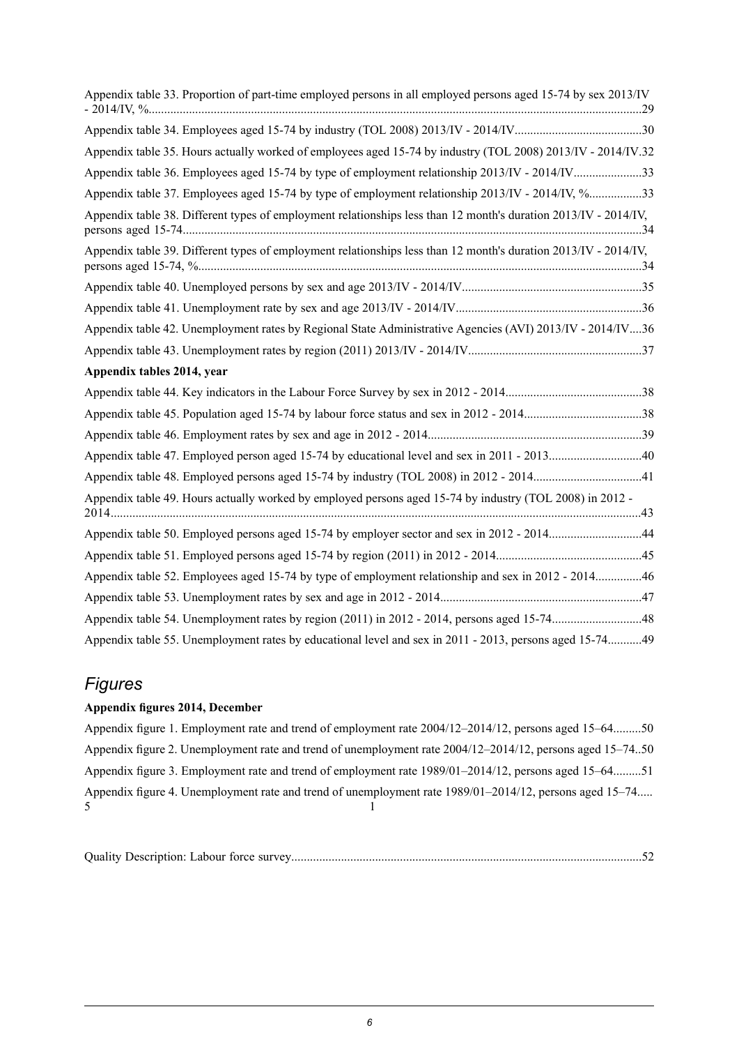Appendix table 33. Proportion of part-time employed persons in all employed persons aged 15-74 by sex 2013/IV - 2014/IV, %..........29

Appendix table 34. Employees aged 15-74 by industry (TOL 2008) 2013/IV - 2014/IV..........30

Appendix table 35. Hours actually worked of employees aged 15-74 by industry (TOL 2008) 2013/IV - 2014/IV.32

Appendix table 36. Employees aged 15-74 by type of employment relationship 2013/IV - 2014/IV..........33

Appendix table 37. Employees aged 15-74 by type of employment relationship 2013/IV - 2014/IV, %..........33

Appendix table 38. Different types of employment relationships less than 12 month's duration 2013/IV - 2014/IV, persons aged 15-74..........34

Appendix table 39. Different types of employment relationships less than 12 month's duration 2013/IV - 2014/IV, persons aged 15-74, %..........34

Appendix table 40. Unemployed persons by sex and age 2013/IV - 2014/IV..........35

Appendix table 41. Unemployment rate by sex and age 2013/IV - 2014/IV..........36

Appendix table 42. Unemployment rates by Regional State Administrative Agencies (AVI) 2013/IV - 2014/IV....36

Appendix table 43. Unemployment rates by region (2011) 2013/IV - 2014/IV..........37

**Appendix tables 2014, year**

Appendix table 44. Key indicators in the Labour Force Survey by sex in 2012 - 2014..........38

Appendix table 45. Population aged 15-74 by labour force status and sex in 2012 - 2014..........38

Appendix table 46. Employment rates by sex and age in 2012 - 2014..........39

Appendix table 47. Employed person aged 15-74 by educational level and sex in 2011 - 2013..........40

Appendix table 48. Employed persons aged 15-74 by industry (TOL 2008) in 2012 - 2014..........41

Appendix table 49. Hours actually worked by employed persons aged 15-74 by industry (TOL 2008) in 2012 - 2014..........43

Appendix table 50. Employed persons aged 15-74 by employer sector and sex in 2012 - 2014..........44

Appendix table 51. Employed persons aged 15-74 by region (2011) in 2012 - 2014..........45

Appendix table 52. Employees aged 15-74 by type of employment relationship and sex in 2012 - 2014..........46

Appendix table 53. Unemployment rates by sex and age in 2012 - 2014..........47

Appendix table 54. Unemployment rates by region (2011) in 2012 - 2014, persons aged 15-74..........48

Appendix table 55. Unemployment rates by educational level and sex in 2011 - 2013, persons aged 15-74..........49

## *Figures*

**Appendix figures 2014, December**

Appendix figure 1. Employment rate and trend of employment rate 2004/12–2014/12, persons aged 15–64..........50

Appendix figure 2. Unemployment rate and trend of unemployment rate 2004/12–2014/12, persons aged 15–74..50

Appendix figure 3. Employment rate and trend of employment rate 1989/01–2014/12, persons aged 15–64..........51

Appendix figure 4. Unemployment rate and trend of unemployment rate 1989/01–2014/12, persons aged 15–74..... 51

Quality Description: Labour force survey..........52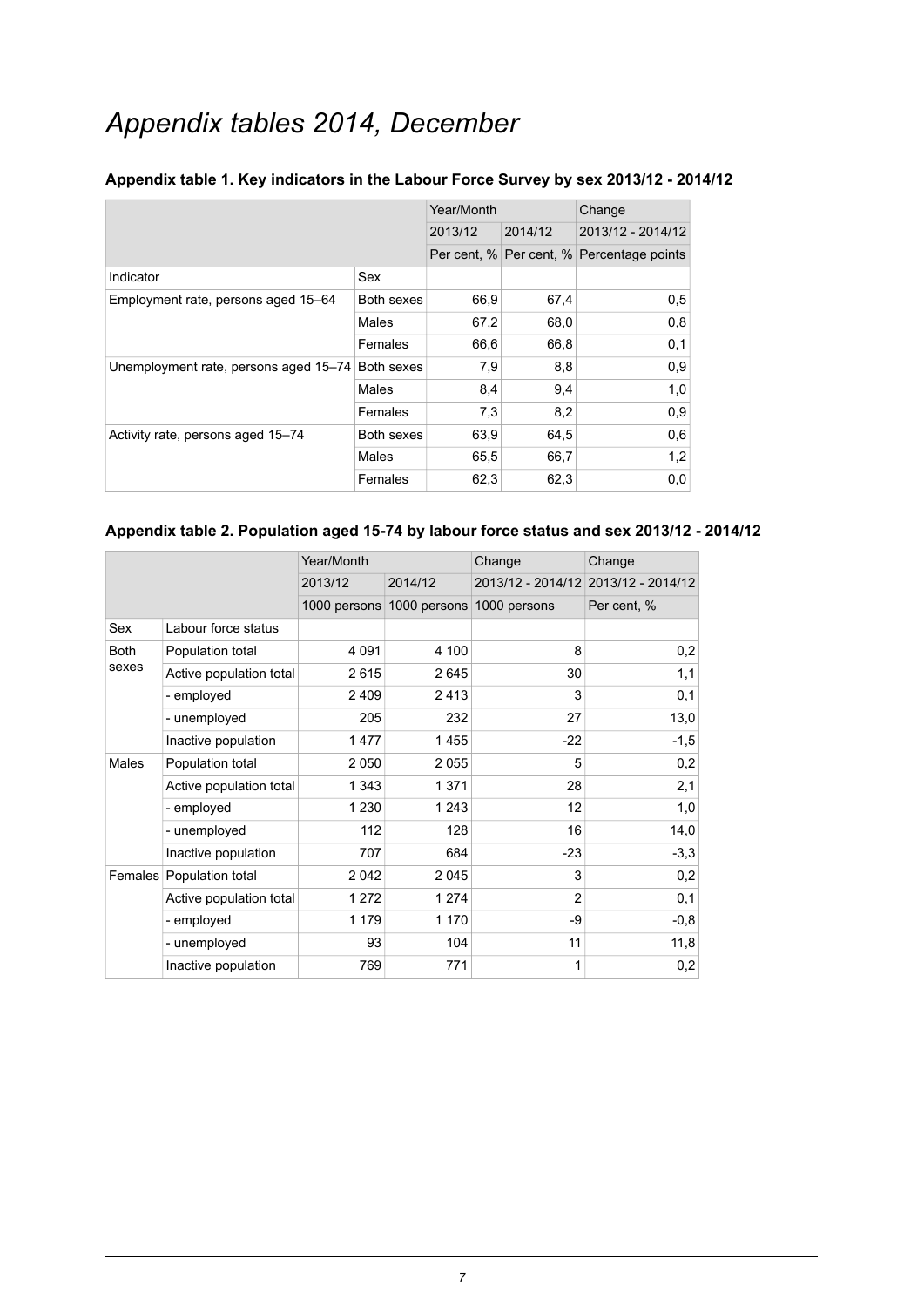# *Appendix tables 2014, December*

### Appendix table 1. Key indicators in the Labour Force Survey by sex 2013/12 - 2014/12

| | | Year/Month | | Change |
|---|---|---|---|---|
| | | 2013/12 | 2014/12 | 2013/12 - 2014/12 |
| | | Per cent, % | Per cent, % | Percentage points |
| Indicator | Sex | | | |
| Employment rate, persons aged 15–64 | Both sexes | 66,9 | 67,4 | 0,5 |
| | Males | 67,2 | 68,0 | 0,8 |
| | Females | 66,6 | 66,8 | 0,1 |
| Unemployment rate, persons aged 15–74 | Both sexes | 7,9 | 8,8 | 0,9 |
| | Males | 8,4 | 9,4 | 1,0 |
| | Females | 7,3 | 8,2 | 0,9 |
| Activity rate, persons aged 15–74 | Both sexes | 63,9 | 64,5 | 0,6 |
| | Males | 65,5 | 66,7 | 1,2 |
| | Females | 62,3 | 62,3 | 0,0 |

### Appendix table 2. Population aged 15-74 by labour force status and sex 2013/12 - 2014/12

| | | Year/Month | | Change | Change |
|---|---|---|---|---|---|
| | | 2013/12 | 2014/12 | 2013/12 - 2014/12 | 2013/12 - 2014/12 |
| | | 1000 persons | 1000 persons | 1000 persons | Per cent, % |
| Sex | Labour force status | | | | |
| Both sexes | Population total | 4 091 | 4 100 | 8 | 0,2 |
| | Active population total | 2 615 | 2 645 | 30 | 1,1 |
| | - employed | 2 409 | 2 413 | 3 | 0,1 |
| | - unemployed | 205 | 232 | 27 | 13,0 |
| | Inactive population | 1 477 | 1 455 | -22 | -1,5 |
| Males | Population total | 2 050 | 2 055 | 5 | 0,2 |
| | Active population total | 1 343 | 1 371 | 28 | 2,1 |
| | - employed | 1 230 | 1 243 | 12 | 1,0 |
| | - unemployed | 112 | 128 | 16 | 14,0 |
| | Inactive population | 707 | 684 | -23 | -3,3 |
| Females | Population total | 2 042 | 2 045 | 3 | 0,2 |
| | Active population total | 1 272 | 1 274 | 2 | 0,1 |
| | - employed | 1 179 | 1 170 | -9 | -0,8 |
| | - unemployed | 93 | 104 | 11 | 11,8 |
| | Inactive population | 769 | 771 | 1 | 0,2 |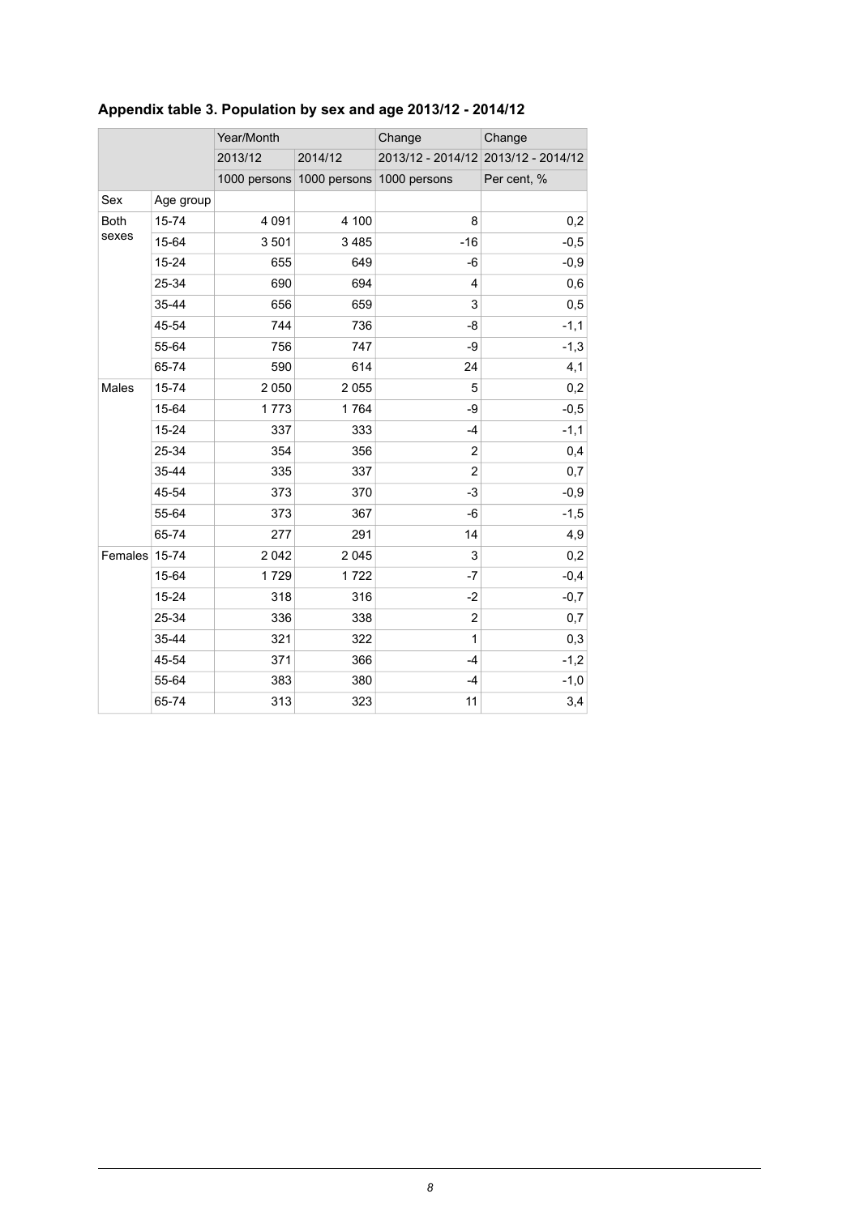**Appendix table 3. Population by sex and age 2013/12 - 2014/12**

| | | Year/Month | | Change | Change |
|---|---|---|---|---|---|
| | | 2013/12 | 2014/12 | 2013/12 - 2014/12 | 2013/12 - 2014/12 |
| | | 1000 persons | 1000 persons | 1000 persons | Per cent, % |
| Sex | Age group | | | | |
| Both sexes | 15-74 | 4 091 | 4 100 | 8 | 0,2 |
| | 15-64 | 3 501 | 3 485 | -16 | -0,5 |
| | 15-24 | 655 | 649 | -6 | -0,9 |
| | 25-34 | 690 | 694 | 4 | 0,6 |
| | 35-44 | 656 | 659 | 3 | 0,5 |
| | 45-54 | 744 | 736 | -8 | -1,1 |
| | 55-64 | 756 | 747 | -9 | -1,3 |
| | 65-74 | 590 | 614 | 24 | 4,1 |
| Males | 15-74 | 2 050 | 2 055 | 5 | 0,2 |
| | 15-64 | 1 773 | 1 764 | -9 | -0,5 |
| | 15-24 | 337 | 333 | -4 | -1,1 |
| | 25-34 | 354 | 356 | 2 | 0,4 |
| | 35-44 | 335 | 337 | 2 | 0,7 |
| | 45-54 | 373 | 370 | -3 | -0,9 |
| | 55-64 | 373 | 367 | -6 | -1,5 |
| | 65-74 | 277 | 291 | 14 | 4,9 |
| Females | 15-74 | 2 042 | 2 045 | 3 | 0,2 |
| | 15-64 | 1 729 | 1 722 | -7 | -0,4 |
| | 15-24 | 318 | 316 | -2 | -0,7 |
| | 25-34 | 336 | 338 | 2 | 0,7 |
| | 35-44 | 321 | 322 | 1 | 0,3 |
| | 45-54 | 371 | 366 | -4 | -1,2 |
| | 55-64 | 383 | 380 | -4 | -1,0 |
| | 65-74 | 313 | 323 | 11 | 3,4 |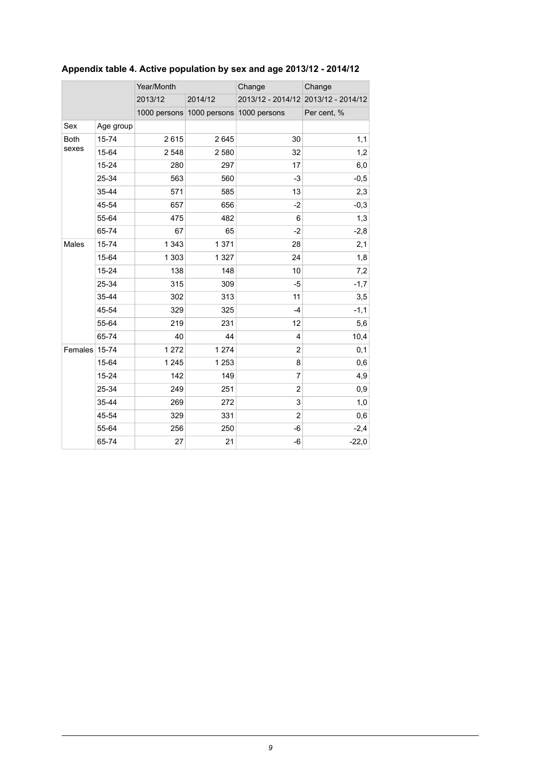## Appendix table 4. Active population by sex and age 2013/12 - 2014/12

| | | Year/Month | | Change | Change |
|---|---|---|---|---|---|
| | | 2013/12 | 2014/12 | 2013/12 - 2014/12 | 2013/12 - 2014/12 |
| | | 1000 persons | 1000 persons | 1000 persons | Per cent, % |
| Sex | Age group | | | | |
| Both sexes | 15-74 | 2 615 | 2 645 | 30 | 1,1 |
| | 15-64 | 2 548 | 2 580 | 32 | 1,2 |
| | 15-24 | 280 | 297 | 17 | 6,0 |
| | 25-34 | 563 | 560 | -3 | -0,5 |
| | 35-44 | 571 | 585 | 13 | 2,3 |
| | 45-54 | 657 | 656 | -2 | -0,3 |
| | 55-64 | 475 | 482 | 6 | 1,3 |
| | 65-74 | 67 | 65 | -2 | -2,8 |
| Males | 15-74 | 1 343 | 1 371 | 28 | 2,1 |
| | 15-64 | 1 303 | 1 327 | 24 | 1,8 |
| | 15-24 | 138 | 148 | 10 | 7,2 |
| | 25-34 | 315 | 309 | -5 | -1,7 |
| | 35-44 | 302 | 313 | 11 | 3,5 |
| | 45-54 | 329 | 325 | -4 | -1,1 |
| | 55-64 | 219 | 231 | 12 | 5,6 |
| | 65-74 | 40 | 44 | 4 | 10,4 |
| Females | 15-74 | 1 272 | 1 274 | 2 | 0,1 |
| | 15-64 | 1 245 | 1 253 | 8 | 0,6 |
| | 15-24 | 142 | 149 | 7 | 4,9 |
| | 25-34 | 249 | 251 | 2 | 0,9 |
| | 35-44 | 269 | 272 | 3 | 1,0 |
| | 45-54 | 329 | 331 | 2 | 0,6 |
| | 55-64 | 256 | 250 | -6 | -2,4 |
| | 65-74 | 27 | 21 | -6 | -22,0 |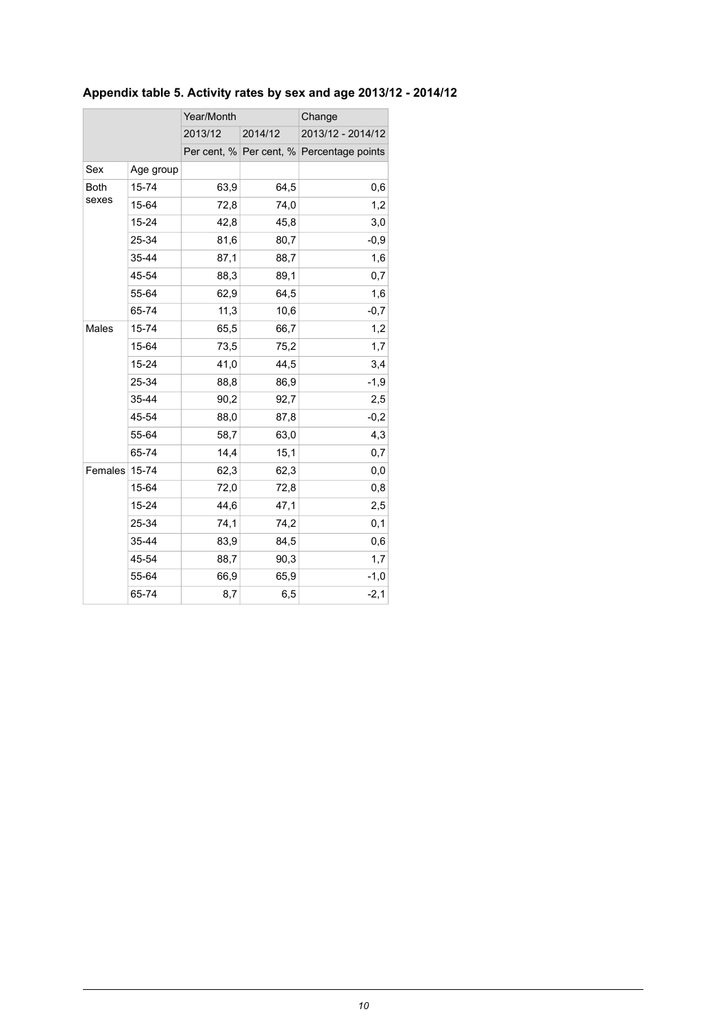### Appendix table 5. Activity rates by sex and age 2013/12 - 2014/12

| | | Year/Month | | Change |
|---|---|---|---|---|
| | | 2013/12 | 2014/12 | 2013/12 - 2014/12 |
| | | Per cent, % | Per cent, % | Percentage points |
| Sex | Age group | | | |
| Both sexes | 15-74 | 63,9 | 64,5 | 0,6 |
| | 15-64 | 72,8 | 74,0 | 1,2 |
| | 15-24 | 42,8 | 45,8 | 3,0 |
| | 25-34 | 81,6 | 80,7 | -0,9 |
| | 35-44 | 87,1 | 88,7 | 1,6 |
| | 45-54 | 88,3 | 89,1 | 0,7 |
| | 55-64 | 62,9 | 64,5 | 1,6 |
| | 65-74 | 11,3 | 10,6 | -0,7 |
| Males | 15-74 | 65,5 | 66,7 | 1,2 |
| | 15-64 | 73,5 | 75,2 | 1,7 |
| | 15-24 | 41,0 | 44,5 | 3,4 |
| | 25-34 | 88,8 | 86,9 | -1,9 |
| | 35-44 | 90,2 | 92,7 | 2,5 |
| | 45-54 | 88,0 | 87,8 | -0,2 |
| | 55-64 | 58,7 | 63,0 | 4,3 |
| | 65-74 | 14,4 | 15,1 | 0,7 |
| Females | 15-74 | 62,3 | 62,3 | 0,0 |
| | 15-64 | 72,0 | 72,8 | 0,8 |
| | 15-24 | 44,6 | 47,1 | 2,5 |
| | 25-34 | 74,1 | 74,2 | 0,1 |
| | 35-44 | 83,9 | 84,5 | 0,6 |
| | 45-54 | 88,7 | 90,3 | 1,7 |
| | 55-64 | 66,9 | 65,9 | -1,0 |
| | 65-74 | 8,7 | 6,5 | -2,1 |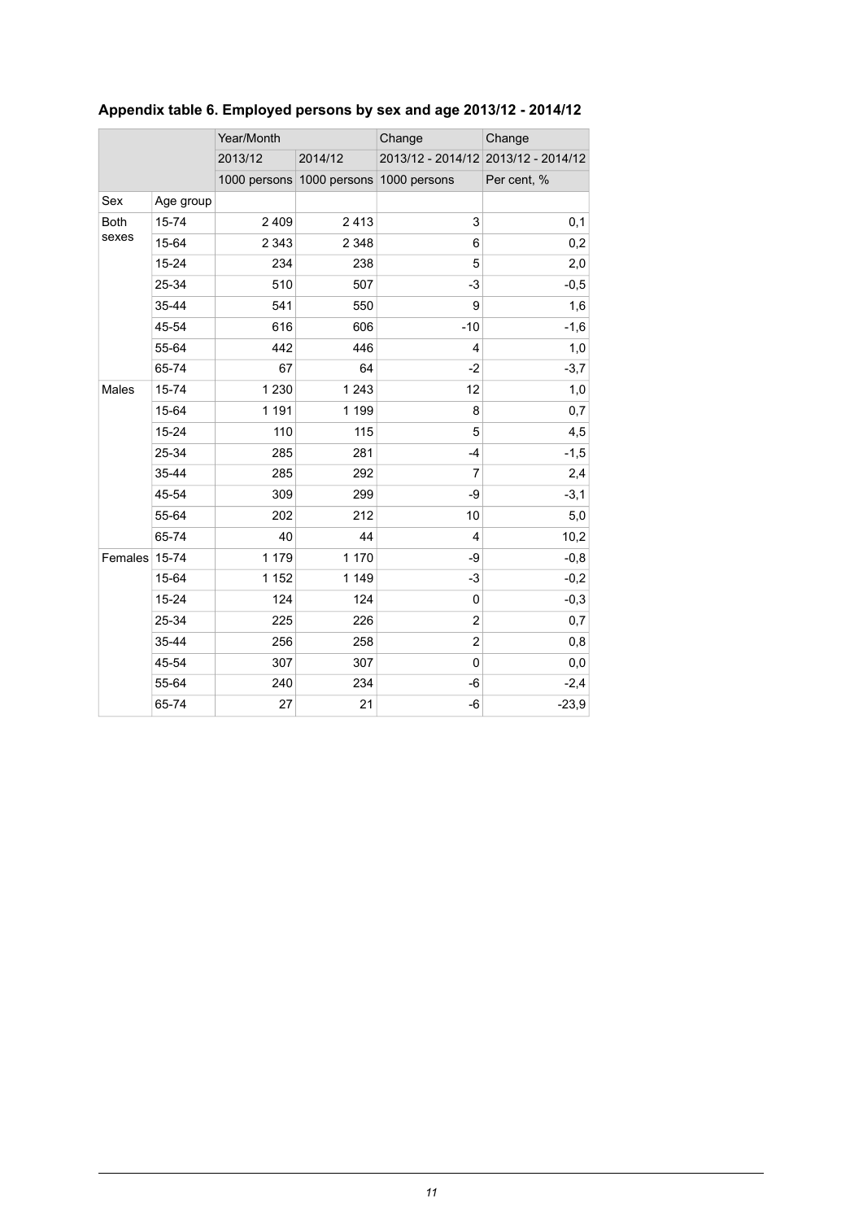**Appendix table 6. Employed persons by sex and age 2013/12 - 2014/12**

| | | Year/Month | | Change | Change |
|---|---|---|---|---|---|
| | | 2013/12 | 2014/12 | 2013/12 - 2014/12 | 2013/12 - 2014/12 |
| | | 1000 persons | 1000 persons | 1000 persons | Per cent, % |
| Sex | Age group | | | | |
| Both sexes | 15-74 | 2 409 | 2 413 | 3 | 0,1 |
| | 15-64 | 2 343 | 2 348 | 6 | 0,2 |
| | 15-24 | 234 | 238 | 5 | 2,0 |
| | 25-34 | 510 | 507 | -3 | -0,5 |
| | 35-44 | 541 | 550 | 9 | 1,6 |
| | 45-54 | 616 | 606 | -10 | -1,6 |
| | 55-64 | 442 | 446 | 4 | 1,0 |
| | 65-74 | 67 | 64 | -2 | -3,7 |
| Males | 15-74 | 1 230 | 1 243 | 12 | 1,0 |
| | 15-64 | 1 191 | 1 199 | 8 | 0,7 |
| | 15-24 | 110 | 115 | 5 | 4,5 |
| | 25-34 | 285 | 281 | -4 | -1,5 |
| | 35-44 | 285 | 292 | 7 | 2,4 |
| | 45-54 | 309 | 299 | -9 | -3,1 |
| | 55-64 | 202 | 212 | 10 | 5,0 |
| | 65-74 | 40 | 44 | 4 | 10,2 |
| Females | 15-74 | 1 179 | 1 170 | -9 | -0,8 |
| | 15-64 | 1 152 | 1 149 | -3 | -0,2 |
| | 15-24 | 124 | 124 | 0 | -0,3 |
| | 25-34 | 225 | 226 | 2 | 0,7 |
| | 35-44 | 256 | 258 | 2 | 0,8 |
| | 45-54 | 307 | 307 | 0 | 0,0 |
| | 55-64 | 240 | 234 | -6 | -2,4 |
| | 65-74 | 27 | 21 | -6 | -23,9 |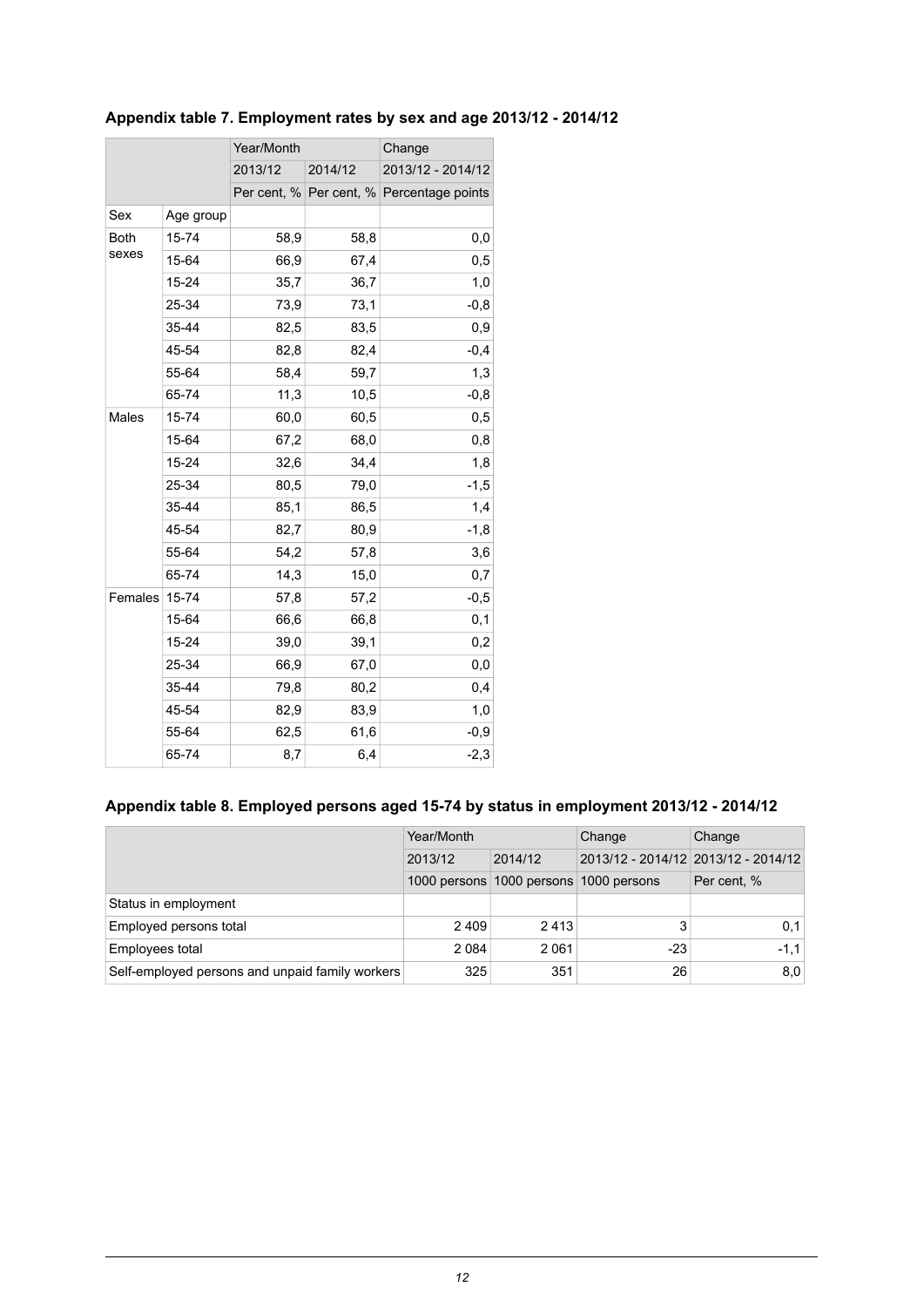### Appendix table 7. Employment rates by sex and age 2013/12 - 2014/12

| | | Year/Month | | Change |
|---|---|---|---|---|
| | | 2013/12 | 2014/12 | 2013/12 - 2014/12 |
| | | Per cent, % | Per cent, % | Percentage points |
| Sex | Age group | | | |
| Both sexes | 15-74 | 58,9 | 58,8 | 0,0 |
| | 15-64 | 66,9 | 67,4 | 0,5 |
| | 15-24 | 35,7 | 36,7 | 1,0 |
| | 25-34 | 73,9 | 73,1 | -0,8 |
| | 35-44 | 82,5 | 83,5 | 0,9 |
| | 45-54 | 82,8 | 82,4 | -0,4 |
| | 55-64 | 58,4 | 59,7 | 1,3 |
| | 65-74 | 11,3 | 10,5 | -0,8 |
| Males | 15-74 | 60,0 | 60,5 | 0,5 |
| | 15-64 | 67,2 | 68,0 | 0,8 |
| | 15-24 | 32,6 | 34,4 | 1,8 |
| | 25-34 | 80,5 | 79,0 | -1,5 |
| | 35-44 | 85,1 | 86,5 | 1,4 |
| | 45-54 | 82,7 | 80,9 | -1,8 |
| | 55-64 | 54,2 | 57,8 | 3,6 |
| | 65-74 | 14,3 | 15,0 | 0,7 |
| Females | 15-74 | 57,8 | 57,2 | -0,5 |
| | 15-64 | 66,6 | 66,8 | 0,1 |
| | 15-24 | 39,0 | 39,1 | 0,2 |
| | 25-34 | 66,9 | 67,0 | 0,0 |
| | 35-44 | 79,8 | 80,2 | 0,4 |
| | 45-54 | 82,9 | 83,9 | 1,0 |
| | 55-64 | 62,5 | 61,6 | -0,9 |
| | 65-74 | 8,7 | 6,4 | -2,3 |

### Appendix table 8. Employed persons aged 15-74 by status in employment 2013/12 - 2014/12

| | Year/Month | | Change | Change |
|---|---|---|---|---|
| | 2013/12 | 2014/12 | 2013/12 - 2014/12 | 2013/12 - 2014/12 |
| | 1000 persons | 1000 persons | 1000 persons | Per cent, % |
| Status in employment | | | | |
| Employed persons total | 2 409 | 2 413 | 3 | 0,1 |
| Employees total | 2 084 | 2 061 | -23 | -1,1 |
| Self-employed persons and unpaid family workers | 325 | 351 | 26 | 8,0 |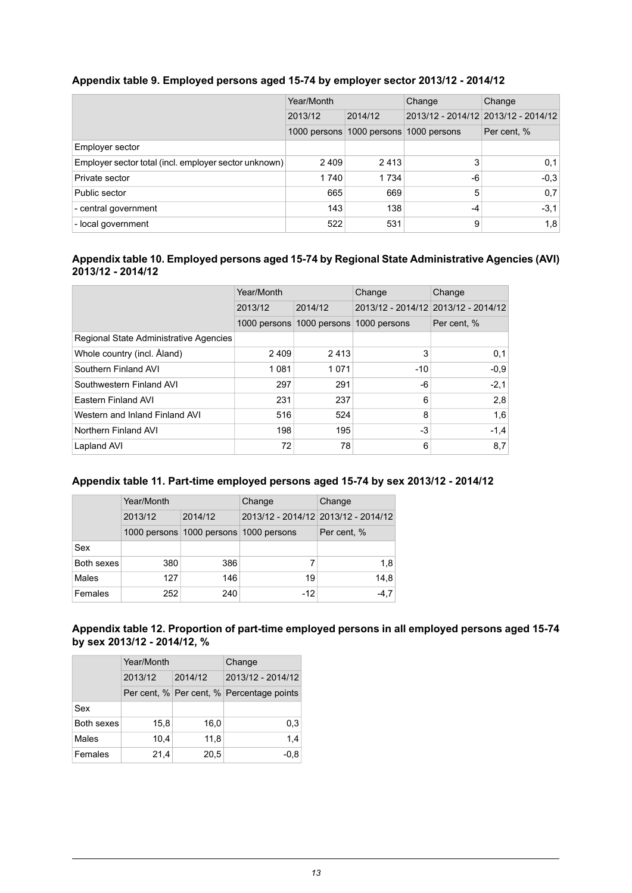### Appendix table 9. Employed persons aged 15-74 by employer sector 2013/12 - 2014/12

| | Year/Month | | Change | Change |
|---|---|---|---|---|
| | 2013/12 | 2014/12 | 2013/12 - 2014/12 | 2013/12 - 2014/12 |
| | 1000 persons | 1000 persons | 1000 persons | Per cent, % |
| Employer sector | | | | |
| Employer sector total (incl. employer sector unknown) | 2 409 | 2 413 | 3 | 0,1 |
| Private sector | 1 740 | 1 734 | -6 | -0,3 |
| Public sector | 665 | 669 | 5 | 0,7 |
| - central government | 143 | 138 | -4 | -3,1 |
| - local government | 522 | 531 | 9 | 1,8 |

### Appendix table 10. Employed persons aged 15-74 by Regional State Administrative Agencies (AVI) 2013/12 - 2014/12

| | Year/Month | | Change | Change |
|---|---|---|---|---|
| | 2013/12 | 2014/12 | 2013/12 - 2014/12 | 2013/12 - 2014/12 |
| | 1000 persons | 1000 persons | 1000 persons | Per cent, % |
| Regional State Administrative Agencies | | | | |
| Whole country (incl. Åland) | 2 409 | 2 413 | 3 | 0,1 |
| Southern Finland AVI | 1 081 | 1 071 | -10 | -0,9 |
| Southwestern Finland AVI | 297 | 291 | -6 | -2,1 |
| Eastern Finland AVI | 231 | 237 | 6 | 2,8 |
| Western and Inland Finland AVI | 516 | 524 | 8 | 1,6 |
| Northern Finland AVI | 198 | 195 | -3 | -1,4 |
| Lapland AVI | 72 | 78 | 6 | 8,7 |

### Appendix table 11. Part-time employed persons aged 15-74 by sex 2013/12 - 2014/12

| | Year/Month | | Change | Change |
|---|---|---|---|---|
| | 2013/12 | 2014/12 | 2013/12 - 2014/12 | 2013/12 - 2014/12 |
| | 1000 persons | 1000 persons | 1000 persons | Per cent, % |
| Sex | | | | |
| Both sexes | 380 | 386 | 7 | 1,8 |
| Males | 127 | 146 | 19 | 14,8 |
| Females | 252 | 240 | -12 | -4,7 |

### Appendix table 12. Proportion of part-time employed persons in all employed persons aged 15-74 by sex 2013/12 - 2014/12, %

| | Year/Month | | Change |
|---|---|---|---|
| | 2013/12 | 2014/12 | 2013/12 - 2014/12 |
| | Per cent, % | Per cent, % | Percentage points |
| Sex | | | |
| Both sexes | 15,8 | 16,0 | 0,3 |
| Males | 10,4 | 11,8 | 1,4 |
| Females | 21,4 | 20,5 | -0,8 |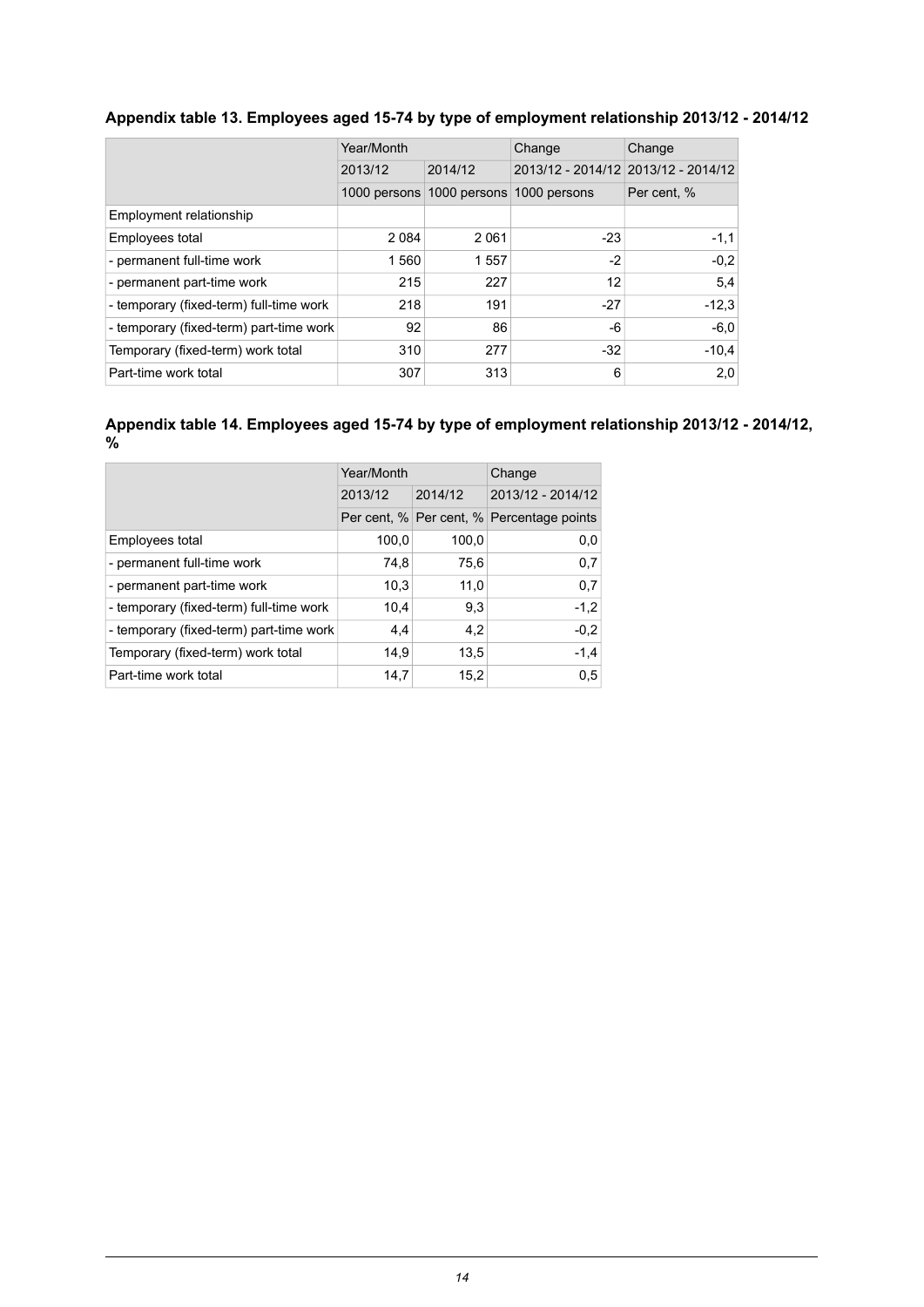### Appendix table 13. Employees aged 15-74 by type of employment relationship 2013/12 - 2014/12

| | Year/Month | | Change | Change |
|---|---|---|---|---|
| | 2013/12 | 2014/12 | 2013/12 - 2014/12 | 2013/12 - 2014/12 |
| | 1000 persons | 1000 persons | 1000 persons | Per cent, % |
| Employment relationship | | | | |
| Employees total | 2 084 | 2 061 | -23 | -1,1 |
| - permanent full-time work | 1 560 | 1 557 | -2 | -0,2 |
| - permanent part-time work | 215 | 227 | 12 | 5,4 |
| - temporary (fixed-term) full-time work | 218 | 191 | -27 | -12,3 |
| - temporary (fixed-term) part-time work | 92 | 86 | -6 | -6,0 |
| Temporary (fixed-term) work total | 310 | 277 | -32 | -10,4 |
| Part-time work total | 307 | 313 | 6 | 2,0 |

### Appendix table 14. Employees aged 15-74 by type of employment relationship 2013/12 - 2014/12, %

| | Year/Month | | Change |
|---|---|---|---|
| | 2013/12 | 2014/12 | 2013/12 - 2014/12 |
| | Per cent, % | Per cent, % | Percentage points |
| Employees total | 100,0 | 100,0 | 0,0 |
| - permanent full-time work | 74,8 | 75,6 | 0,7 |
| - permanent part-time work | 10,3 | 11,0 | 0,7 |
| - temporary (fixed-term) full-time work | 10,4 | 9,3 | -1,2 |
| - temporary (fixed-term) part-time work | 4,4 | 4,2 | -0,2 |
| Temporary (fixed-term) work total | 14,9 | 13,5 | -1,4 |
| Part-time work total | 14,7 | 15,2 | 0,5 |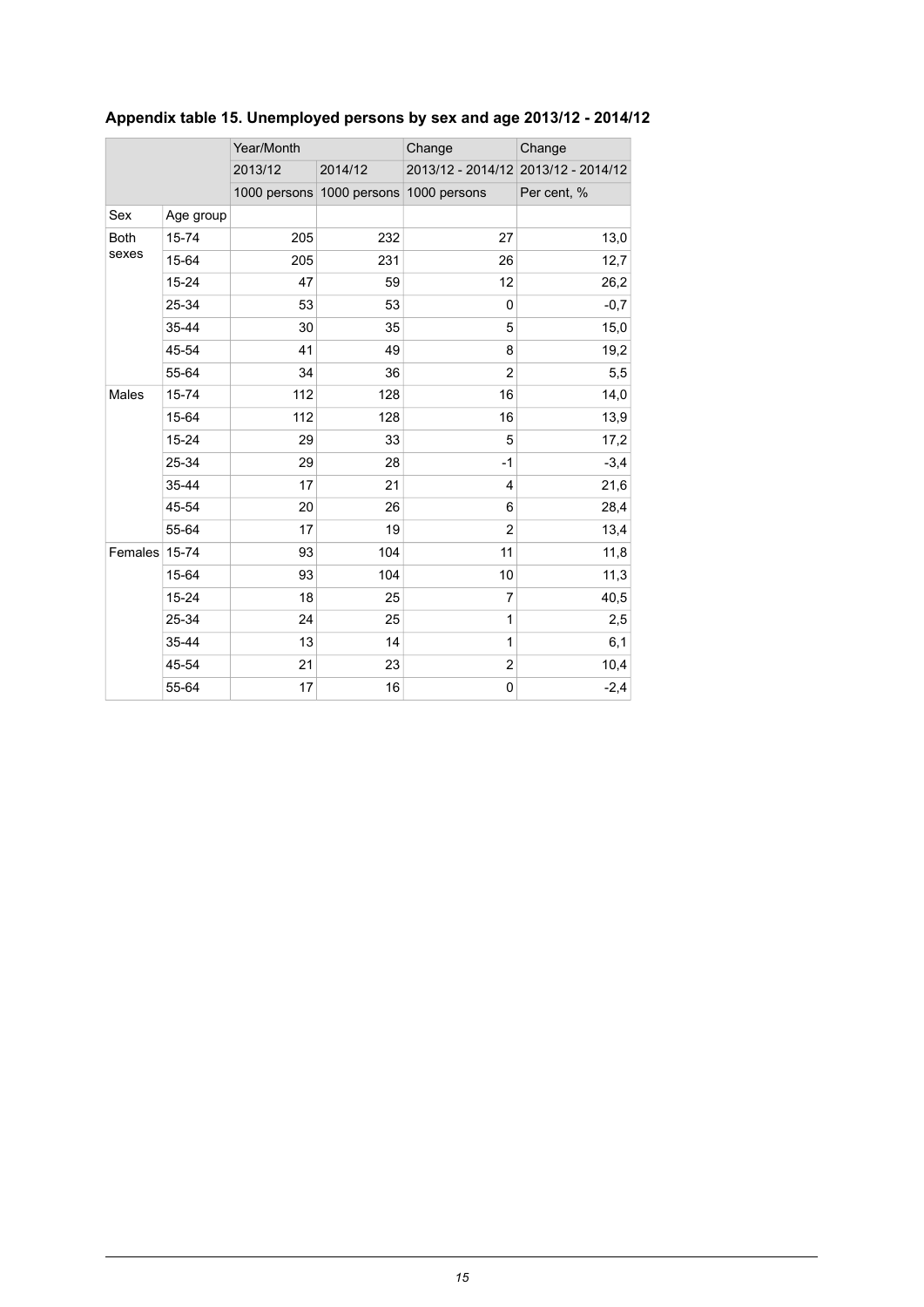## Appendix table 15. Unemployed persons by sex and age 2013/12 - 2014/12

| | | Year/Month | | Change | Change |
|---|---|---|---|---|---|
| | | 2013/12 | 2014/12 | 2013/12 - 2014/12 | 2013/12 - 2014/12 |
| | | 1000 persons | 1000 persons | 1000 persons | Per cent, % |
| Sex | Age group | | | | |
| Both sexes | 15-74 | 205 | 232 | 27 | 13,0 |
| | 15-64 | 205 | 231 | 26 | 12,7 |
| | 15-24 | 47 | 59 | 12 | 26,2 |
| | 25-34 | 53 | 53 | 0 | -0,7 |
| | 35-44 | 30 | 35 | 5 | 15,0 |
| | 45-54 | 41 | 49 | 8 | 19,2 |
| | 55-64 | 34 | 36 | 2 | 5,5 |
| Males | 15-74 | 112 | 128 | 16 | 14,0 |
| | 15-64 | 112 | 128 | 16 | 13,9 |
| | 15-24 | 29 | 33 | 5 | 17,2 |
| | 25-34 | 29 | 28 | -1 | -3,4 |
| | 35-44 | 17 | 21 | 4 | 21,6 |
| | 45-54 | 20 | 26 | 6 | 28,4 |
| | 55-64 | 17 | 19 | 2 | 13,4 |
| Females | 15-74 | 93 | 104 | 11 | 11,8 |
| | 15-64 | 93 | 104 | 10 | 11,3 |
| | 15-24 | 18 | 25 | 7 | 40,5 |
| | 25-34 | 24 | 25 | 1 | 2,5 |
| | 35-44 | 13 | 14 | 1 | 6,1 |
| | 45-54 | 21 | 23 | 2 | 10,4 |
| | 55-64 | 17 | 16 | 0 | -2,4 |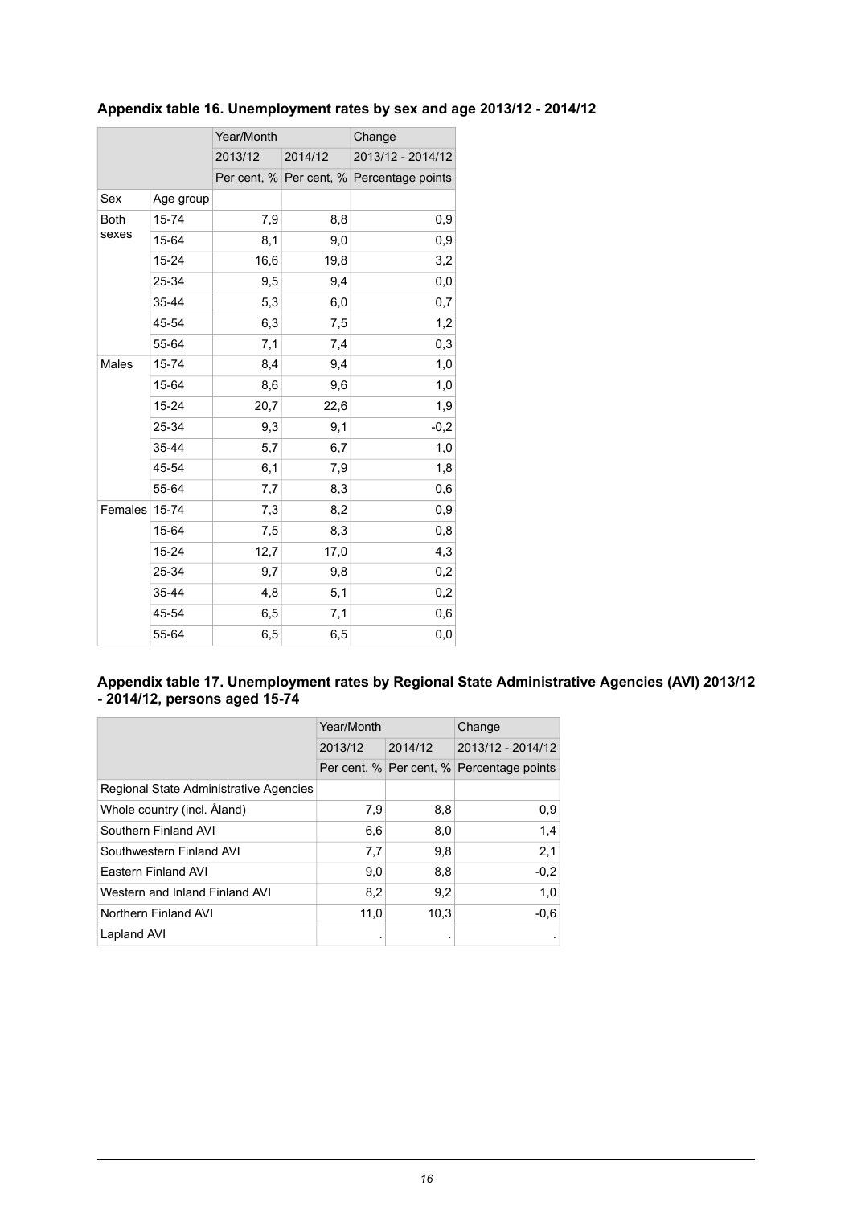### Appendix table 16. Unemployment rates by sex and age 2013/12 - 2014/12

| | | Year/Month | | Change |
|---|---|---|---|---|
| | | 2013/12 | 2014/12 | 2013/12 - 2014/12 |
| | | Per cent, % | Per cent, % | Percentage points |
| Sex | Age group | | | |
| Both sexes | 15-74 | 7,9 | 8,8 | 0,9 |
| | 15-64 | 8,1 | 9,0 | 0,9 |
| | 15-24 | 16,6 | 19,8 | 3,2 |
| | 25-34 | 9,5 | 9,4 | 0,0 |
| | 35-44 | 5,3 | 6,0 | 0,7 |
| | 45-54 | 6,3 | 7,5 | 1,2 |
| | 55-64 | 7,1 | 7,4 | 0,3 |
| Males | 15-74 | 8,4 | 9,4 | 1,0 |
| | 15-64 | 8,6 | 9,6 | 1,0 |
| | 15-24 | 20,7 | 22,6 | 1,9 |
| | 25-34 | 9,3 | 9,1 | -0,2 |
| | 35-44 | 5,7 | 6,7 | 1,0 |
| | 45-54 | 6,1 | 7,9 | 1,8 |
| | 55-64 | 7,7 | 8,3 | 0,6 |
| Females | 15-74 | 7,3 | 8,2 | 0,9 |
| | 15-64 | 7,5 | 8,3 | 0,8 |
| | 15-24 | 12,7 | 17,0 | 4,3 |
| | 25-34 | 9,7 | 9,8 | 0,2 |
| | 35-44 | 4,8 | 5,1 | 0,2 |
| | 45-54 | 6,5 | 7,1 | 0,6 |
| | 55-64 | 6,5 | 6,5 | 0,0 |

### Appendix table 17. Unemployment rates by Regional State Administrative Agencies (AVI) 2013/12 - 2014/12, persons aged 15-74

| | Year/Month | | Change |
|---|---|---|---|
| | 2013/12 | 2014/12 | 2013/12 - 2014/12 |
| | Per cent, % | Per cent, % | Percentage points |
| Regional State Administrative Agencies | | | |
| Whole country (incl. Åland) | 7,9 | 8,8 | 0,9 |
| Southern Finland AVI | 6,6 | 8,0 | 1,4 |
| Southwestern Finland AVI | 7,7 | 9,8 | 2,1 |
| Eastern Finland AVI | 9,0 | 8,8 | -0,2 |
| Western and Inland Finland AVI | 8,2 | 9,2 | 1,0 |
| Northern Finland AVI | 11,0 | 10,3 | -0,6 |
| Lapland AVI | . | . | . |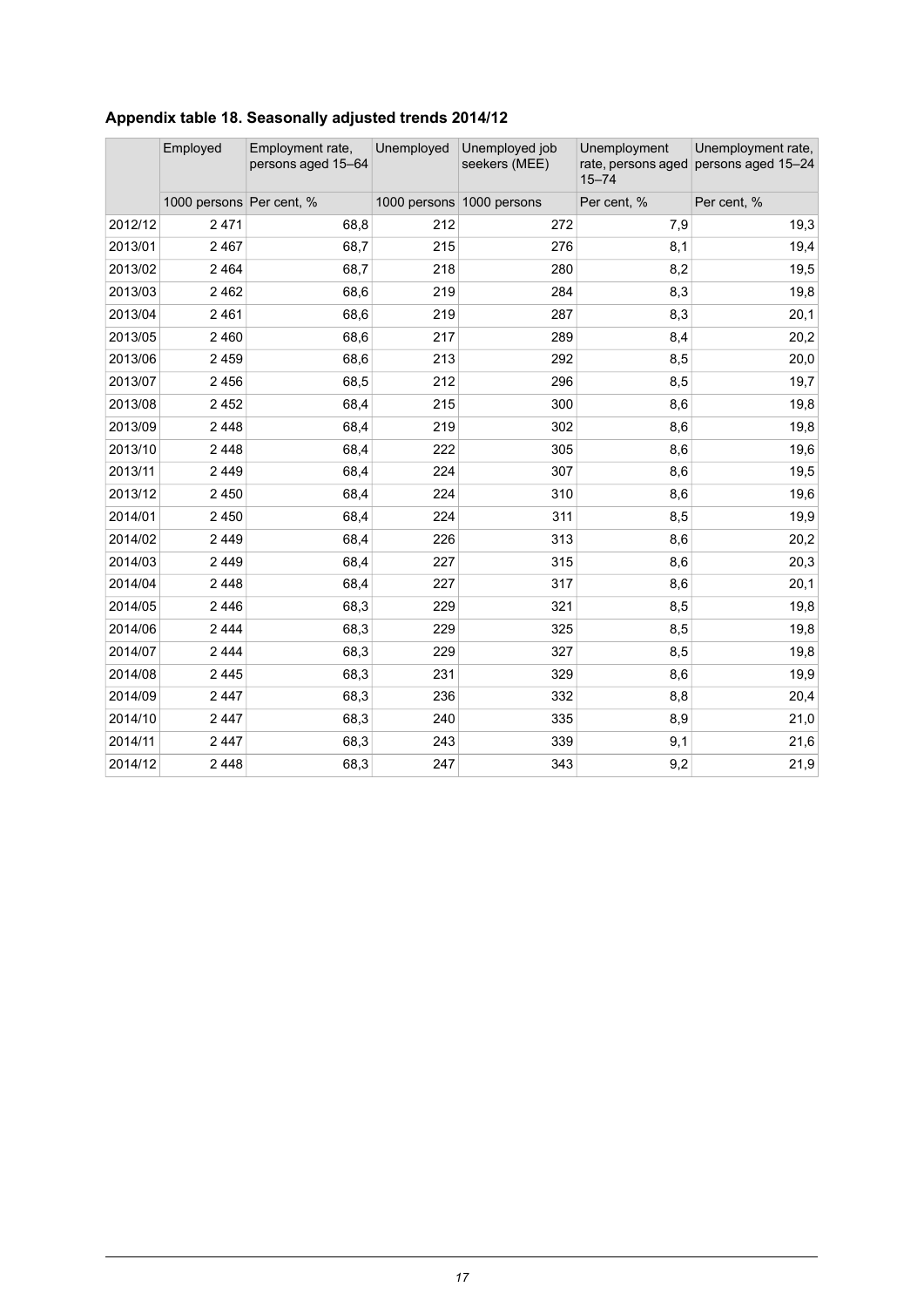### Appendix table 18. Seasonally adjusted trends 2014/12

| | Employed | Employment rate, persons aged 15–64 | Unemployed | Unemployed job seekers (MEE) | Unemployment rate, persons aged 15–74 | Unemployment rate, persons aged 15–24 |
|---|---|---|---|---|---|---|
| | 1000 persons | Per cent, % | 1000 persons | 1000 persons | Per cent, % | Per cent, % |
| 2012/12 | 2 471 | 68,8 | 212 | 272 | 7,9 | 19,3 |
| 2013/01 | 2 467 | 68,7 | 215 | 276 | 8,1 | 19,4 |
| 2013/02 | 2 464 | 68,7 | 218 | 280 | 8,2 | 19,5 |
| 2013/03 | 2 462 | 68,6 | 219 | 284 | 8,3 | 19,8 |
| 2013/04 | 2 461 | 68,6 | 219 | 287 | 8,3 | 20,1 |
| 2013/05 | 2 460 | 68,6 | 217 | 289 | 8,4 | 20,2 |
| 2013/06 | 2 459 | 68,6 | 213 | 292 | 8,5 | 20,0 |
| 2013/07 | 2 456 | 68,5 | 212 | 296 | 8,5 | 19,7 |
| 2013/08 | 2 452 | 68,4 | 215 | 300 | 8,6 | 19,8 |
| 2013/09 | 2 448 | 68,4 | 219 | 302 | 8,6 | 19,8 |
| 2013/10 | 2 448 | 68,4 | 222 | 305 | 8,6 | 19,6 |
| 2013/11 | 2 449 | 68,4 | 224 | 307 | 8,6 | 19,5 |
| 2013/12 | 2 450 | 68,4 | 224 | 310 | 8,6 | 19,6 |
| 2014/01 | 2 450 | 68,4 | 224 | 311 | 8,5 | 19,9 |
| 2014/02 | 2 449 | 68,4 | 226 | 313 | 8,6 | 20,2 |
| 2014/03 | 2 449 | 68,4 | 227 | 315 | 8,6 | 20,3 |
| 2014/04 | 2 448 | 68,4 | 227 | 317 | 8,6 | 20,1 |
| 2014/05 | 2 446 | 68,3 | 229 | 321 | 8,5 | 19,8 |
| 2014/06 | 2 444 | 68,3 | 229 | 325 | 8,5 | 19,8 |
| 2014/07 | 2 444 | 68,3 | 229 | 327 | 8,5 | 19,8 |
| 2014/08 | 2 445 | 68,3 | 231 | 329 | 8,6 | 19,9 |
| 2014/09 | 2 447 | 68,3 | 236 | 332 | 8,8 | 20,4 |
| 2014/10 | 2 447 | 68,3 | 240 | 335 | 8,9 | 21,0 |
| 2014/11 | 2 447 | 68,3 | 243 | 339 | 9,1 | 21,6 |
| 2014/12 | 2 448 | 68,3 | 247 | 343 | 9,2 | 21,9 |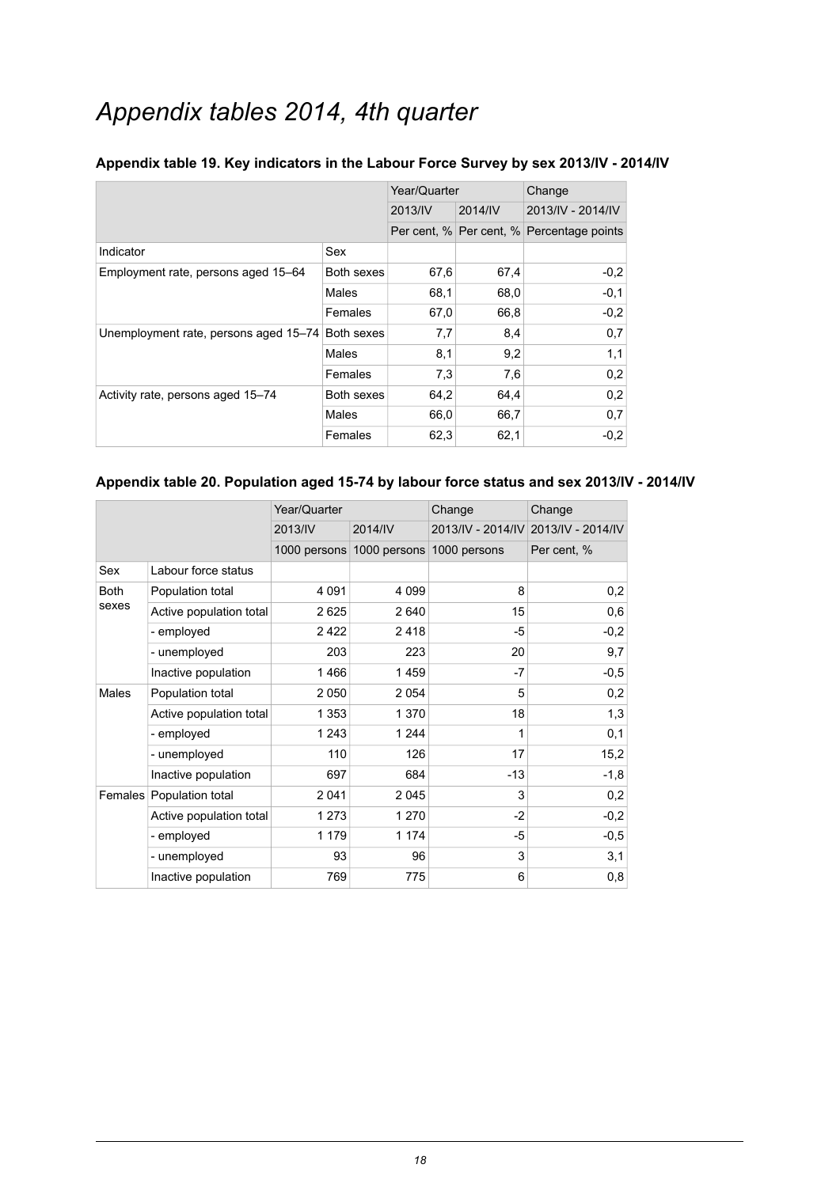# *Appendix tables 2014, 4th quarter*

**Appendix table 19. Key indicators in the Labour Force Survey by sex 2013/IV - 2014/IV**

| | | Year/Quarter | | Change |
|---|---|---|---|---|
| | | 2013/IV | 2014/IV | 2013/IV - 2014/IV |
| | | Per cent, % | Per cent, % | Percentage points |
| Indicator | Sex | | | |
| Employment rate, persons aged 15–64 | Both sexes | 67,6 | 67,4 | -0,2 |
| | Males | 68,1 | 68,0 | -0,1 |
| | Females | 67,0 | 66,8 | -0,2 |
| Unemployment rate, persons aged 15–74 | Both sexes | 7,7 | 8,4 | 0,7 |
| | Males | 8,1 | 9,2 | 1,1 |
| | Females | 7,3 | 7,6 | 0,2 |
| Activity rate, persons aged 15–74 | Both sexes | 64,2 | 64,4 | 0,2 |
| | Males | 66,0 | 66,7 | 0,7 |
| | Females | 62,3 | 62,1 | -0,2 |

**Appendix table 20. Population aged 15-74 by labour force status and sex 2013/IV - 2014/IV**

| | | Year/Quarter | | Change | Change |
|---|---|---|---|---|---|
| | | 2013/IV | 2014/IV | 2013/IV - 2014/IV | 2013/IV - 2014/IV |
| | | 1000 persons | 1000 persons | 1000 persons | Per cent, % |
| Sex | Labour force status | | | | |
| Both sexes | Population total | 4 091 | 4 099 | 8 | 0,2 |
| | Active population total | 2 625 | 2 640 | 15 | 0,6 |
| | - employed | 2 422 | 2 418 | -5 | -0,2 |
| | - unemployed | 203 | 223 | 20 | 9,7 |
| | Inactive population | 1 466 | 1 459 | -7 | -0,5 |
| Males | Population total | 2 050 | 2 054 | 5 | 0,2 |
| | Active population total | 1 353 | 1 370 | 18 | 1,3 |
| | - employed | 1 243 | 1 244 | 1 | 0,1 |
| | - unemployed | 110 | 126 | 17 | 15,2 |
| | Inactive population | 697 | 684 | -13 | -1,8 |
| Females | Population total | 2 041 | 2 045 | 3 | 0,2 |
| | Active population total | 1 273 | 1 270 | -2 | -0,2 |
| | - employed | 1 179 | 1 174 | -5 | -0,5 |
| | - unemployed | 93 | 96 | 3 | 3,1 |
| | Inactive population | 769 | 775 | 6 | 0,8 |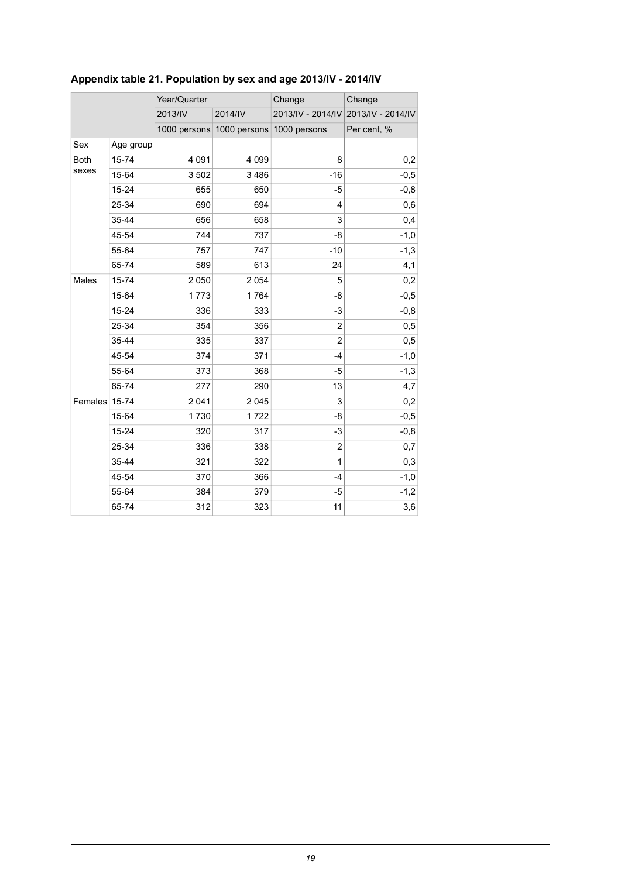### Appendix table 21. Population by sex and age 2013/IV - 2014/IV

| | | Year/Quarter | | Change | Change |
|---|---|---|---|---|---|
| | | 2013/IV | 2014/IV | 2013/IV - 2014/IV | 2013/IV - 2014/IV |
| | | 1000 persons | 1000 persons | 1000 persons | Per cent, % |
| Sex | Age group | | | | |
| Both sexes | 15-74 | 4 091 | 4 099 | 8 | 0,2 |
| | 15-64 | 3 502 | 3 486 | -16 | -0,5 |
| | 15-24 | 655 | 650 | -5 | -0,8 |
| | 25-34 | 690 | 694 | 4 | 0,6 |
| | 35-44 | 656 | 658 | 3 | 0,4 |
| | 45-54 | 744 | 737 | -8 | -1,0 |
| | 55-64 | 757 | 747 | -10 | -1,3 |
| | 65-74 | 589 | 613 | 24 | 4,1 |
| Males | 15-74 | 2 050 | 2 054 | 5 | 0,2 |
| | 15-64 | 1 773 | 1 764 | -8 | -0,5 |
| | 15-24 | 336 | 333 | -3 | -0,8 |
| | 25-34 | 354 | 356 | 2 | 0,5 |
| | 35-44 | 335 | 337 | 2 | 0,5 |
| | 45-54 | 374 | 371 | -4 | -1,0 |
| | 55-64 | 373 | 368 | -5 | -1,3 |
| | 65-74 | 277 | 290 | 13 | 4,7 |
| Females | 15-74 | 2 041 | 2 045 | 3 | 0,2 |
| | 15-64 | 1 730 | 1 722 | -8 | -0,5 |
| | 15-24 | 320 | 317 | -3 | -0,8 |
| | 25-34 | 336 | 338 | 2 | 0,7 |
| | 35-44 | 321 | 322 | 1 | 0,3 |
| | 45-54 | 370 | 366 | -4 | -1,0 |
| | 55-64 | 384 | 379 | -5 | -1,2 |
| | 65-74 | 312 | 323 | 11 | 3,6 |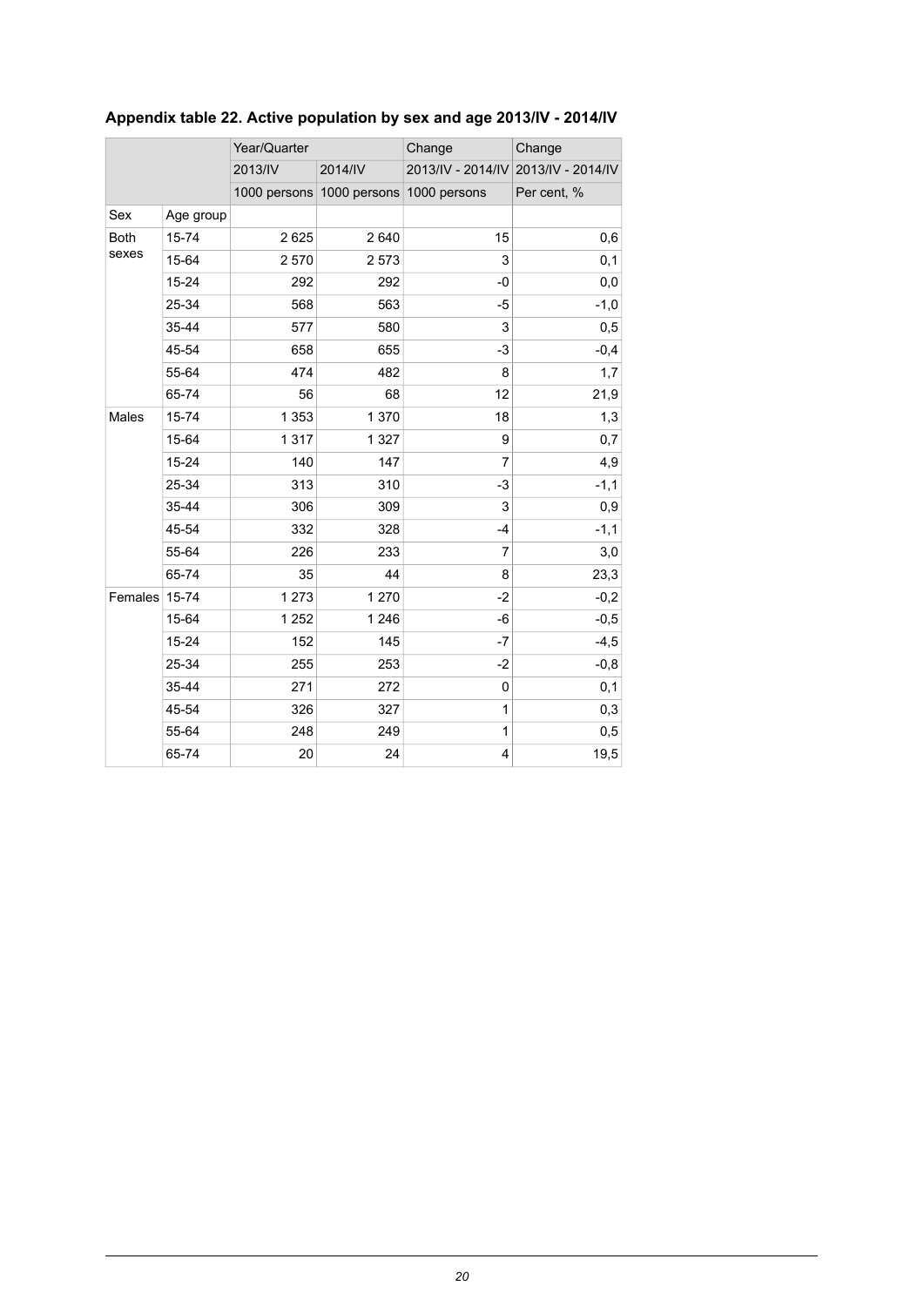**Appendix table 22. Active population by sex and age 2013/IV - 2014/IV**

| | | Year/Quarter | | Change | Change |
|---|---|---|---|---|---|
| | | 2013/IV | 2014/IV | 2013/IV - 2014/IV | 2013/IV - 2014/IV |
| | | 1000 persons | 1000 persons | 1000 persons | Per cent, % |
| Sex | Age group | | | | |
| Both sexes | 15-74 | 2 625 | 2 640 | 15 | 0,6 |
| | 15-64 | 2 570 | 2 573 | 3 | 0,1 |
| | 15-24 | 292 | 292 | -0 | 0,0 |
| | 25-34 | 568 | 563 | -5 | -1,0 |
| | 35-44 | 577 | 580 | 3 | 0,5 |
| | 45-54 | 658 | 655 | -3 | -0,4 |
| | 55-64 | 474 | 482 | 8 | 1,7 |
| | 65-74 | 56 | 68 | 12 | 21,9 |
| Males | 15-74 | 1 353 | 1 370 | 18 | 1,3 |
| | 15-64 | 1 317 | 1 327 | 9 | 0,7 |
| | 15-24 | 140 | 147 | 7 | 4,9 |
| | 25-34 | 313 | 310 | -3 | -1,1 |
| | 35-44 | 306 | 309 | 3 | 0,9 |
| | 45-54 | 332 | 328 | -4 | -1,1 |
| | 55-64 | 226 | 233 | 7 | 3,0 |
| | 65-74 | 35 | 44 | 8 | 23,3 |
| Females | 15-74 | 1 273 | 1 270 | -2 | -0,2 |
| | 15-64 | 1 252 | 1 246 | -6 | -0,5 |
| | 15-24 | 152 | 145 | -7 | -4,5 |
| | 25-34 | 255 | 253 | -2 | -0,8 |
| | 35-44 | 271 | 272 | 0 | 0,1 |
| | 45-54 | 326 | 327 | 1 | 0,3 |
| | 55-64 | 248 | 249 | 1 | 0,5 |
| | 65-74 | 20 | 24 | 4 | 19,5 |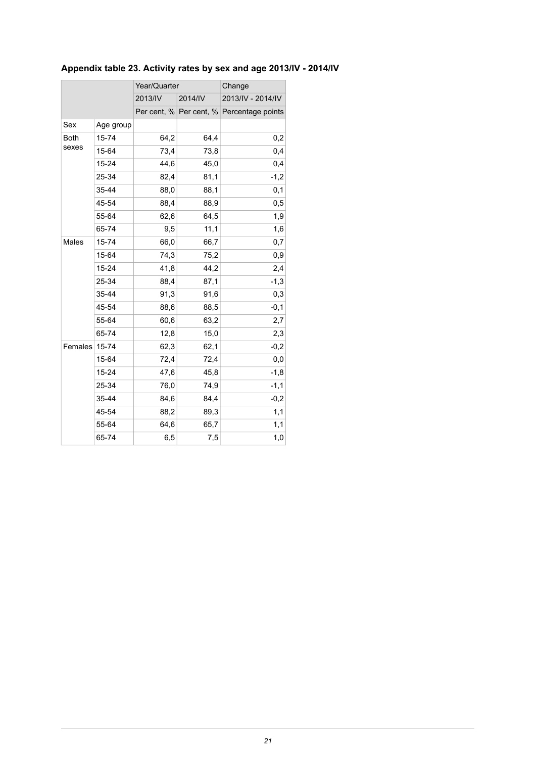### Appendix table 23. Activity rates by sex and age 2013/IV - 2014/IV

| | | Year/Quarter | | Change |
|---|---|---|---|---|
| | | 2013/IV | 2014/IV | 2013/IV - 2014/IV |
| | | Per cent, % | Per cent, % | Percentage points |
| Sex | Age group | | | |
| Both sexes | 15-74 | 64,2 | 64,4 | 0,2 |
| | 15-64 | 73,4 | 73,8 | 0,4 |
| | 15-24 | 44,6 | 45,0 | 0,4 |
| | 25-34 | 82,4 | 81,1 | -1,2 |
| | 35-44 | 88,0 | 88,1 | 0,1 |
| | 45-54 | 88,4 | 88,9 | 0,5 |
| | 55-64 | 62,6 | 64,5 | 1,9 |
| | 65-74 | 9,5 | 11,1 | 1,6 |
| Males | 15-74 | 66,0 | 66,7 | 0,7 |
| | 15-64 | 74,3 | 75,2 | 0,9 |
| | 15-24 | 41,8 | 44,2 | 2,4 |
| | 25-34 | 88,4 | 87,1 | -1,3 |
| | 35-44 | 91,3 | 91,6 | 0,3 |
| | 45-54 | 88,6 | 88,5 | -0,1 |
| | 55-64 | 60,6 | 63,2 | 2,7 |
| | 65-74 | 12,8 | 15,0 | 2,3 |
| Females | 15-74 | 62,3 | 62,1 | -0,2 |
| | 15-64 | 72,4 | 72,4 | 0,0 |
| | 15-24 | 47,6 | 45,8 | -1,8 |
| | 25-34 | 76,0 | 74,9 | -1,1 |
| | 35-44 | 84,6 | 84,4 | -0,2 |
| | 45-54 | 88,2 | 89,3 | 1,1 |
| | 55-64 | 64,6 | 65,7 | 1,1 |
| | 65-74 | 6,5 | 7,5 | 1,0 |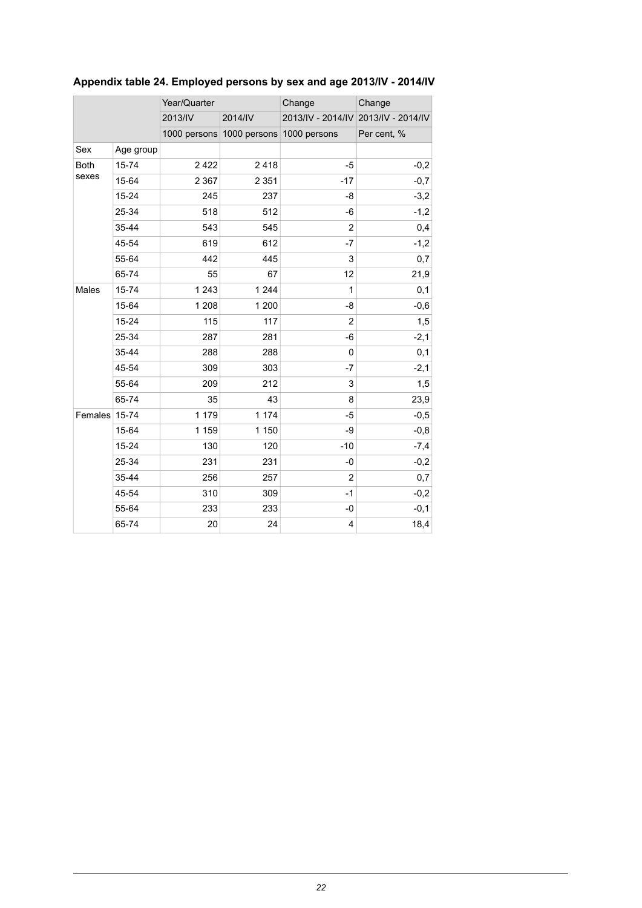**Appendix table 24. Employed persons by sex and age 2013/IV - 2014/IV**

| | | Year/Quarter | | Change | Change |
|---|---|---|---|---|---|
| | | 2013/IV | 2014/IV | 2013/IV - 2014/IV | 2013/IV - 2014/IV |
| | | 1000 persons | 1000 persons | 1000 persons | Per cent, % |
| Sex | Age group | | | | |
| Both sexes | 15-74 | 2 422 | 2 418 | -5 | -0,2 |
| | 15-64 | 2 367 | 2 351 | -17 | -0,7 |
| | 15-24 | 245 | 237 | -8 | -3,2 |
| | 25-34 | 518 | 512 | -6 | -1,2 |
| | 35-44 | 543 | 545 | 2 | 0,4 |
| | 45-54 | 619 | 612 | -7 | -1,2 |
| | 55-64 | 442 | 445 | 3 | 0,7 |
| | 65-74 | 55 | 67 | 12 | 21,9 |
| Males | 15-74 | 1 243 | 1 244 | 1 | 0,1 |
| | 15-64 | 1 208 | 1 200 | -8 | -0,6 |
| | 15-24 | 115 | 117 | 2 | 1,5 |
| | 25-34 | 287 | 281 | -6 | -2,1 |
| | 35-44 | 288 | 288 | 0 | 0,1 |
| | 45-54 | 309 | 303 | -7 | -2,1 |
| | 55-64 | 209 | 212 | 3 | 1,5 |
| | 65-74 | 35 | 43 | 8 | 23,9 |
| Females | 15-74 | 1 179 | 1 174 | -5 | -0,5 |
| | 15-64 | 1 159 | 1 150 | -9 | -0,8 |
| | 15-24 | 130 | 120 | -10 | -7,4 |
| | 25-34 | 231 | 231 | -0 | -0,2 |
| | 35-44 | 256 | 257 | 2 | 0,7 |
| | 45-54 | 310 | 309 | -1 | -0,2 |
| | 55-64 | 233 | 233 | -0 | -0,1 |
| | 65-74 | 20 | 24 | 4 | 18,4 |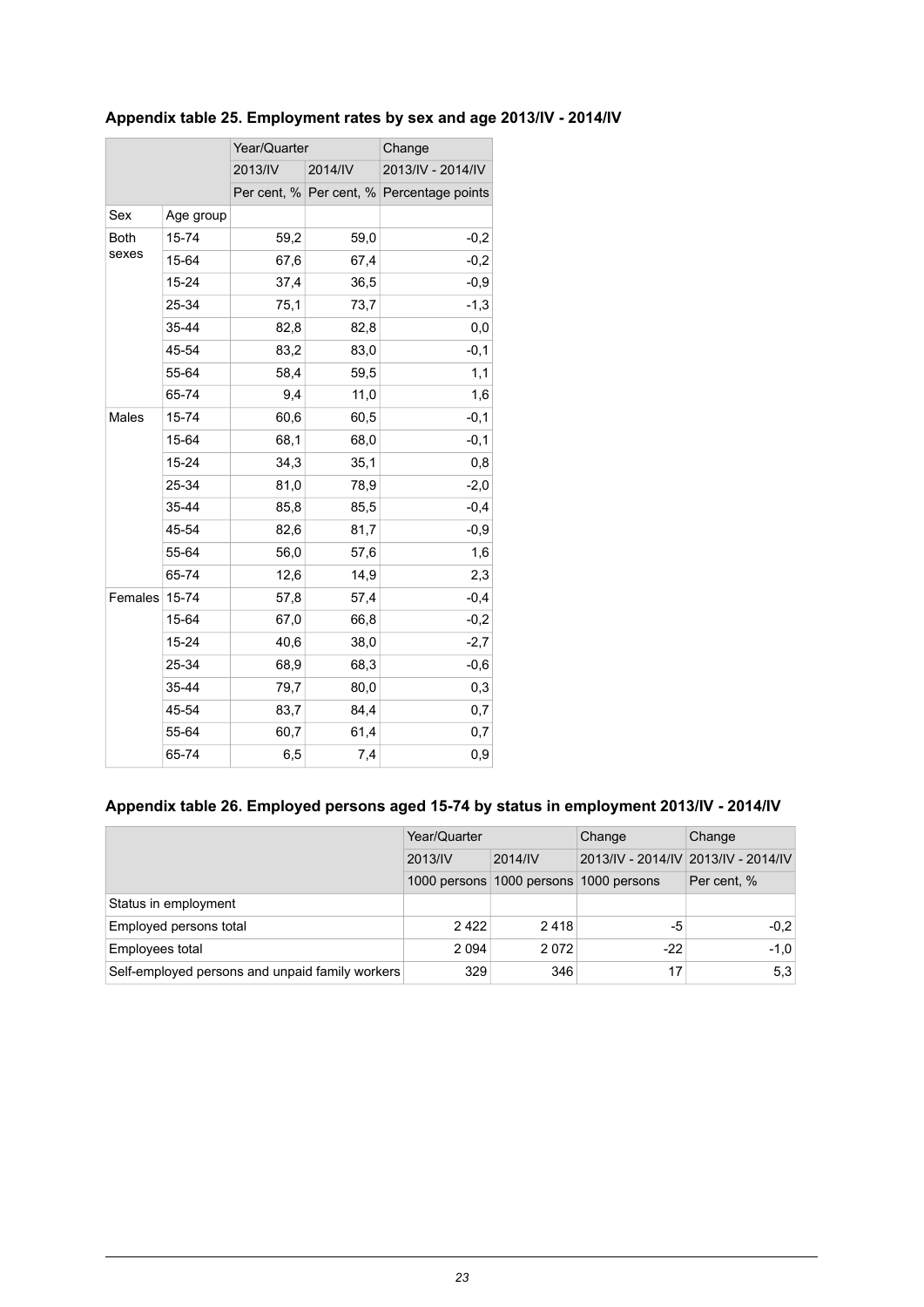### Appendix table 25. Employment rates by sex and age 2013/IV - 2014/IV

| | | Year/Quarter | | Change |
|---|---|---|---|---|
| | | 2013/IV | 2014/IV | 2013/IV - 2014/IV |
| | | Per cent, % | Per cent, % | Percentage points |
| Sex | Age group | | | |
| Both sexes | 15-74 | 59,2 | 59,0 | -0,2 |
| | 15-64 | 67,6 | 67,4 | -0,2 |
| | 15-24 | 37,4 | 36,5 | -0,9 |
| | 25-34 | 75,1 | 73,7 | -1,3 |
| | 35-44 | 82,8 | 82,8 | 0,0 |
| | 45-54 | 83,2 | 83,0 | -0,1 |
| | 55-64 | 58,4 | 59,5 | 1,1 |
| | 65-74 | 9,4 | 11,0 | 1,6 |
| Males | 15-74 | 60,6 | 60,5 | -0,1 |
| | 15-64 | 68,1 | 68,0 | -0,1 |
| | 15-24 | 34,3 | 35,1 | 0,8 |
| | 25-34 | 81,0 | 78,9 | -2,0 |
| | 35-44 | 85,8 | 85,5 | -0,4 |
| | 45-54 | 82,6 | 81,7 | -0,9 |
| | 55-64 | 56,0 | 57,6 | 1,6 |
| | 65-74 | 12,6 | 14,9 | 2,3 |
| Females | 15-74 | 57,8 | 57,4 | -0,4 |
| | 15-64 | 67,0 | 66,8 | -0,2 |
| | 15-24 | 40,6 | 38,0 | -2,7 |
| | 25-34 | 68,9 | 68,3 | -0,6 |
| | 35-44 | 79,7 | 80,0 | 0,3 |
| | 45-54 | 83,7 | 84,4 | 0,7 |
| | 55-64 | 60,7 | 61,4 | 0,7 |
| | 65-74 | 6,5 | 7,4 | 0,9 |

### Appendix table 26. Employed persons aged 15-74 by status in employment 2013/IV - 2014/IV

| | Year/Quarter | | Change | Change |
|---|---|---|---|---|
| | 2013/IV | 2014/IV | 2013/IV - 2014/IV | 2013/IV - 2014/IV |
| | 1000 persons | 1000 persons | 1000 persons | Per cent, % |
| Status in employment | | | | |
| Employed persons total | 2 422 | 2 418 | -5 | -0,2 |
| Employees total | 2 094 | 2 072 | -22 | -1,0 |
| Self-employed persons and unpaid family workers | 329 | 346 | 17 | 5,3 |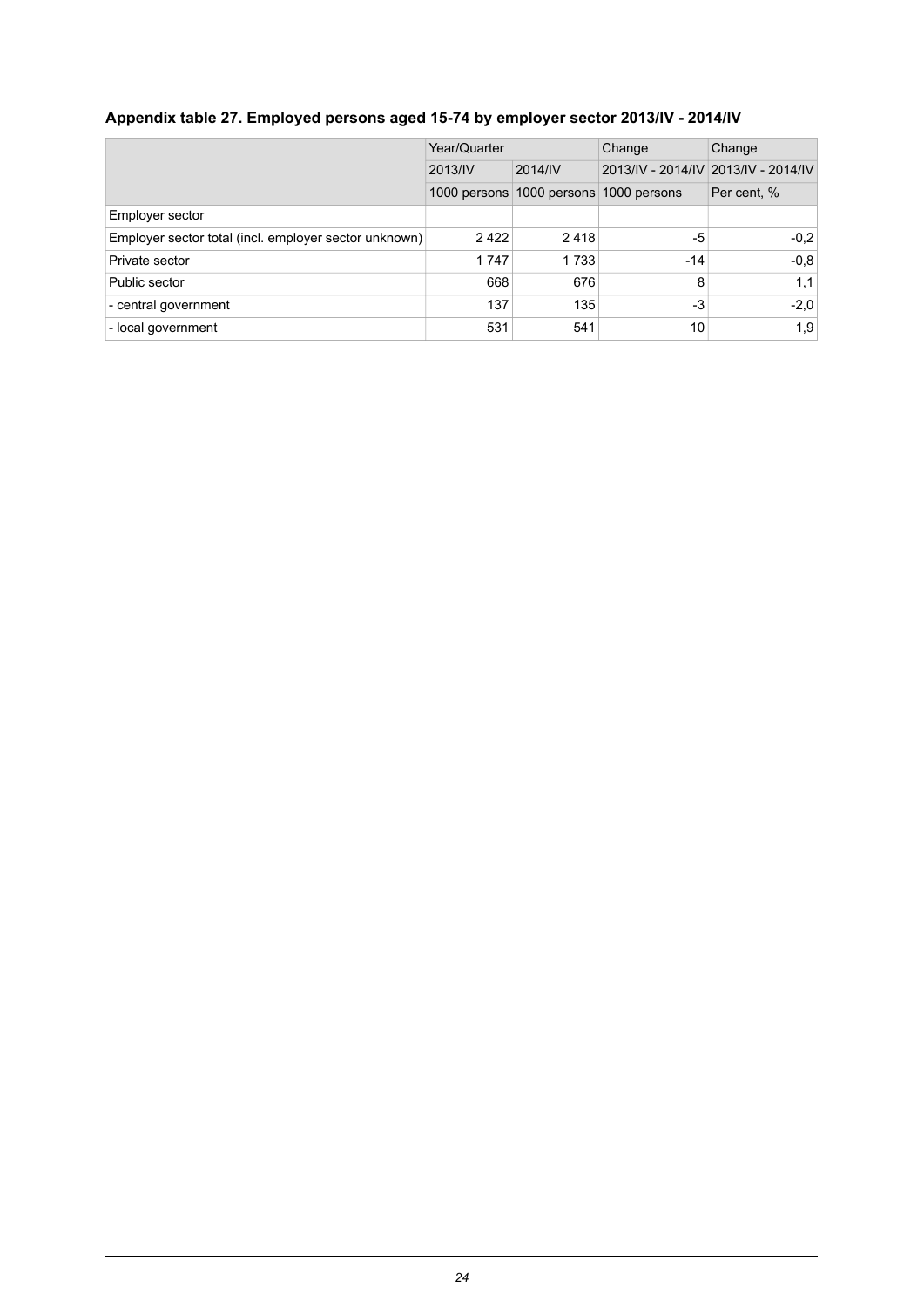### Appendix table 27. Employed persons aged 15-74 by employer sector 2013/IV - 2014/IV

| | Year/Quarter | | Change | Change |
|---|---|---|---|---|
| | 2013/IV | 2014/IV | 2013/IV - 2014/IV | 2013/IV - 2014/IV |
| | 1000 persons | 1000 persons | 1000 persons | Per cent, % |
| Employer sector | | | | |
| Employer sector total (incl. employer sector unknown) | 2 422 | 2 418 | -5 | -0,2 |
| Private sector | 1 747 | 1 733 | -14 | -0,8 |
| Public sector | 668 | 676 | 8 | 1,1 |
| - central government | 137 | 135 | -3 | -2,0 |
| - local government | 531 | 541 | 10 | 1,9 |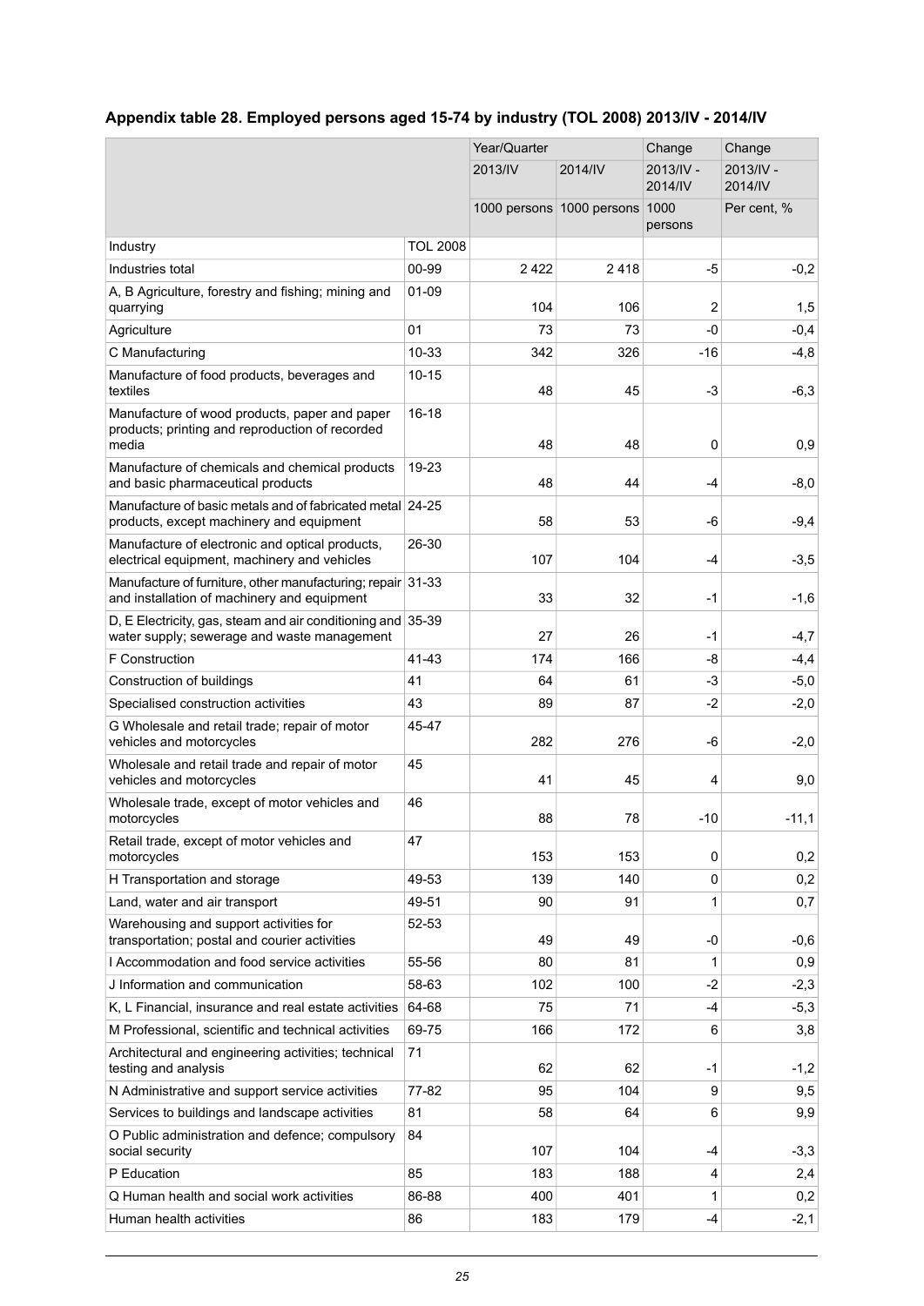**Appendix table 28. Employed persons aged 15-74 by industry (TOL 2008) 2013/IV - 2014/IV**

| | | Year/Quarter | | Change | Change |
|---|---|---|---|---|---|
| | | 2013/IV | 2014/IV | 2013/IV - 2014/IV | 2013/IV - 2014/IV |
| | | 1000 persons | 1000 persons | 1000 persons | Per cent, % |
| Industry | TOL 2008 | | | | |
| Industries total | 00-99 | 2 422 | 2 418 | -5 | -0,2 |
| A, B Agriculture, forestry and fishing; mining and quarrying | 01-09 | 104 | 106 | 2 | 1,5 |
| Agriculture | 01 | 73 | 73 | -0 | -0,4 |
| C Manufacturing | 10-33 | 342 | 326 | -16 | -4,8 |
| Manufacture of food products, beverages and textiles | 10-15 | 48 | 45 | -3 | -6,3 |
| Manufacture of wood products, paper and paper products; printing and reproduction of recorded media | 16-18 | 48 | 48 | 0 | 0,9 |
| Manufacture of chemicals and chemical products and basic pharmaceutical products | 19-23 | 48 | 44 | -4 | -8,0 |
| Manufacture of basic metals and of fabricated metal products, except machinery and equipment | 24-25 | 58 | 53 | -6 | -9,4 |
| Manufacture of electronic and optical products, electrical equipment, machinery and vehicles | 26-30 | 107 | 104 | -4 | -3,5 |
| Manufacture of furniture, other manufacturing; repair and installation of machinery and equipment | 31-33 | 33 | 32 | -1 | -1,6 |
| D, E Electricity, gas, steam and air conditioning and water supply; sewerage and waste management | 35-39 | 27 | 26 | -1 | -4,7 |
| F Construction | 41-43 | 174 | 166 | -8 | -4,4 |
| Construction of buildings | 41 | 64 | 61 | -3 | -5,0 |
| Specialised construction activities | 43 | 89 | 87 | -2 | -2,0 |
| G Wholesale and retail trade; repair of motor vehicles and motorcycles | 45-47 | 282 | 276 | -6 | -2,0 |
| Wholesale and retail trade and repair of motor vehicles and motorcycles | 45 | 41 | 45 | 4 | 9,0 |
| Wholesale trade, except of motor vehicles and motorcycles | 46 | 88 | 78 | -10 | -11,1 |
| Retail trade, except of motor vehicles and motorcycles | 47 | 153 | 153 | 0 | 0,2 |
| H Transportation and storage | 49-53 | 139 | 140 | 0 | 0,2 |
| Land, water and air transport | 49-51 | 90 | 91 | 1 | 0,7 |
| Warehousing and support activities for transportation; postal and courier activities | 52-53 | 49 | 49 | -0 | -0,6 |
| I Accommodation and food service activities | 55-56 | 80 | 81 | 1 | 0,9 |
| J Information and communication | 58-63 | 102 | 100 | -2 | -2,3 |
| K, L Financial, insurance and real estate activities | 64-68 | 75 | 71 | -4 | -5,3 |
| M Professional, scientific and technical activities | 69-75 | 166 | 172 | 6 | 3,8 |
| Architectural and engineering activities; technical testing and analysis | 71 | 62 | 62 | -1 | -1,2 |
| N Administrative and support service activities | 77-82 | 95 | 104 | 9 | 9,5 |
| Services to buildings and landscape activities | 81 | 58 | 64 | 6 | 9,9 |
| O Public administration and defence; compulsory social security | 84 | 107 | 104 | -4 | -3,3 |
| P Education | 85 | 183 | 188 | 4 | 2,4 |
| Q Human health and social work activities | 86-88 | 400 | 401 | 1 | 0,2 |
| Human health activities | 86 | 183 | 179 | -4 | -2,1 |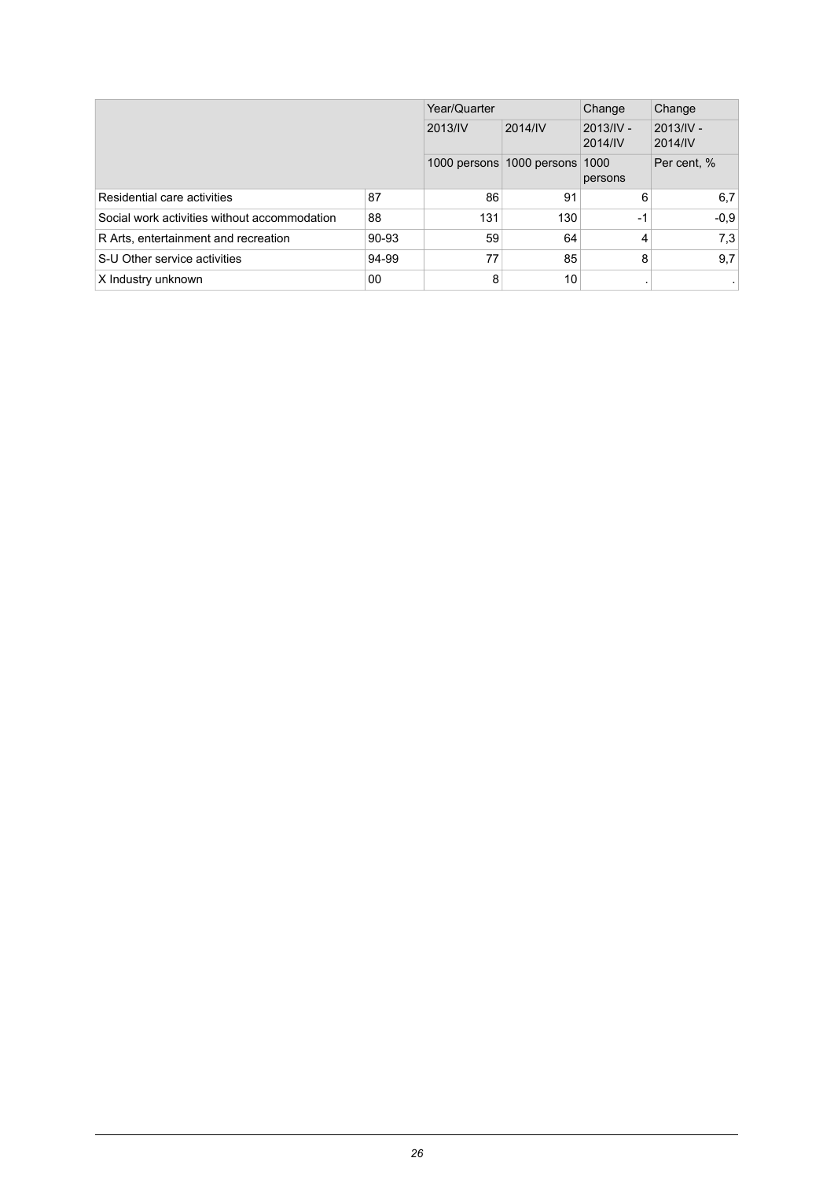| | | Year/Quarter | | Change | Change |
|---|---|---|---|---|---|
| | | 2013/IV | 2014/IV | 2013/IV - 2014/IV | 2013/IV - 2014/IV |
| | | 1000 persons | 1000 persons | 1000 persons | Per cent, % |
| Residential care activities | 87 | 86 | 91 | 6 | 6,7 |
| Social work activities without accommodation | 88 | 131 | 130 | -1 | -0,9 |
| R Arts, entertainment and recreation | 90-93 | 59 | 64 | 4 | 7,3 |
| S-U Other service activities | 94-99 | 77 | 85 | 8 | 9,7 |
| X Industry unknown | 00 | 8 | 10 | . | . |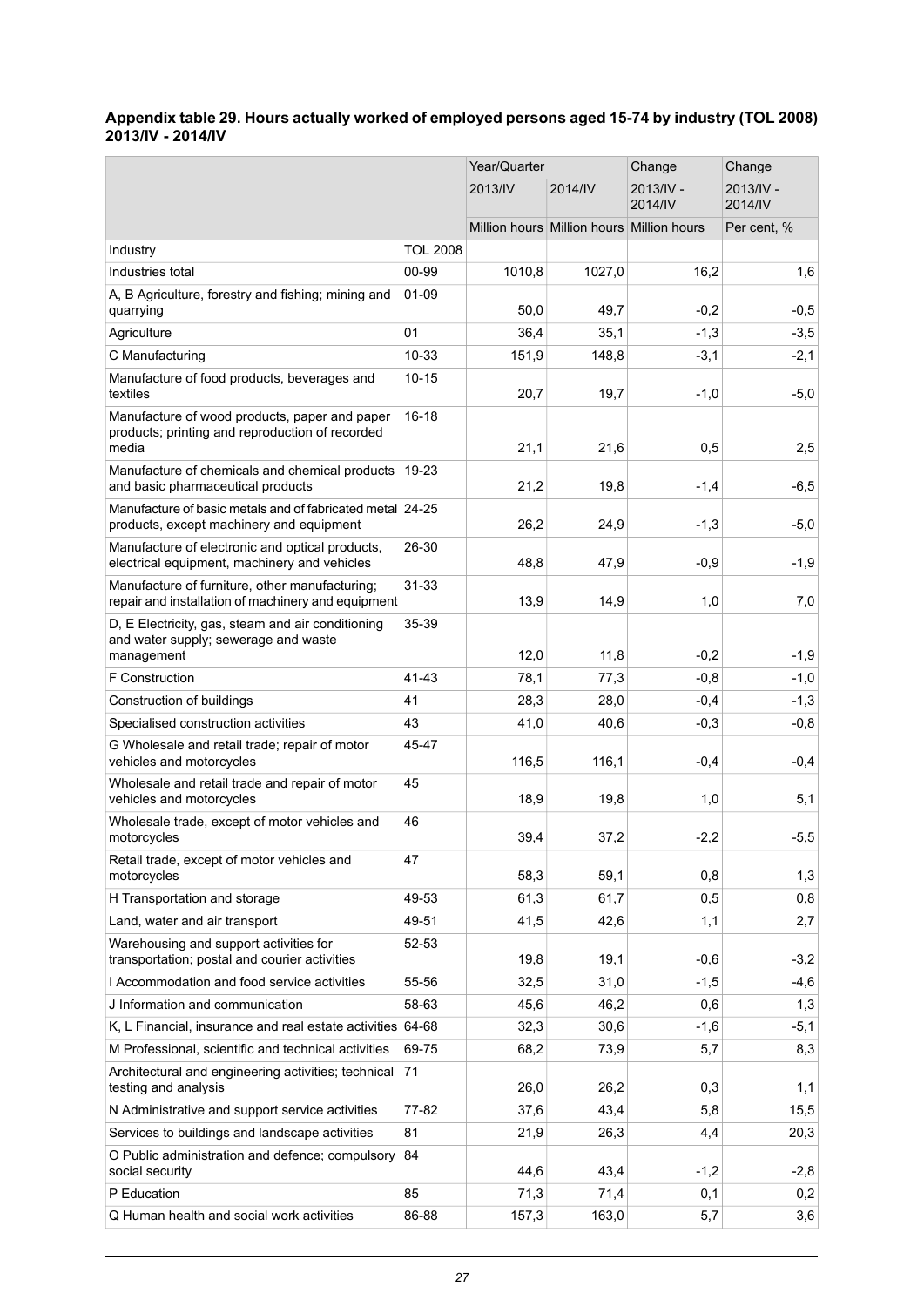### Appendix table 29. Hours actually worked of employed persons aged 15-74 by industry (TOL 2008) 2013/IV - 2014/IV

| | | Year/Quarter | | Change | Change |
|---|---|---|---|---|---|
| | | 2013/IV | 2014/IV | 2013/IV - 2014/IV | 2013/IV - 2014/IV |
| | | Million hours | Million hours | Million hours | Per cent, % |
| Industry | TOL 2008 | | | | |
| Industries total | 00-99 | 1010,8 | 1027,0 | 16,2 | 1,6 |
| A, B Agriculture, forestry and fishing; mining and quarrying | 01-09 | 50,0 | 49,7 | -0,2 | -0,5 |
| Agriculture | 01 | 36,4 | 35,1 | -1,3 | -3,5 |
| C Manufacturing | 10-33 | 151,9 | 148,8 | -3,1 | -2,1 |
| Manufacture of food products, beverages and textiles | 10-15 | 20,7 | 19,7 | -1,0 | -5,0 |
| Manufacture of wood products, paper and paper products; printing and reproduction of recorded media | 16-18 | 21,1 | 21,6 | 0,5 | 2,5 |
| Manufacture of chemicals and chemical products and basic pharmaceutical products | 19-23 | 21,2 | 19,8 | -1,4 | -6,5 |
| Manufacture of basic metals and of fabricated metal products, except machinery and equipment | 24-25 | 26,2 | 24,9 | -1,3 | -5,0 |
| Manufacture of electronic and optical products, electrical equipment, machinery and vehicles | 26-30 | 48,8 | 47,9 | -0,9 | -1,9 |
| Manufacture of furniture, other manufacturing; repair and installation of machinery and equipment | 31-33 | 13,9 | 14,9 | 1,0 | 7,0 |
| D, E Electricity, gas, steam and air conditioning and water supply; sewerage and waste management | 35-39 | 12,0 | 11,8 | -0,2 | -1,9 |
| F Construction | 41-43 | 78,1 | 77,3 | -0,8 | -1,0 |
| Construction of buildings | 41 | 28,3 | 28,0 | -0,4 | -1,3 |
| Specialised construction activities | 43 | 41,0 | 40,6 | -0,3 | -0,8 |
| G Wholesale and retail trade; repair of motor vehicles and motorcycles | 45-47 | 116,5 | 116,1 | -0,4 | -0,4 |
| Wholesale and retail trade and repair of motor vehicles and motorcycles | 45 | 18,9 | 19,8 | 1,0 | 5,1 |
| Wholesale trade, except of motor vehicles and motorcycles | 46 | 39,4 | 37,2 | -2,2 | -5,5 |
| Retail trade, except of motor vehicles and motorcycles | 47 | 58,3 | 59,1 | 0,8 | 1,3 |
| H Transportation and storage | 49-53 | 61,3 | 61,7 | 0,5 | 0,8 |
| Land, water and air transport | 49-51 | 41,5 | 42,6 | 1,1 | 2,7 |
| Warehousing and support activities for transportation; postal and courier activities | 52-53 | 19,8 | 19,1 | -0,6 | -3,2 |
| I Accommodation and food service activities | 55-56 | 32,5 | 31,0 | -1,5 | -4,6 |
| J Information and communication | 58-63 | 45,6 | 46,2 | 0,6 | 1,3 |
| K, L Financial, insurance and real estate activities | 64-68 | 32,3 | 30,6 | -1,6 | -5,1 |
| M Professional, scientific and technical activities | 69-75 | 68,2 | 73,9 | 5,7 | 8,3 |
| Architectural and engineering activities; technical testing and analysis | 71 | 26,0 | 26,2 | 0,3 | 1,1 |
| N Administrative and support service activities | 77-82 | 37,6 | 43,4 | 5,8 | 15,5 |
| Services to buildings and landscape activities | 81 | 21,9 | 26,3 | 4,4 | 20,3 |
| O Public administration and defence; compulsory social security | 84 | 44,6 | 43,4 | -1,2 | -2,8 |
| P Education | 85 | 71,3 | 71,4 | 0,1 | 0,2 |
| Q Human health and social work activities | 86-88 | 157,3 | 163,0 | 5,7 | 3,6 |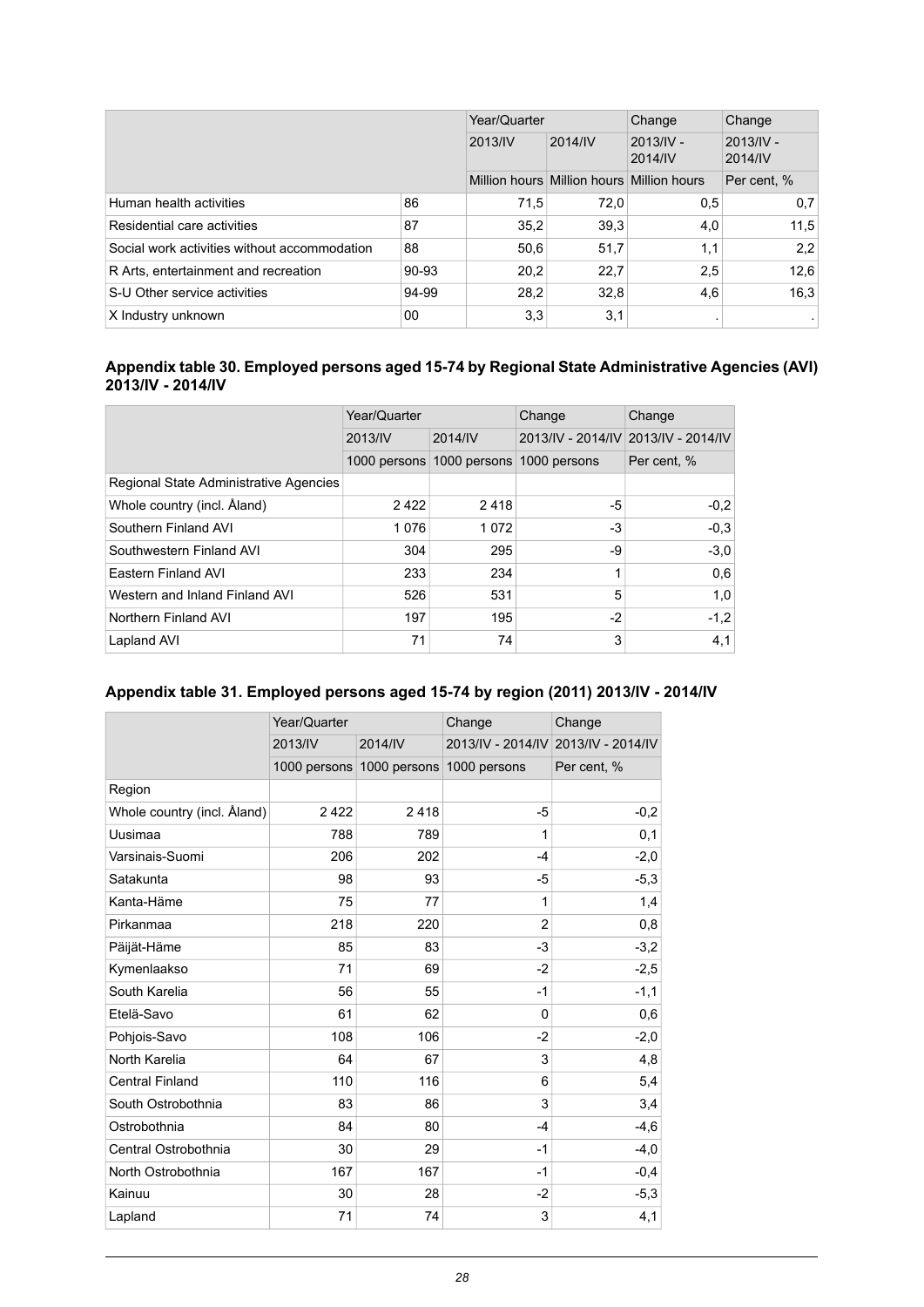| | | Year/Quarter | | Change | Change |
|---|---|---|---|---|---|
| | | 2013/IV | 2014/IV | 2013/IV - 2014/IV | 2013/IV - 2014/IV |
| | | Million hours | Million hours | Million hours | Per cent, % |
| Human health activities | 86 | 71,5 | 72,0 | 0,5 | 0,7 |
| Residential care activities | 87 | 35,2 | 39,3 | 4,0 | 11,5 |
| Social work activities without accommodation | 88 | 50,6 | 51,7 | 1,1 | 2,2 |
| R Arts, entertainment and recreation | 90-93 | 20,2 | 22,7 | 2,5 | 12,6 |
| S-U Other service activities | 94-99 | 28,2 | 32,8 | 4,6 | 16,3 |
| X Industry unknown | 00 | 3,3 | 3,1 | . | . |

### Appendix table 30. Employed persons aged 15-74 by Regional State Administrative Agencies (AVI) 2013/IV - 2014/IV

| | Year/Quarter | | Change | Change |
|---|---|---|---|---|
| | 2013/IV | 2014/IV | 2013/IV - 2014/IV | 2013/IV - 2014/IV |
| | 1000 persons | 1000 persons | 1000 persons | Per cent, % |
| Regional State Administrative Agencies | | | | |
| Whole country (incl. Åland) | 2 422 | 2 418 | -5 | -0,2 |
| Southern Finland AVI | 1 076 | 1 072 | -3 | -0,3 |
| Southwestern Finland AVI | 304 | 295 | -9 | -3,0 |
| Eastern Finland AVI | 233 | 234 | 1 | 0,6 |
| Western and Inland Finland AVI | 526 | 531 | 5 | 1,0 |
| Northern Finland AVI | 197 | 195 | -2 | -1,2 |
| Lapland AVI | 71 | 74 | 3 | 4,1 |

### Appendix table 31. Employed persons aged 15-74 by region (2011) 2013/IV - 2014/IV

| | Year/Quarter | | Change | Change |
|---|---|---|---|---|
| | 2013/IV | 2014/IV | 2013/IV - 2014/IV | 2013/IV - 2014/IV |
| | 1000 persons | 1000 persons | 1000 persons | Per cent, % |
| Region | | | | |
| Whole country (incl. Åland) | 2 422 | 2 418 | -5 | -0,2 |
| Uusimaa | 788 | 789 | 1 | 0,1 |
| Varsinais-Suomi | 206 | 202 | -4 | -2,0 |
| Satakunta | 98 | 93 | -5 | -5,3 |
| Kanta-Häme | 75 | 77 | 1 | 1,4 |
| Pirkanmaa | 218 | 220 | 2 | 0,8 |
| Päijät-Häme | 85 | 83 | -3 | -3,2 |
| Kymenlaakso | 71 | 69 | -2 | -2,5 |
| South Karelia | 56 | 55 | -1 | -1,1 |
| Etelä-Savo | 61 | 62 | 0 | 0,6 |
| Pohjois-Savo | 108 | 106 | -2 | -2,0 |
| North Karelia | 64 | 67 | 3 | 4,8 |
| Central Finland | 110 | 116 | 6 | 5,4 |
| South Ostrobothnia | 83 | 86 | 3 | 3,4 |
| Ostrobothnia | 84 | 80 | -4 | -4,6 |
| Central Ostrobothnia | 30 | 29 | -1 | -4,0 |
| North Ostrobothnia | 167 | 167 | -1 | -0,4 |
| Kainuu | 30 | 28 | -2 | -5,3 |
| Lapland | 71 | 74 | 3 | 4,1 |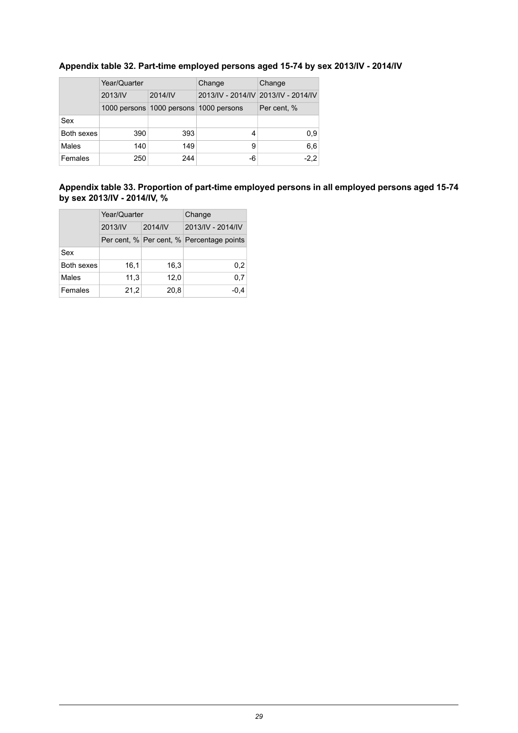### Appendix table 32. Part-time employed persons aged 15-74 by sex 2013/IV - 2014/IV

| | Year/Quarter | | Change | Change |
|---|---|---|---|---|
| | 2013/IV | 2014/IV | 2013/IV - 2014/IV | 2013/IV - 2014/IV |
| | 1000 persons | 1000 persons | 1000 persons | Per cent, % |
| Sex | | | | |
| Both sexes | 390 | 393 | 4 | 0,9 |
| Males | 140 | 149 | 9 | 6,6 |
| Females | 250 | 244 | -6 | -2,2 |

### Appendix table 33. Proportion of part-time employed persons in all employed persons aged 15-74 by sex 2013/IV - 2014/IV, %

| | Year/Quarter | | Change |
|---|---|---|---|
| | 2013/IV | 2014/IV | 2013/IV - 2014/IV |
| | Per cent, % | Per cent, % | Percentage points |
| Sex | | | |
| Both sexes | 16,1 | 16,3 | 0,2 |
| Males | 11,3 | 12,0 | 0,7 |
| Females | 21,2 | 20,8 | -0,4 |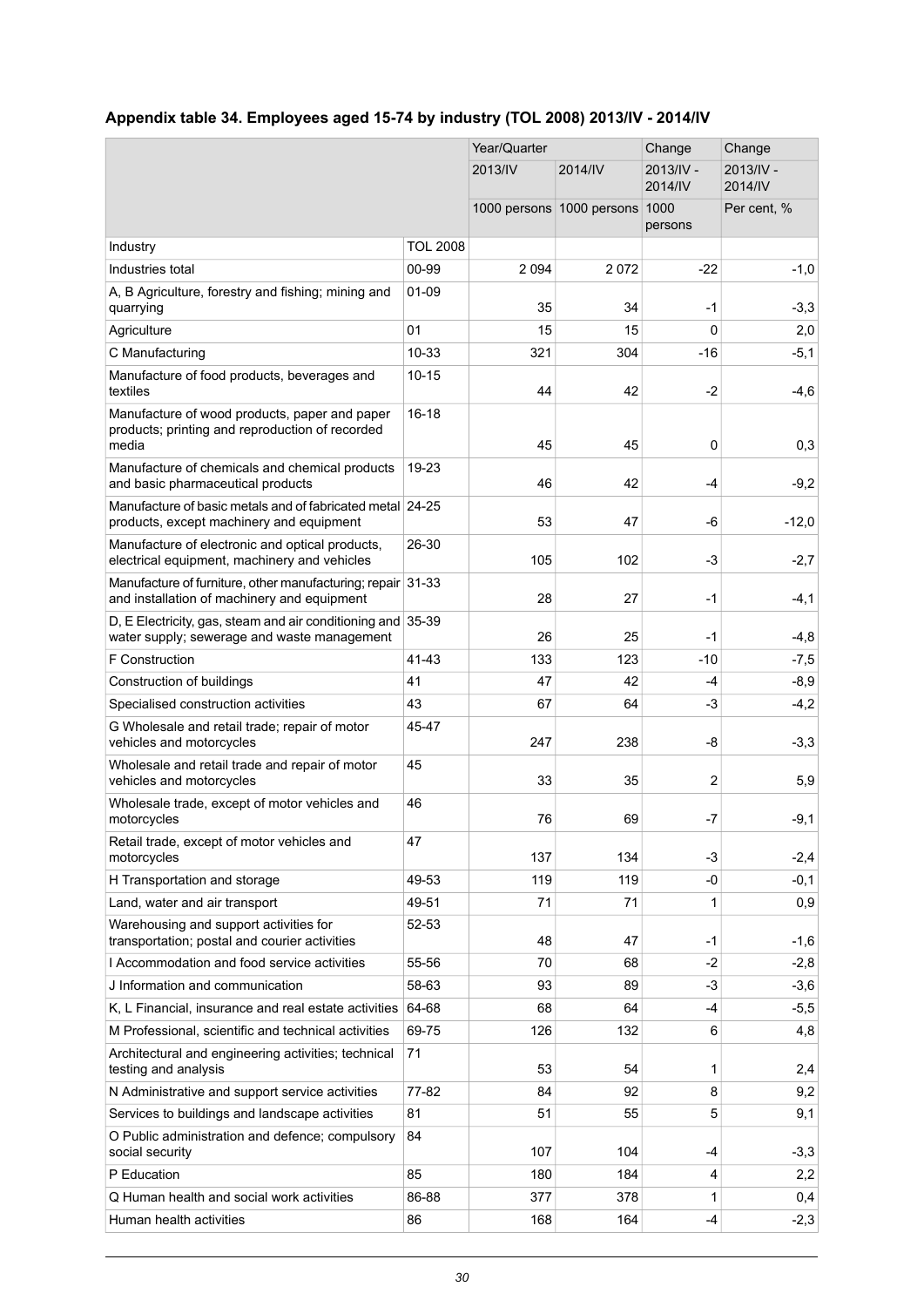### Appendix table 34. Employees aged 15-74 by industry (TOL 2008) 2013/IV - 2014/IV

| | | Year/Quarter | | Change | Change |
|---|---|---|---|---|---|
| | | 2013/IV | 2014/IV | 2013/IV - 2014/IV | 2013/IV - 2014/IV |
| | | 1000 persons | 1000 persons | 1000 persons | Per cent, % |
| Industry | TOL 2008 | | | | |
| Industries total | 00-99 | 2 094 | 2 072 | -22 | -1,0 |
| A, B Agriculture, forestry and fishing; mining and quarrying | 01-09 | 35 | 34 | -1 | -3,3 |
| Agriculture | 01 | 15 | 15 | 0 | 2,0 |
| C Manufacturing | 10-33 | 321 | 304 | -16 | -5,1 |
| Manufacture of food products, beverages and textiles | 10-15 | 44 | 42 | -2 | -4,6 |
| Manufacture of wood products, paper and paper products; printing and reproduction of recorded media | 16-18 | 45 | 45 | 0 | 0,3 |
| Manufacture of chemicals and chemical products and basic pharmaceutical products | 19-23 | 46 | 42 | -4 | -9,2 |
| Manufacture of basic metals and of fabricated metal products, except machinery and equipment | 24-25 | 53 | 47 | -6 | -12,0 |
| Manufacture of electronic and optical products, electrical equipment, machinery and vehicles | 26-30 | 105 | 102 | -3 | -2,7 |
| Manufacture of furniture, other manufacturing; repair and installation of machinery and equipment | 31-33 | 28 | 27 | -1 | -4,1 |
| D, E Electricity, gas, steam and air conditioning and water supply; sewerage and waste management | 35-39 | 26 | 25 | -1 | -4,8 |
| F Construction | 41-43 | 133 | 123 | -10 | -7,5 |
| Construction of buildings | 41 | 47 | 42 | -4 | -8,9 |
| Specialised construction activities | 43 | 67 | 64 | -3 | -4,2 |
| G Wholesale and retail trade; repair of motor vehicles and motorcycles | 45-47 | 247 | 238 | -8 | -3,3 |
| Wholesale and retail trade and repair of motor vehicles and motorcycles | 45 | 33 | 35 | 2 | 5,9 |
| Wholesale trade, except of motor vehicles and motorcycles | 46 | 76 | 69 | -7 | -9,1 |
| Retail trade, except of motor vehicles and motorcycles | 47 | 137 | 134 | -3 | -2,4 |
| H Transportation and storage | 49-53 | 119 | 119 | -0 | -0,1 |
| Land, water and air transport | 49-51 | 71 | 71 | 1 | 0,9 |
| Warehousing and support activities for transportation; postal and courier activities | 52-53 | 48 | 47 | -1 | -1,6 |
| I Accommodation and food service activities | 55-56 | 70 | 68 | -2 | -2,8 |
| J Information and communication | 58-63 | 93 | 89 | -3 | -3,6 |
| K, L Financial, insurance and real estate activities | 64-68 | 68 | 64 | -4 | -5,5 |
| M Professional, scientific and technical activities | 69-75 | 126 | 132 | 6 | 4,8 |
| Architectural and engineering activities; technical testing and analysis | 71 | 53 | 54 | 1 | 2,4 |
| N Administrative and support service activities | 77-82 | 84 | 92 | 8 | 9,2 |
| Services to buildings and landscape activities | 81 | 51 | 55 | 5 | 9,1 |
| O Public administration and defence; compulsory social security | 84 | 107 | 104 | -4 | -3,3 |
| P Education | 85 | 180 | 184 | 4 | 2,2 |
| Q Human health and social work activities | 86-88 | 377 | 378 | 1 | 0,4 |
| Human health activities | 86 | 168 | 164 | -4 | -2,3 |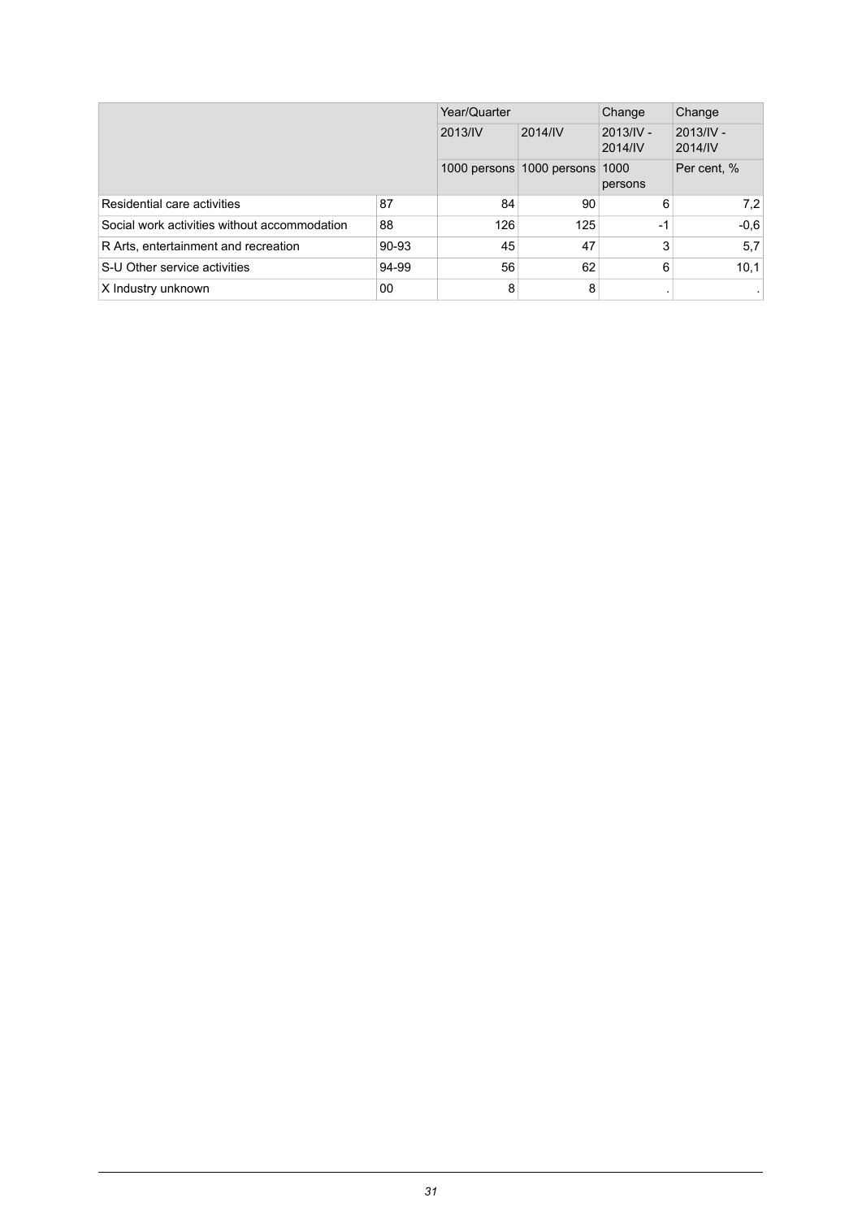| | | Year/Quarter | | Change | Change |
|---|---|---|---|---|---|
| | | 2013/IV | 2014/IV | 2013/IV - 2014/IV | 2013/IV - 2014/IV |
| | | 1000 persons | 1000 persons | 1000 persons | Per cent, % |
| Residential care activities | 87 | 84 | 90 | 6 | 7,2 |
| Social work activities without accommodation | 88 | 126 | 125 | -1 | -0,6 |
| R Arts, entertainment and recreation | 90-93 | 45 | 47 | 3 | 5,7 |
| S-U Other service activities | 94-99 | 56 | 62 | 6 | 10,1 |
| X Industry unknown | 00 | 8 | 8 | . | . |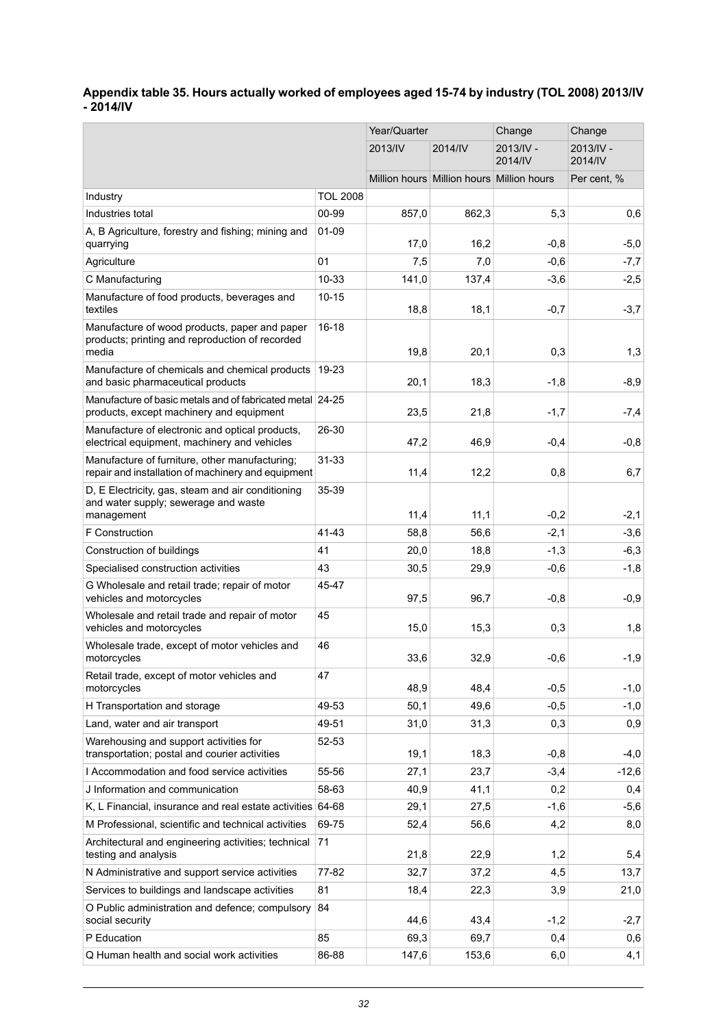**Appendix table 35. Hours actually worked of employees aged 15-74 by industry (TOL 2008) 2013/IV - 2014/IV**

| | | Year/Quarter | | Change | Change |
|---|---|---|---|---|---|
| | | 2013/IV | 2014/IV | 2013/IV - 2014/IV | 2013/IV - 2014/IV |
| | | Million hours | Million hours | Million hours | Per cent, % |
| Industry | TOL 2008 | | | | |
| Industries total | 00-99 | 857,0 | 862,3 | 5,3 | 0,6 |
| A, B Agriculture, forestry and fishing; mining and quarrying | 01-09 | 17,0 | 16,2 | -0,8 | -5,0 |
| Agriculture | 01 | 7,5 | 7,0 | -0,6 | -7,7 |
| C Manufacturing | 10-33 | 141,0 | 137,4 | -3,6 | -2,5 |
| Manufacture of food products, beverages and textiles | 10-15 | 18,8 | 18,1 | -0,7 | -3,7 |
| Manufacture of wood products, paper and paper products; printing and reproduction of recorded media | 16-18 | 19,8 | 20,1 | 0,3 | 1,3 |
| Manufacture of chemicals and chemical products and basic pharmaceutical products | 19-23 | 20,1 | 18,3 | -1,8 | -8,9 |
| Manufacture of basic metals and of fabricated metal products, except machinery and equipment | 24-25 | 23,5 | 21,8 | -1,7 | -7,4 |
| Manufacture of electronic and optical products, electrical equipment, machinery and vehicles | 26-30 | 47,2 | 46,9 | -0,4 | -0,8 |
| Manufacture of furniture, other manufacturing; repair and installation of machinery and equipment | 31-33 | 11,4 | 12,2 | 0,8 | 6,7 |
| D, E Electricity, gas, steam and air conditioning and water supply; sewerage and waste management | 35-39 | 11,4 | 11,1 | -0,2 | -2,1 |
| F Construction | 41-43 | 58,8 | 56,6 | -2,1 | -3,6 |
| Construction of buildings | 41 | 20,0 | 18,8 | -1,3 | -6,3 |
| Specialised construction activities | 43 | 30,5 | 29,9 | -0,6 | -1,8 |
| G Wholesale and retail trade; repair of motor vehicles and motorcycles | 45-47 | 97,5 | 96,7 | -0,8 | -0,9 |
| Wholesale and retail trade and repair of motor vehicles and motorcycles | 45 | 15,0 | 15,3 | 0,3 | 1,8 |
| Wholesale trade, except of motor vehicles and motorcycles | 46 | 33,6 | 32,9 | -0,6 | -1,9 |
| Retail trade, except of motor vehicles and motorcycles | 47 | 48,9 | 48,4 | -0,5 | -1,0 |
| H Transportation and storage | 49-53 | 50,1 | 49,6 | -0,5 | -1,0 |
| Land, water and air transport | 49-51 | 31,0 | 31,3 | 0,3 | 0,9 |
| Warehousing and support activities for transportation; postal and courier activities | 52-53 | 19,1 | 18,3 | -0,8 | -4,0 |
| I Accommodation and food service activities | 55-56 | 27,1 | 23,7 | -3,4 | -12,6 |
| J Information and communication | 58-63 | 40,9 | 41,1 | 0,2 | 0,4 |
| K, L Financial, insurance and real estate activities | 64-68 | 29,1 | 27,5 | -1,6 | -5,6 |
| M Professional, scientific and technical activities | 69-75 | 52,4 | 56,6 | 4,2 | 8,0 |
| Architectural and engineering activities; technical testing and analysis | 71 | 21,8 | 22,9 | 1,2 | 5,4 |
| N Administrative and support service activities | 77-82 | 32,7 | 37,2 | 4,5 | 13,7 |
| Services to buildings and landscape activities | 81 | 18,4 | 22,3 | 3,9 | 21,0 |
| O Public administration and defence; compulsory social security | 84 | 44,6 | 43,4 | -1,2 | -2,7 |
| P Education | 85 | 69,3 | 69,7 | 0,4 | 0,6 |
| Q Human health and social work activities | 86-88 | 147,6 | 153,6 | 6,0 | 4,1 |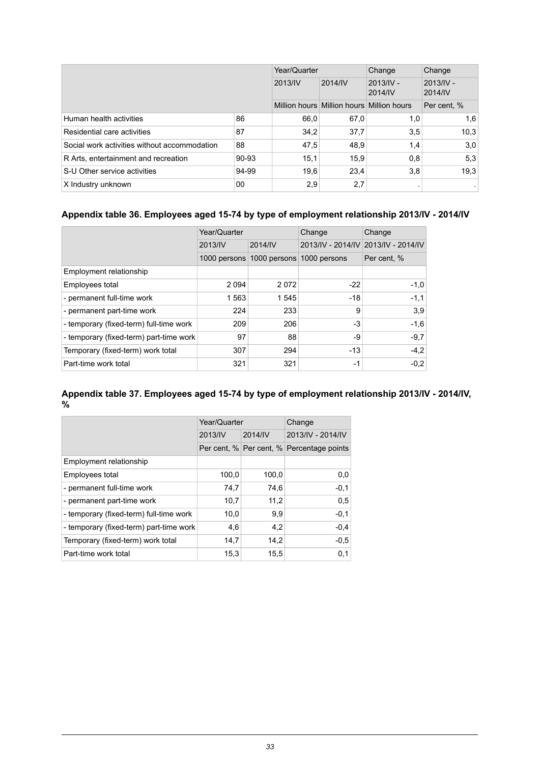| | | Year/Quarter | | Change | Change |
|---|---|---|---|---|---|
| | | 2013/IV | 2014/IV | 2013/IV - 2014/IV | 2013/IV - 2014/IV |
| | | Million hours | Million hours | Million hours | Per cent, % |
| Human health activities | 86 | 66,0 | 67,0 | 1,0 | 1,6 |
| Residential care activities | 87 | 34,2 | 37,7 | 3,5 | 10,3 |
| Social work activities without accommodation | 88 | 47,5 | 48,9 | 1,4 | 3,0 |
| R Arts, entertainment and recreation | 90-93 | 15,1 | 15,9 | 0,8 | 5,3 |
| S-U Other service activities | 94-99 | 19,6 | 23,4 | 3,8 | 19,3 |
| X Industry unknown | 00 | 2,9 | 2,7 | . | . |

### Appendix table 36. Employees aged 15-74 by type of employment relationship 2013/IV - 2014/IV

| | Year/Quarter | | Change | Change |
|---|---|---|---|---|
| | 2013/IV | 2014/IV | 2013/IV - 2014/IV | 2013/IV - 2014/IV |
| | 1000 persons | 1000 persons | 1000 persons | Per cent, % |
| Employment relationship | | | | |
| Employees total | 2 094 | 2 072 | -22 | -1,0 |
| - permanent full-time work | 1 563 | 1 545 | -18 | -1,1 |
| - permanent part-time work | 224 | 233 | 9 | 3,9 |
| - temporary (fixed-term) full-time work | 209 | 206 | -3 | -1,6 |
| - temporary (fixed-term) part-time work | 97 | 88 | -9 | -9,7 |
| Temporary (fixed-term) work total | 307 | 294 | -13 | -4,2 |
| Part-time work total | 321 | 321 | -1 | -0,2 |

### Appendix table 37. Employees aged 15-74 by type of employment relationship 2013/IV - 2014/IV, %

| | Year/Quarter | | Change |
|---|---|---|---|
| | 2013/IV | 2014/IV | 2013/IV - 2014/IV |
| | Per cent, % | Per cent, % | Percentage points |
| Employment relationship | | | |
| Employees total | 100,0 | 100,0 | 0,0 |
| - permanent full-time work | 74,7 | 74,6 | -0,1 |
| - permanent part-time work | 10,7 | 11,2 | 0,5 |
| - temporary (fixed-term) full-time work | 10,0 | 9,9 | -0,1 |
| - temporary (fixed-term) part-time work | 4,6 | 4,2 | -0,4 |
| Temporary (fixed-term) work total | 14,7 | 14,2 | -0,5 |
| Part-time work total | 15,3 | 15,5 | 0,1 |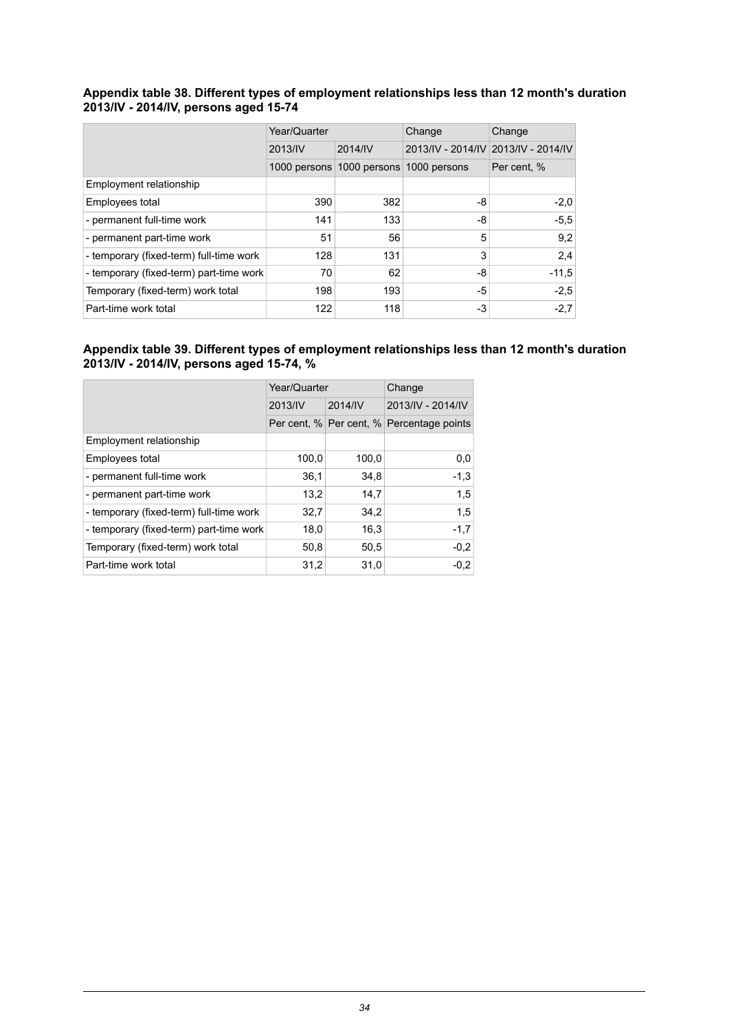### Appendix table 38. Different types of employment relationships less than 12 month's duration 2013/IV - 2014/IV, persons aged 15-74

| | Year/Quarter | | Change | Change |
|---|---|---|---|---|
| | 2013/IV | 2014/IV | 2013/IV - 2014/IV | 2013/IV - 2014/IV |
| | 1000 persons | 1000 persons | 1000 persons | Per cent, % |
| Employment relationship | | | | |
| Employees total | 390 | 382 | -8 | -2,0 |
| - permanent full-time work | 141 | 133 | -8 | -5,5 |
| - permanent part-time work | 51 | 56 | 5 | 9,2 |
| - temporary (fixed-term) full-time work | 128 | 131 | 3 | 2,4 |
| - temporary (fixed-term) part-time work | 70 | 62 | -8 | -11,5 |
| Temporary (fixed-term) work total | 198 | 193 | -5 | -2,5 |
| Part-time work total | 122 | 118 | -3 | -2,7 |

### Appendix table 39. Different types of employment relationships less than 12 month's duration 2013/IV - 2014/IV, persons aged 15-74, %

| | Year/Quarter | | Change |
|---|---|---|---|
| | 2013/IV | 2014/IV | 2013/IV - 2014/IV |
| | Per cent, % | Per cent, % | Percentage points |
| Employment relationship | | | |
| Employees total | 100,0 | 100,0 | 0,0 |
| - permanent full-time work | 36,1 | 34,8 | -1,3 |
| - permanent part-time work | 13,2 | 14,7 | 1,5 |
| - temporary (fixed-term) full-time work | 32,7 | 34,2 | 1,5 |
| - temporary (fixed-term) part-time work | 18,0 | 16,3 | -1,7 |
| Temporary (fixed-term) work total | 50,8 | 50,5 | -0,2 |
| Part-time work total | 31,2 | 31,0 | -0,2 |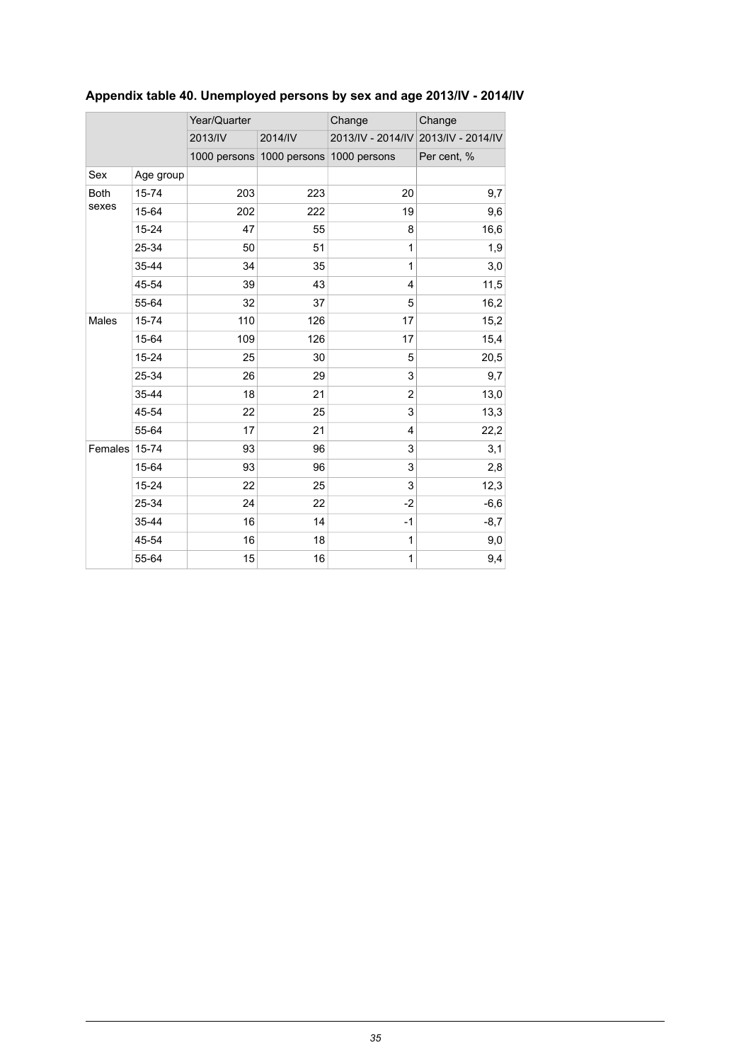### Appendix table 40. Unemployed persons by sex and age 2013/IV - 2014/IV

| | | Year/Quarter | | Change | Change |
|---|---|---|---|---|---|
| | | 2013/IV | 2014/IV | 2013/IV - 2014/IV | 2013/IV - 2014/IV |
| | | 1000 persons | 1000 persons | 1000 persons | Per cent, % |
| Sex | Age group | | | | |
| Both sexes | 15-74 | 203 | 223 | 20 | 9,7 |
| | 15-64 | 202 | 222 | 19 | 9,6 |
| | 15-24 | 47 | 55 | 8 | 16,6 |
| | 25-34 | 50 | 51 | 1 | 1,9 |
| | 35-44 | 34 | 35 | 1 | 3,0 |
| | 45-54 | 39 | 43 | 4 | 11,5 |
| | 55-64 | 32 | 37 | 5 | 16,2 |
| Males | 15-74 | 110 | 126 | 17 | 15,2 |
| | 15-64 | 109 | 126 | 17 | 15,4 |
| | 15-24 | 25 | 30 | 5 | 20,5 |
| | 25-34 | 26 | 29 | 3 | 9,7 |
| | 35-44 | 18 | 21 | 2 | 13,0 |
| | 45-54 | 22 | 25 | 3 | 13,3 |
| | 55-64 | 17 | 21 | 4 | 22,2 |
| Females | 15-74 | 93 | 96 | 3 | 3,1 |
| | 15-64 | 93 | 96 | 3 | 2,8 |
| | 15-24 | 22 | 25 | 3 | 12,3 |
| | 25-34 | 24 | 22 | -2 | -6,6 |
| | 35-44 | 16 | 14 | -1 | -8,7 |
| | 45-54 | 16 | 18 | 1 | 9,0 |
| | 55-64 | 15 | 16 | 1 | 9,4 |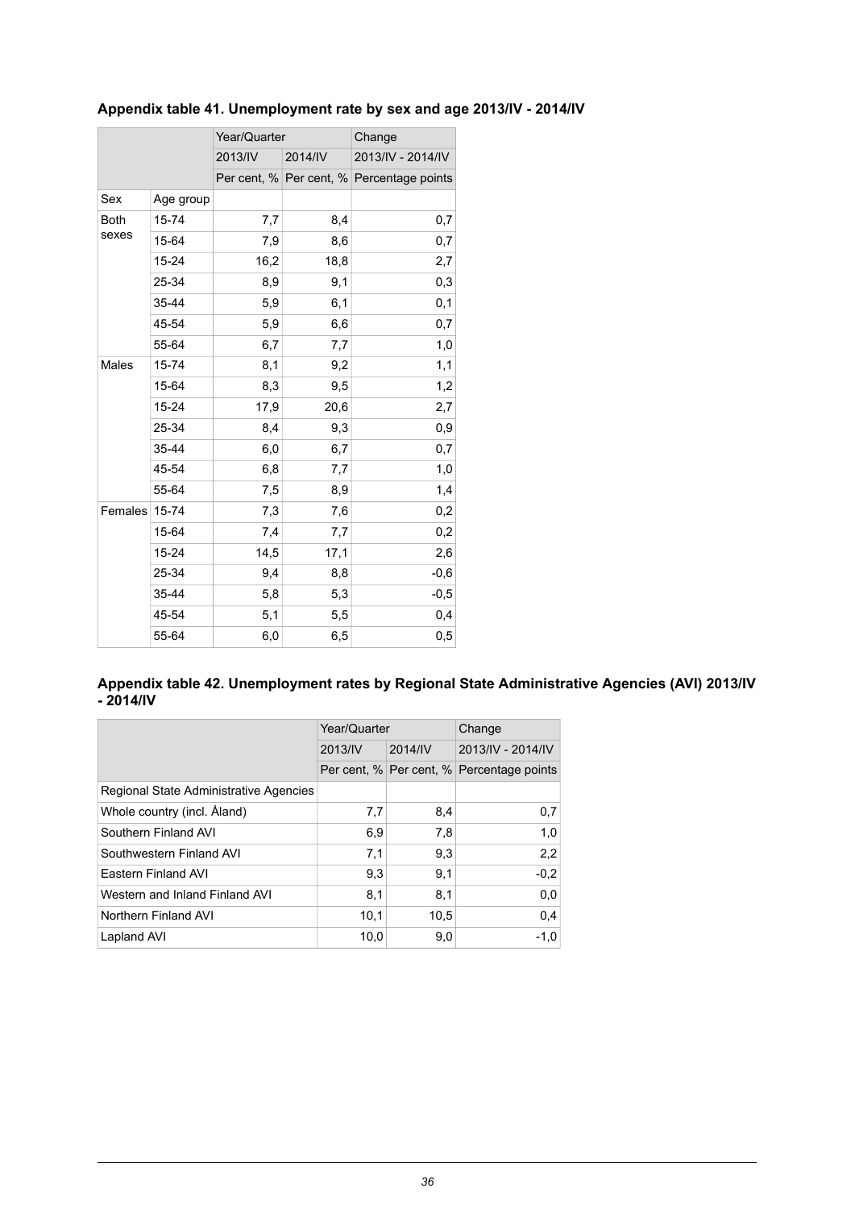**Appendix table 41. Unemployment rate by sex and age 2013/IV - 2014/IV**

| | | Year/Quarter | | Change |
|---|---|---|---|---|
| | | 2013/IV | 2014/IV | 2013/IV - 2014/IV |
| | | Per cent, % | Per cent, % | Percentage points |
| Sex | Age group | | | |
| Both sexes | 15-74 | 7,7 | 8,4 | 0,7 |
| | 15-64 | 7,9 | 8,6 | 0,7 |
| | 15-24 | 16,2 | 18,8 | 2,7 |
| | 25-34 | 8,9 | 9,1 | 0,3 |
| | 35-44 | 5,9 | 6,1 | 0,1 |
| | 45-54 | 5,9 | 6,6 | 0,7 |
| | 55-64 | 6,7 | 7,7 | 1,0 |
| Males | 15-74 | 8,1 | 9,2 | 1,1 |
| | 15-64 | 8,3 | 9,5 | 1,2 |
| | 15-24 | 17,9 | 20,6 | 2,7 |
| | 25-34 | 8,4 | 9,3 | 0,9 |
| | 35-44 | 6,0 | 6,7 | 0,7 |
| | 45-54 | 6,8 | 7,7 | 1,0 |
| | 55-64 | 7,5 | 8,9 | 1,4 |
| Females | 15-74 | 7,3 | 7,6 | 0,2 |
| | 15-64 | 7,4 | 7,7 | 0,2 |
| | 15-24 | 14,5 | 17,1 | 2,6 |
| | 25-34 | 9,4 | 8,8 | -0,6 |
| | 35-44 | 5,8 | 5,3 | -0,5 |
| | 45-54 | 5,1 | 5,5 | 0,4 |
| | 55-64 | 6,0 | 6,5 | 0,5 |

**Appendix table 42. Unemployment rates by Regional State Administrative Agencies (AVI) 2013/IV - 2014/IV**

| | Year/Quarter | | Change |
|---|---|---|---|
| | 2013/IV | 2014/IV | 2013/IV - 2014/IV |
| | Per cent, % | Per cent, % | Percentage points |
| Regional State Administrative Agencies | | | |
| Whole country (incl. Åland) | 7,7 | 8,4 | 0,7 |
| Southern Finland AVI | 6,9 | 7,8 | 1,0 |
| Southwestern Finland AVI | 7,1 | 9,3 | 2,2 |
| Eastern Finland AVI | 9,3 | 9,1 | -0,2 |
| Western and Inland Finland AVI | 8,1 | 8,1 | 0,0 |
| Northern Finland AVI | 10,1 | 10,5 | 0,4 |
| Lapland AVI | 10,0 | 9,0 | -1,0 |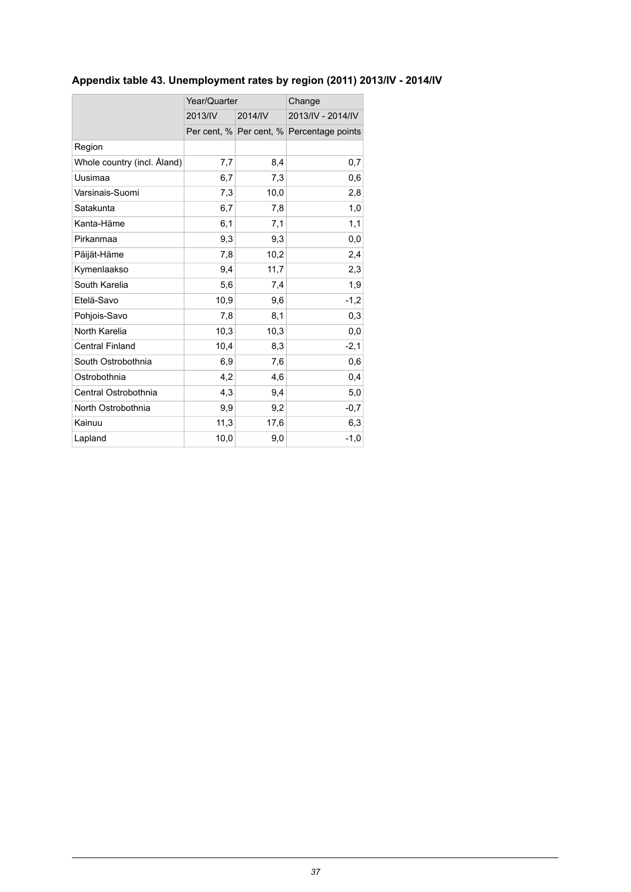**Appendix table 43. Unemployment rates by region (2011) 2013/IV - 2014/IV**

| | Year/Quarter | | Change |
|---|---|---|---|
| | 2013/IV | 2014/IV | 2013/IV - 2014/IV |
| | Per cent, % | Per cent, % | Percentage points |
| Region | | | |
| Whole country (incl. Åland) | 7,7 | 8,4 | 0,7 |
| Uusimaa | 6,7 | 7,3 | 0,6 |
| Varsinais-Suomi | 7,3 | 10,0 | 2,8 |
| Satakunta | 6,7 | 7,8 | 1,0 |
| Kanta-Häme | 6,1 | 7,1 | 1,1 |
| Pirkanmaa | 9,3 | 9,3 | 0,0 |
| Päijät-Häme | 7,8 | 10,2 | 2,4 |
| Kymenlaakso | 9,4 | 11,7 | 2,3 |
| South Karelia | 5,6 | 7,4 | 1,9 |
| Etelä-Savo | 10,9 | 9,6 | -1,2 |
| Pohjois-Savo | 7,8 | 8,1 | 0,3 |
| North Karelia | 10,3 | 10,3 | 0,0 |
| Central Finland | 10,4 | 8,3 | -2,1 |
| South Ostrobothnia | 6,9 | 7,6 | 0,6 |
| Ostrobothnia | 4,2 | 4,6 | 0,4 |
| Central Ostrobothnia | 4,3 | 9,4 | 5,0 |
| North Ostrobothnia | 9,9 | 9,2 | -0,7 |
| Kainuu | 11,3 | 17,6 | 6,3 |
| Lapland | 10,0 | 9,0 | -1,0 |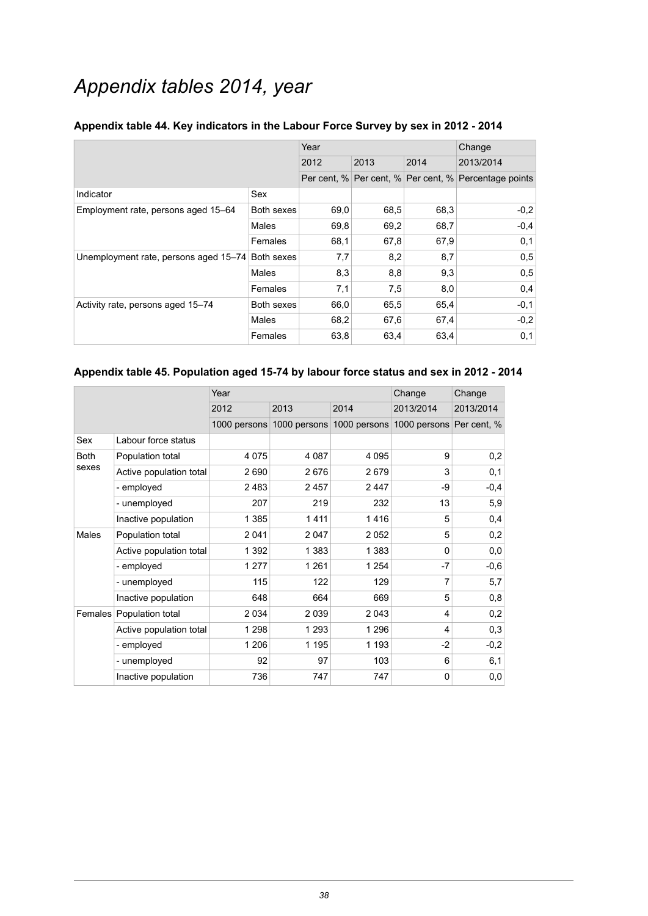# *Appendix tables 2014, year*

**Appendix table 44. Key indicators in the Labour Force Survey by sex in 2012 - 2014**

| | | Year | | | Change |
|---|---|---|---|---|---|
| | | 2012 | 2013 | 2014 | 2013/2014 |
| | | Per cent, % | Per cent, % | Per cent, % | Percentage points |
| Indicator | Sex | | | | |
| Employment rate, persons aged 15–64 | Both sexes | 69,0 | 68,5 | 68,3 | -0,2 |
| | Males | 69,8 | 69,2 | 68,7 | -0,4 |
| | Females | 68,1 | 67,8 | 67,9 | 0,1 |
| Unemployment rate, persons aged 15–74 | Both sexes | 7,7 | 8,2 | 8,7 | 0,5 |
| | Males | 8,3 | 8,8 | 9,3 | 0,5 |
| | Females | 7,1 | 7,5 | 8,0 | 0,4 |
| Activity rate, persons aged 15–74 | Both sexes | 66,0 | 65,5 | 65,4 | -0,1 |
| | Males | 68,2 | 67,6 | 67,4 | -0,2 |
| | Females | 63,8 | 63,4 | 63,4 | 0,1 |

**Appendix table 45. Population aged 15-74 by labour force status and sex in 2012 - 2014**

| | | Year | | | Change | Change |
|---|---|---|---|---|---|---|
| | | 2012 | 2013 | 2014 | 2013/2014 | 2013/2014 |
| | | 1000 persons | 1000 persons | 1000 persons | 1000 persons | Per cent, % |
| Sex | Labour force status | | | | | |
| Both sexes | Population total | 4 075 | 4 087 | 4 095 | 9 | 0,2 |
| | Active population total | 2 690 | 2 676 | 2 679 | 3 | 0,1 |
| | - employed | 2 483 | 2 457 | 2 447 | -9 | -0,4 |
| | - unemployed | 207 | 219 | 232 | 13 | 5,9 |
| | Inactive population | 1 385 | 1 411 | 1 416 | 5 | 0,4 |
| Males | Population total | 2 041 | 2 047 | 2 052 | 5 | 0,2 |
| | Active population total | 1 392 | 1 383 | 1 383 | 0 | 0,0 |
| | - employed | 1 277 | 1 261 | 1 254 | -7 | -0,6 |
| | - unemployed | 115 | 122 | 129 | 7 | 5,7 |
| | Inactive population | 648 | 664 | 669 | 5 | 0,8 |
| Females | Population total | 2 034 | 2 039 | 2 043 | 4 | 0,2 |
| | Active population total | 1 298 | 1 293 | 1 296 | 4 | 0,3 |
| | - employed | 1 206 | 1 195 | 1 193 | -2 | -0,2 |
| | - unemployed | 92 | 97 | 103 | 6 | 6,1 |
| | Inactive population | 736 | 747 | 747 | 0 | 0,0 |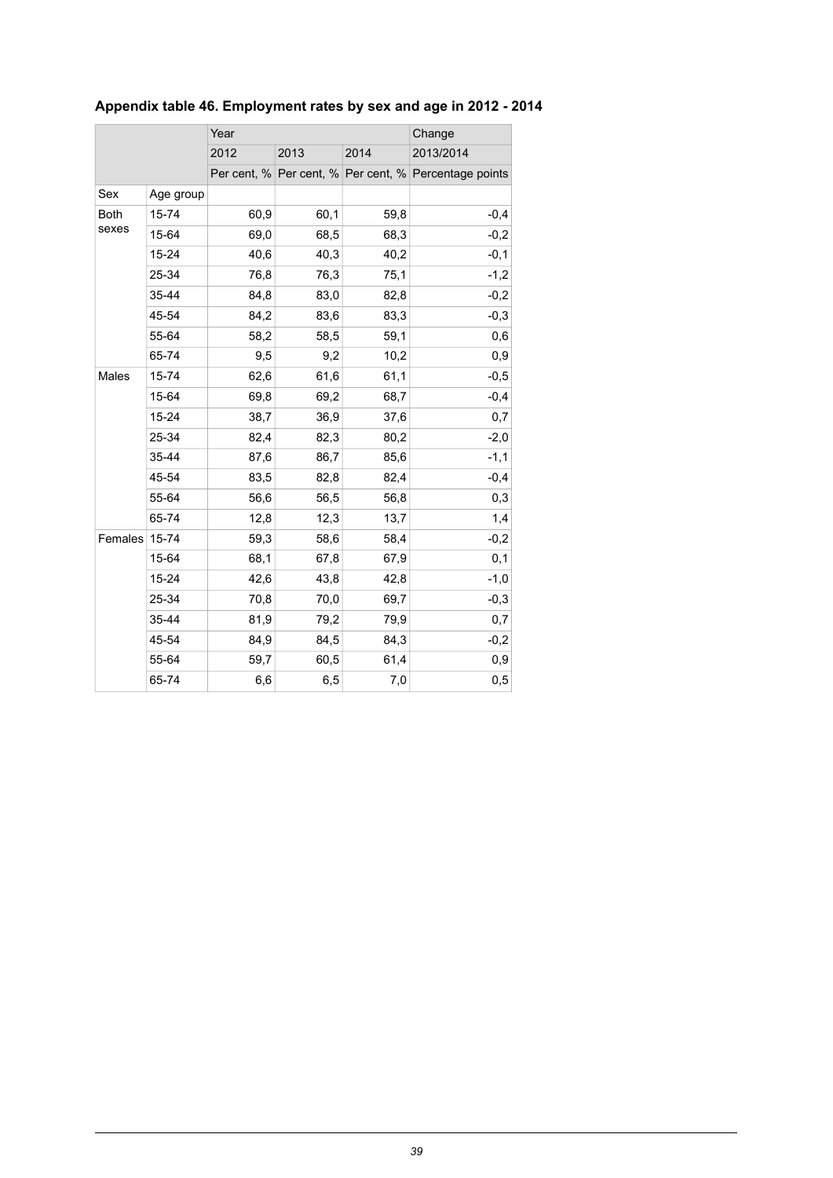**Appendix table 46. Employment rates by sex and age in 2012 - 2014**

| | | Year | | | Change |
|---|---|---|---|---|---|
| | | 2012 | 2013 | 2014 | 2013/2014 |
| | | Per cent, % | Per cent, % | Per cent, % | Percentage points |
| Sex | Age group | | | | |
| Both sexes | 15-74 | 60,9 | 60,1 | 59,8 | -0,4 |
| | 15-64 | 69,0 | 68,5 | 68,3 | -0,2 |
| | 15-24 | 40,6 | 40,3 | 40,2 | -0,1 |
| | 25-34 | 76,8 | 76,3 | 75,1 | -1,2 |
| | 35-44 | 84,8 | 83,0 | 82,8 | -0,2 |
| | 45-54 | 84,2 | 83,6 | 83,3 | -0,3 |
| | 55-64 | 58,2 | 58,5 | 59,1 | 0,6 |
| | 65-74 | 9,5 | 9,2 | 10,2 | 0,9 |
| Males | 15-74 | 62,6 | 61,6 | 61,1 | -0,5 |
| | 15-64 | 69,8 | 69,2 | 68,7 | -0,4 |
| | 15-24 | 38,7 | 36,9 | 37,6 | 0,7 |
| | 25-34 | 82,4 | 82,3 | 80,2 | -2,0 |
| | 35-44 | 87,6 | 86,7 | 85,6 | -1,1 |
| | 45-54 | 83,5 | 82,8 | 82,4 | -0,4 |
| | 55-64 | 56,6 | 56,5 | 56,8 | 0,3 |
| | 65-74 | 12,8 | 12,3 | 13,7 | 1,4 |
| Females | 15-74 | 59,3 | 58,6 | 58,4 | -0,2 |
| | 15-64 | 68,1 | 67,8 | 67,9 | 0,1 |
| | 15-24 | 42,6 | 43,8 | 42,8 | -1,0 |
| | 25-34 | 70,8 | 70,0 | 69,7 | -0,3 |
| | 35-44 | 81,9 | 79,2 | 79,9 | 0,7 |
| | 45-54 | 84,9 | 84,5 | 84,3 | -0,2 |
| | 55-64 | 59,7 | 60,5 | 61,4 | 0,9 |
| | 65-74 | 6,6 | 6,5 | 7,0 | 0,5 |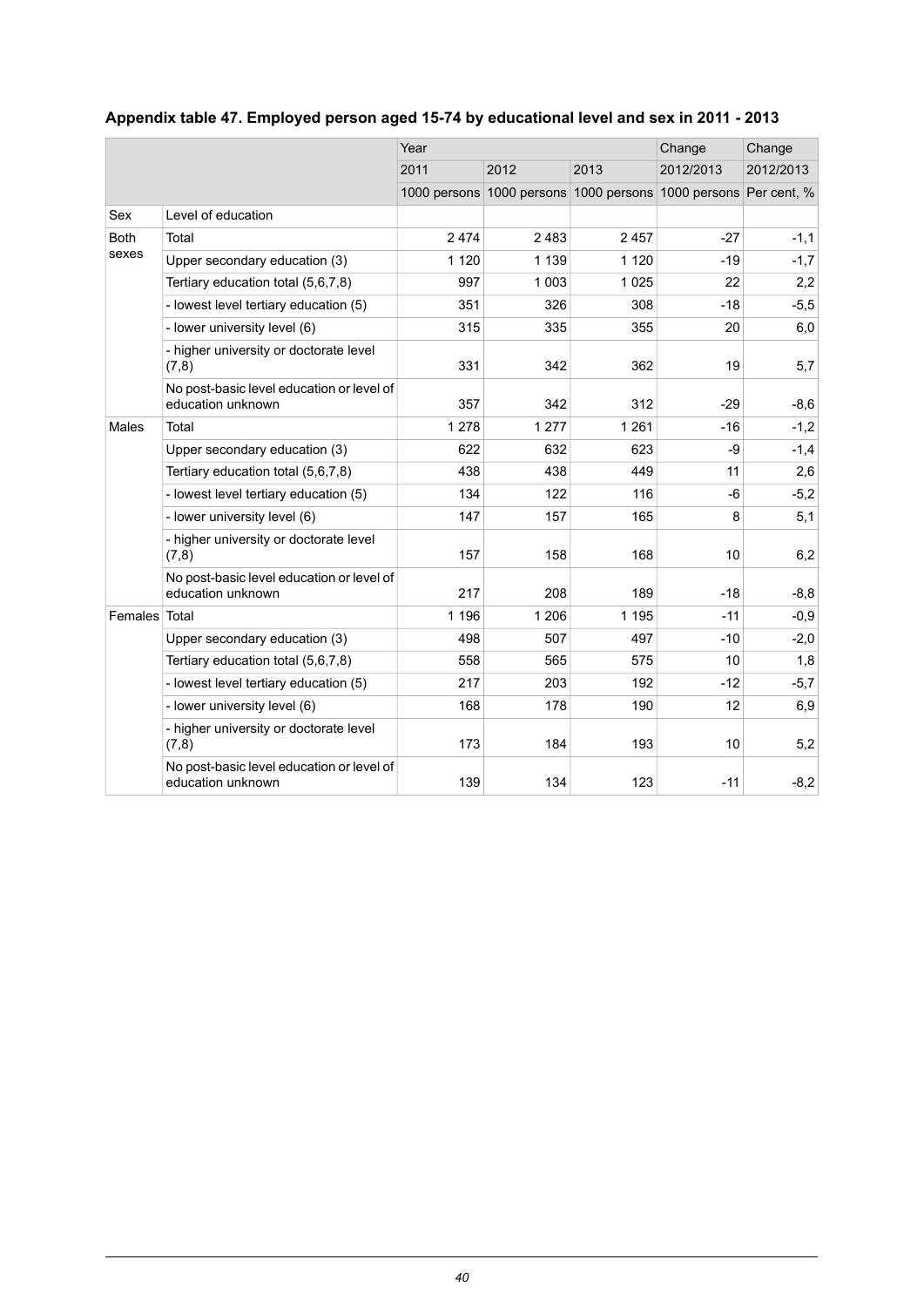### Appendix table 47. Employed person aged 15-74 by educational level and sex in 2011 - 2013

| | | Year | | | Change | Change |
|---|---|---|---|---|---|---|
| | | 2011 | 2012 | 2013 | 2012/2013 | 2012/2013 |
| | | 1000 persons | 1000 persons | 1000 persons | 1000 persons | Per cent, % |
| Sex | Level of education | | | | | |
| Both sexes | Total | 2 474 | 2 483 | 2 457 | -27 | -1,1 |
| | Upper secondary education (3) | 1 120 | 1 139 | 1 120 | -19 | -1,7 |
| | Tertiary education total (5,6,7,8) | 997 | 1 003 | 1 025 | 22 | 2,2 |
| | - lowest level tertiary education (5) | 351 | 326 | 308 | -18 | -5,5 |
| | - lower university level (6) | 315 | 335 | 355 | 20 | 6,0 |
| | - higher university or doctorate level (7,8) | 331 | 342 | 362 | 19 | 5,7 |
| | No post-basic level education or level of education unknown | 357 | 342 | 312 | -29 | -8,6 |
| Males | Total | 1 278 | 1 277 | 1 261 | -16 | -1,2 |
| | Upper secondary education (3) | 622 | 632 | 623 | -9 | -1,4 |
| | Tertiary education total (5,6,7,8) | 438 | 438 | 449 | 11 | 2,6 |
| | - lowest level tertiary education (5) | 134 | 122 | 116 | -6 | -5,2 |
| | - lower university level (6) | 147 | 157 | 165 | 8 | 5,1 |
| | - higher university or doctorate level (7,8) | 157 | 158 | 168 | 10 | 6,2 |
| | No post-basic level education or level of education unknown | 217 | 208 | 189 | -18 | -8,8 |
| Females | Total | 1 196 | 1 206 | 1 195 | -11 | -0,9 |
| | Upper secondary education (3) | 498 | 507 | 497 | -10 | -2,0 |
| | Tertiary education total (5,6,7,8) | 558 | 565 | 575 | 10 | 1,8 |
| | - lowest level tertiary education (5) | 217 | 203 | 192 | -12 | -5,7 |
| | - lower university level (6) | 168 | 178 | 190 | 12 | 6,9 |
| | - higher university or doctorate level (7,8) | 173 | 184 | 193 | 10 | 5,2 |
| | No post-basic level education or level of education unknown | 139 | 134 | 123 | -11 | -8,2 |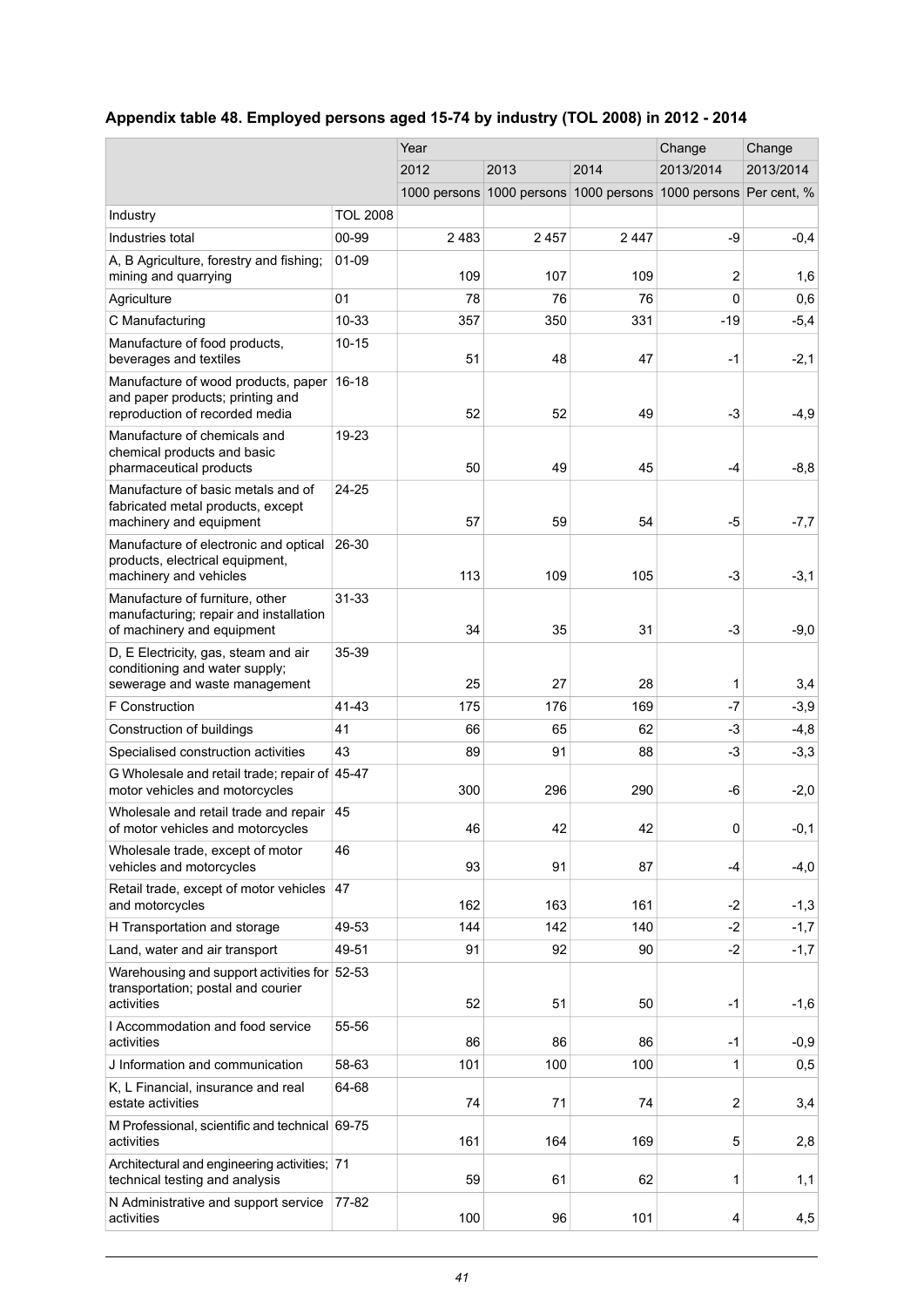**Appendix table 48. Employed persons aged 15-74 by industry (TOL 2008) in 2012 - 2014**

| | | Year | | | Change | Change |
|---|---|---|---|---|---|---|
| | | 2012 | 2013 | 2014 | 2013/2014 | 2013/2014 |
| | | 1000 persons | 1000 persons | 1000 persons | 1000 persons | Per cent, % |
| Industry | TOL 2008 | | | | | |
| Industries total | 00-99 | 2 483 | 2 457 | 2 447 | -9 | -0,4 |
| A, B Agriculture, forestry and fishing; mining and quarrying | 01-09 | 109 | 107 | 109 | 2 | 1,6 |
| Agriculture | 01 | 78 | 76 | 76 | 0 | 0,6 |
| C Manufacturing | 10-33 | 357 | 350 | 331 | -19 | -5,4 |
| Manufacture of food products, beverages and textiles | 10-15 | 51 | 48 | 47 | -1 | -2,1 |
| Manufacture of wood products, paper and paper products; printing and reproduction of recorded media | 16-18 | 52 | 52 | 49 | -3 | -4,9 |
| Manufacture of chemicals and chemical products and basic pharmaceutical products | 19-23 | 50 | 49 | 45 | -4 | -8,8 |
| Manufacture of basic metals and of fabricated metal products, except machinery and equipment | 24-25 | 57 | 59 | 54 | -5 | -7,7 |
| Manufacture of electronic and optical products, electrical equipment, machinery and vehicles | 26-30 | 113 | 109 | 105 | -3 | -3,1 |
| Manufacture of furniture, other manufacturing; repair and installation of machinery and equipment | 31-33 | 34 | 35 | 31 | -3 | -9,0 |
| D, E Electricity, gas, steam and air conditioning and water supply; sewerage and waste management | 35-39 | 25 | 27 | 28 | 1 | 3,4 |
| F Construction | 41-43 | 175 | 176 | 169 | -7 | -3,9 |
| Construction of buildings | 41 | 66 | 65 | 62 | -3 | -4,8 |
| Specialised construction activities | 43 | 89 | 91 | 88 | -3 | -3,3 |
| G Wholesale and retail trade; repair of motor vehicles and motorcycles | 45-47 | 300 | 296 | 290 | -6 | -2,0 |
| Wholesale and retail trade and repair of motor vehicles and motorcycles | 45 | 46 | 42 | 42 | 0 | -0,1 |
| Wholesale trade, except of motor vehicles and motorcycles | 46 | 93 | 91 | 87 | -4 | -4,0 |
| Retail trade, except of motor vehicles and motorcycles | 47 | 162 | 163 | 161 | -2 | -1,3 |
| H Transportation and storage | 49-53 | 144 | 142 | 140 | -2 | -1,7 |
| Land, water and air transport | 49-51 | 91 | 92 | 90 | -2 | -1,7 |
| Warehousing and support activities for transportation; postal and courier activities | 52-53 | 52 | 51 | 50 | -1 | -1,6 |
| I Accommodation and food service activities | 55-56 | 86 | 86 | 86 | -1 | -0,9 |
| J Information and communication | 58-63 | 101 | 100 | 100 | 1 | 0,5 |
| K, L Financial, insurance and real estate activities | 64-68 | 74 | 71 | 74 | 2 | 3,4 |
| M Professional, scientific and technical activities | 69-75 | 161 | 164 | 169 | 5 | 2,8 |
| Architectural and engineering activities; technical testing and analysis | 71 | 59 | 61 | 62 | 1 | 1,1 |
| N Administrative and support service activities | 77-82 | 100 | 96 | 101 | 4 | 4,5 |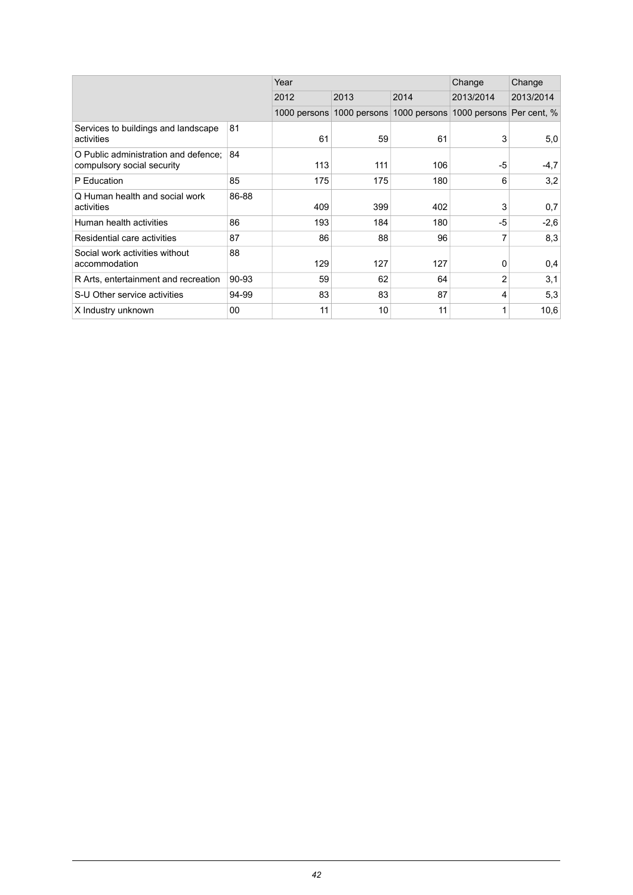| | | Year | | | Change | Change |
|---|---|---|---|---|---|---|
| | | 2012 | 2013 | 2014 | 2013/2014 | 2013/2014 |
| | | 1000 persons | 1000 persons | 1000 persons | 1000 persons | Per cent, % |
| Services to buildings and landscape activities | 81 | 61 | 59 | 61 | 3 | 5,0 |
| O Public administration and defence; compulsory social security | 84 | 113 | 111 | 106 | -5 | -4,7 |
| P Education | 85 | 175 | 175 | 180 | 6 | 3,2 |
| Q Human health and social work activities | 86-88 | 409 | 399 | 402 | 3 | 0,7 |
| Human health activities | 86 | 193 | 184 | 180 | -5 | -2,6 |
| Residential care activities | 87 | 86 | 88 | 96 | 7 | 8,3 |
| Social work activities without accommodation | 88 | 129 | 127 | 127 | 0 | 0,4 |
| R Arts, entertainment and recreation | 90-93 | 59 | 62 | 64 | 2 | 3,1 |
| S-U Other service activities | 94-99 | 83 | 83 | 87 | 4 | 5,3 |
| X Industry unknown | 00 | 11 | 10 | 11 | 1 | 10,6 |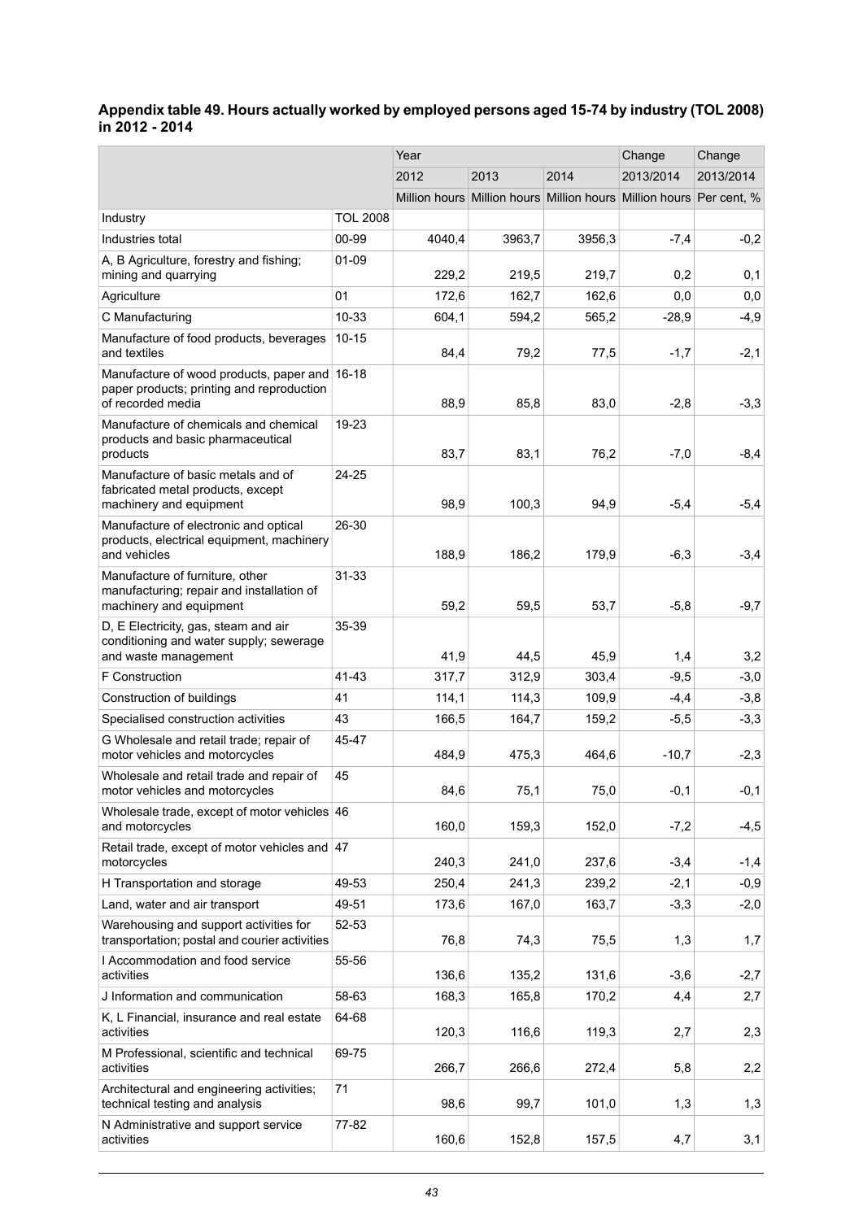**Appendix table 49. Hours actually worked by employed persons aged 15-74 by industry (TOL 2008) in 2012 - 2014**

| | | Year | | | Change | Change |
|---|---|---|---|---|---|---|
| | | 2012 | 2013 | 2014 | 2013/2014 | 2013/2014 |
| | | Million hours | Million hours | Million hours | Million hours | Per cent, % |
| Industry | TOL 2008 | | | | | |
| Industries total | 00-99 | 4040,4 | 3963,7 | 3956,3 | -7,4 | -0,2 |
| A, B Agriculture, forestry and fishing; mining and quarrying | 01-09 | 229,2 | 219,5 | 219,7 | 0,2 | 0,1 |
| Agriculture | 01 | 172,6 | 162,7 | 162,6 | 0,0 | 0,0 |
| C Manufacturing | 10-33 | 604,1 | 594,2 | 565,2 | -28,9 | -4,9 |
| Manufacture of food products, beverages and textiles | 10-15 | 84,4 | 79,2 | 77,5 | -1,7 | -2,1 |
| Manufacture of wood products, paper and paper products; printing and reproduction of recorded media | 16-18 | 88,9 | 85,8 | 83,0 | -2,8 | -3,3 |
| Manufacture of chemicals and chemical products and basic pharmaceutical products | 19-23 | 83,7 | 83,1 | 76,2 | -7,0 | -8,4 |
| Manufacture of basic metals and of fabricated metal products, except machinery and equipment | 24-25 | 98,9 | 100,3 | 94,9 | -5,4 | -5,4 |
| Manufacture of electronic and optical products, electrical equipment, machinery and vehicles | 26-30 | 188,9 | 186,2 | 179,9 | -6,3 | -3,4 |
| Manufacture of furniture, other manufacturing; repair and installation of machinery and equipment | 31-33 | 59,2 | 59,5 | 53,7 | -5,8 | -9,7 |
| D, E Electricity, gas, steam and air conditioning and water supply; sewerage and waste management | 35-39 | 41,9 | 44,5 | 45,9 | 1,4 | 3,2 |
| F Construction | 41-43 | 317,7 | 312,9 | 303,4 | -9,5 | -3,0 |
| Construction of buildings | 41 | 114,1 | 114,3 | 109,9 | -4,4 | -3,8 |
| Specialised construction activities | 43 | 166,5 | 164,7 | 159,2 | -5,5 | -3,3 |
| G Wholesale and retail trade; repair of motor vehicles and motorcycles | 45-47 | 484,9 | 475,3 | 464,6 | -10,7 | -2,3 |
| Wholesale and retail trade and repair of motor vehicles and motorcycles | 45 | 84,6 | 75,1 | 75,0 | -0,1 | -0,1 |
| Wholesale trade, except of motor vehicles and motorcycles | 46 | 160,0 | 159,3 | 152,0 | -7,2 | -4,5 |
| Retail trade, except of motor vehicles and motorcycles | 47 | 240,3 | 241,0 | 237,6 | -3,4 | -1,4 |
| H Transportation and storage | 49-53 | 250,4 | 241,3 | 239,2 | -2,1 | -0,9 |
| Land, water and air transport | 49-51 | 173,6 | 167,0 | 163,7 | -3,3 | -2,0 |
| Warehousing and support activities for transportation; postal and courier activities | 52-53 | 76,8 | 74,3 | 75,5 | 1,3 | 1,7 |
| I Accommodation and food service activities | 55-56 | 136,6 | 135,2 | 131,6 | -3,6 | -2,7 |
| J Information and communication | 58-63 | 168,3 | 165,8 | 170,2 | 4,4 | 2,7 |
| K, L Financial, insurance and real estate activities | 64-68 | 120,3 | 116,6 | 119,3 | 2,7 | 2,3 |
| M Professional, scientific and technical activities | 69-75 | 266,7 | 266,6 | 272,4 | 5,8 | 2,2 |
| Architectural and engineering activities; technical testing and analysis | 71 | 98,6 | 99,7 | 101,0 | 1,3 | 1,3 |
| N Administrative and support service activities | 77-82 | 160,6 | 152,8 | 157,5 | 4,7 | 3,1 |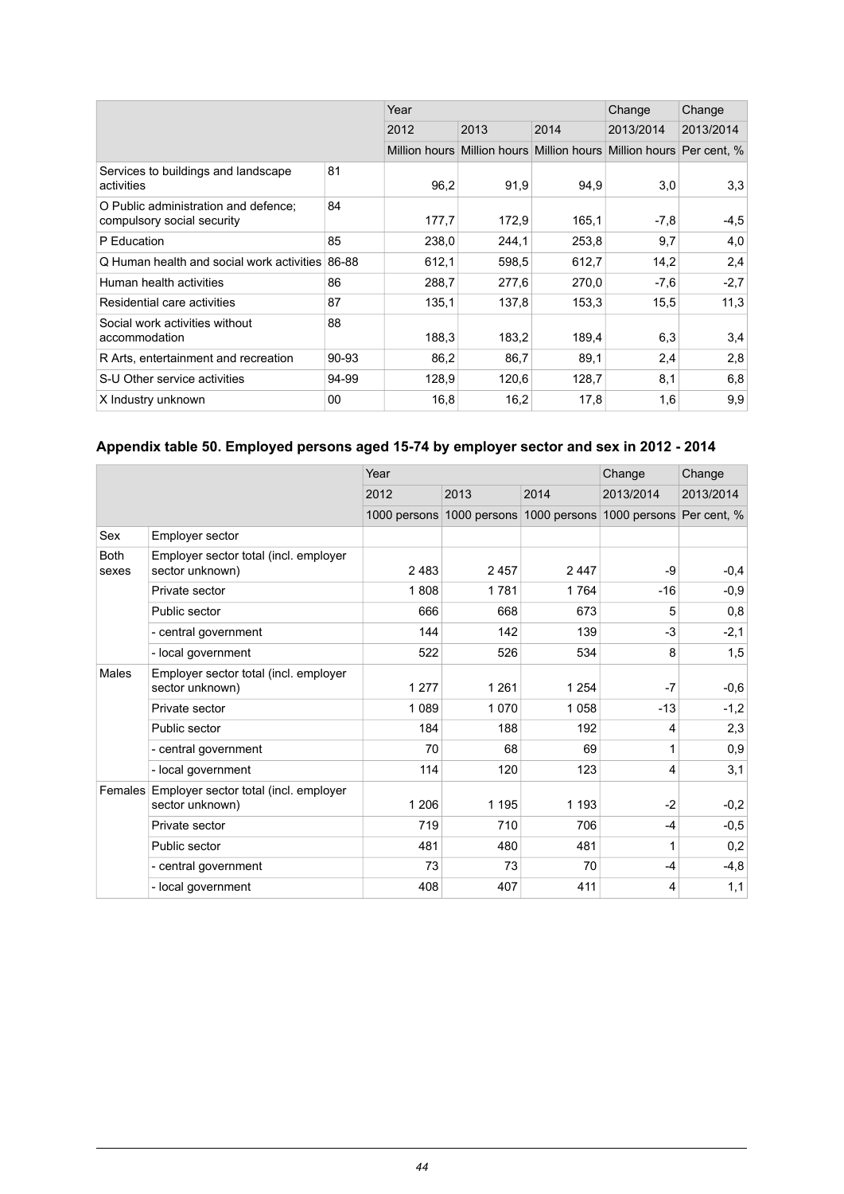| | | Year | | | Change | Change |
|---|---|---|---|---|---|---|
| | | 2012 | 2013 | 2014 | 2013/2014 | 2013/2014 |
| | | Million hours | Million hours | Million hours | Million hours | Per cent, % |
| Services to buildings and landscape activities | 81 | 96,2 | 91,9 | 94,9 | 3,0 | 3,3 |
| O Public administration and defence; compulsory social security | 84 | 177,7 | 172,9 | 165,1 | -7,8 | -4,5 |
| P Education | 85 | 238,0 | 244,1 | 253,8 | 9,7 | 4,0 |
| Q Human health and social work activities | 86-88 | 612,1 | 598,5 | 612,7 | 14,2 | 2,4 |
| Human health activities | 86 | 288,7 | 277,6 | 270,0 | -7,6 | -2,7 |
| Residential care activities | 87 | 135,1 | 137,8 | 153,3 | 15,5 | 11,3 |
| Social work activities without accommodation | 88 | 188,3 | 183,2 | 189,4 | 6,3 | 3,4 |
| R Arts, entertainment and recreation | 90-93 | 86,2 | 86,7 | 89,1 | 2,4 | 2,8 |
| S-U Other service activities | 94-99 | 128,9 | 120,6 | 128,7 | 8,1 | 6,8 |
| X Industry unknown | 00 | 16,8 | 16,2 | 17,8 | 1,6 | 9,9 |

## Appendix table 50. Employed persons aged 15-74 by employer sector and sex in 2012 - 2014

| | | Year | | | Change | Change |
|---|---|---|---|---|---|---|
| | | 2012 | 2013 | 2014 | 2013/2014 | 2013/2014 |
| | | 1000 persons | 1000 persons | 1000 persons | 1000 persons | Per cent, % |
| Sex | Employer sector | | | | | |
| Both sexes | Employer sector total (incl. employer sector unknown) | 2 483 | 2 457 | 2 447 | -9 | -0,4 |
| | Private sector | 1 808 | 1 781 | 1 764 | -16 | -0,9 |
| | Public sector | 666 | 668 | 673 | 5 | 0,8 |
| | - central government | 144 | 142 | 139 | -3 | -2,1 |
| | - local government | 522 | 526 | 534 | 8 | 1,5 |
| Males | Employer sector total (incl. employer sector unknown) | 1 277 | 1 261 | 1 254 | -7 | -0,6 |
| | Private sector | 1 089 | 1 070 | 1 058 | -13 | -1,2 |
| | Public sector | 184 | 188 | 192 | 4 | 2,3 |
| | - central government | 70 | 68 | 69 | 1 | 0,9 |
| | - local government | 114 | 120 | 123 | 4 | 3,1 |
| Females | Employer sector total (incl. employer sector unknown) | 1 206 | 1 195 | 1 193 | -2 | -0,2 |
| | Private sector | 719 | 710 | 706 | -4 | -0,5 |
| | Public sector | 481 | 480 | 481 | 1 | 0,2 |
| | - central government | 73 | 73 | 70 | -4 | -4,8 |
| | - local government | 408 | 407 | 411 | 4 | 1,1 |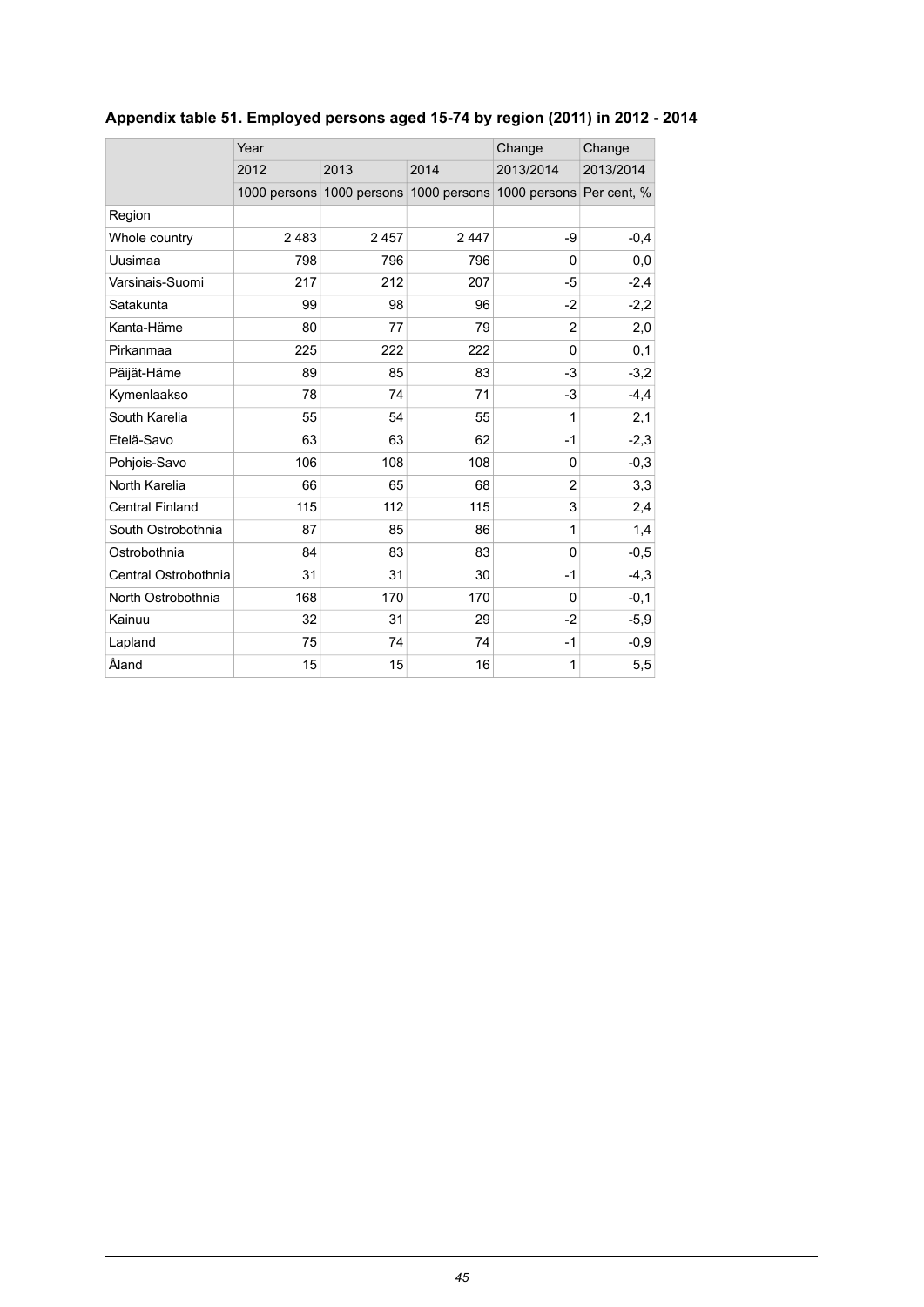**Appendix table 51. Employed persons aged 15-74 by region (2011) in 2012 - 2014**

| | Year | | | Change | Change |
|---|---|---|---|---|---|
| | 2012 | 2013 | 2014 | 2013/2014 | 2013/2014 |
| | 1000 persons | 1000 persons | 1000 persons | 1000 persons | Per cent, % |
| Region | | | | | |
| Whole country | 2 483 | 2 457 | 2 447 | -9 | -0,4 |
| Uusimaa | 798 | 796 | 796 | 0 | 0,0 |
| Varsinais-Suomi | 217 | 212 | 207 | -5 | -2,4 |
| Satakunta | 99 | 98 | 96 | -2 | -2,2 |
| Kanta-Häme | 80 | 77 | 79 | 2 | 2,0 |
| Pirkanmaa | 225 | 222 | 222 | 0 | 0,1 |
| Päijät-Häme | 89 | 85 | 83 | -3 | -3,2 |
| Kymenlaakso | 78 | 74 | 71 | -3 | -4,4 |
| South Karelia | 55 | 54 | 55 | 1 | 2,1 |
| Etelä-Savo | 63 | 63 | 62 | -1 | -2,3 |
| Pohjois-Savo | 106 | 108 | 108 | 0 | -0,3 |
| North Karelia | 66 | 65 | 68 | 2 | 3,3 |
| Central Finland | 115 | 112 | 115 | 3 | 2,4 |
| South Ostrobothnia | 87 | 85 | 86 | 1 | 1,4 |
| Ostrobothnia | 84 | 83 | 83 | 0 | -0,5 |
| Central Ostrobothnia | 31 | 31 | 30 | -1 | -4,3 |
| North Ostrobothnia | 168 | 170 | 170 | 0 | -0,1 |
| Kainuu | 32 | 31 | 29 | -2 | -5,9 |
| Lapland | 75 | 74 | 74 | -1 | -0,9 |
| Åland | 15 | 15 | 16 | 1 | 5,5 |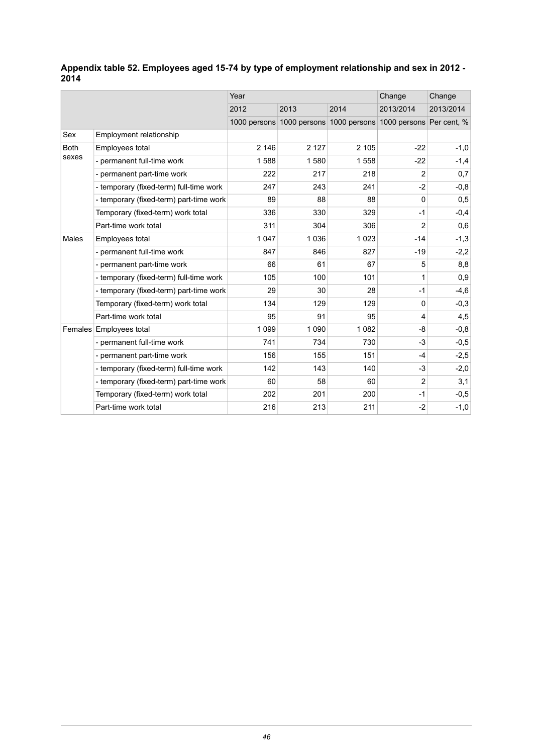**Appendix table 52. Employees aged 15-74 by type of employment relationship and sex in 2012 - 2014**

| | | Year | | | Change | Change |
|---|---|---|---|---|---|---|
| | | 2012 | 2013 | 2014 | 2013/2014 | 2013/2014 |
| | | 1000 persons | 1000 persons | 1000 persons | 1000 persons | Per cent, % |
| Sex | Employment relationship | | | | | |
| Both sexes | Employees total | 2 146 | 2 127 | 2 105 | -22 | -1,0 |
| | - permanent full-time work | 1 588 | 1 580 | 1 558 | -22 | -1,4 |
| | - permanent part-time work | 222 | 217 | 218 | 2 | 0,7 |
| | - temporary (fixed-term) full-time work | 247 | 243 | 241 | -2 | -0,8 |
| | - temporary (fixed-term) part-time work | 89 | 88 | 88 | 0 | 0,5 |
| | Temporary (fixed-term) work total | 336 | 330 | 329 | -1 | -0,4 |
| | Part-time work total | 311 | 304 | 306 | 2 | 0,6 |
| Males | Employees total | 1 047 | 1 036 | 1 023 | -14 | -1,3 |
| | - permanent full-time work | 847 | 846 | 827 | -19 | -2,2 |
| | - permanent part-time work | 66 | 61 | 67 | 5 | 8,8 |
| | - temporary (fixed-term) full-time work | 105 | 100 | 101 | 1 | 0,9 |
| | - temporary (fixed-term) part-time work | 29 | 30 | 28 | -1 | -4,6 |
| | Temporary (fixed-term) work total | 134 | 129 | 129 | 0 | -0,3 |
| | Part-time work total | 95 | 91 | 95 | 4 | 4,5 |
| Females | Employees total | 1 099 | 1 090 | 1 082 | -8 | -0,8 |
| | - permanent full-time work | 741 | 734 | 730 | -3 | -0,5 |
| | - permanent part-time work | 156 | 155 | 151 | -4 | -2,5 |
| | - temporary (fixed-term) full-time work | 142 | 143 | 140 | -3 | -2,0 |
| | - temporary (fixed-term) part-time work | 60 | 58 | 60 | 2 | 3,1 |
| | Temporary (fixed-term) work total | 202 | 201 | 200 | -1 | -0,5 |
| | Part-time work total | 216 | 213 | 211 | -2 | -1,0 |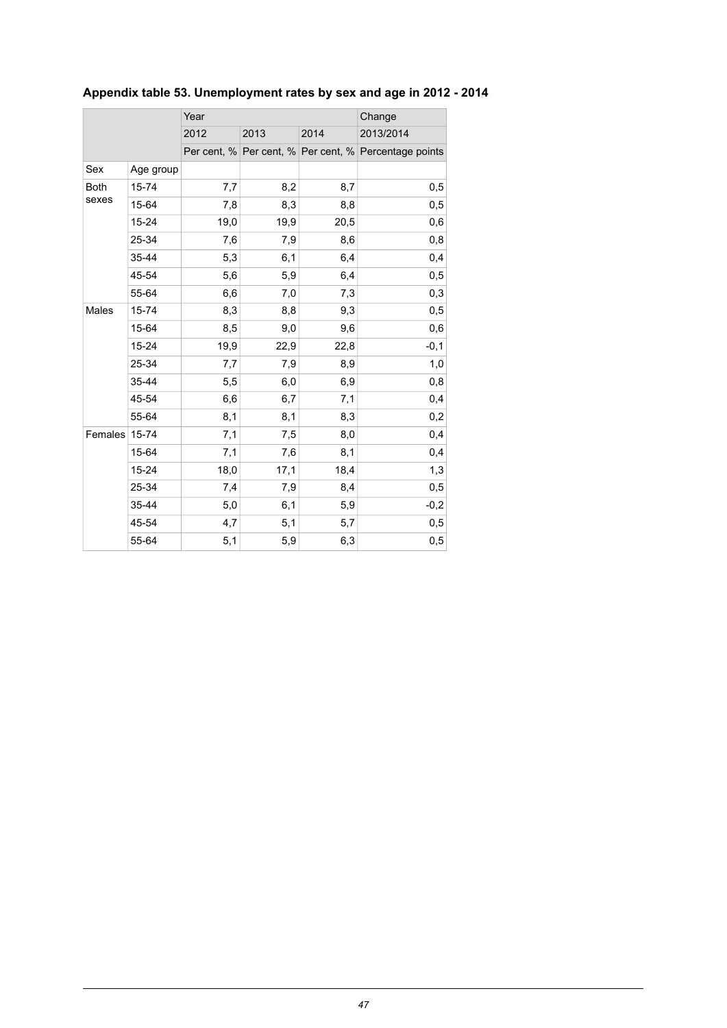**Appendix table 53. Unemployment rates by sex and age in 2012 - 2014**

| | | Year | | | Change |
|---|---|---|---|---|---|
| | | 2012 | 2013 | 2014 | 2013/2014 |
| | | Per cent, % | Per cent, % | Per cent, % | Percentage points |
| Sex | Age group | | | | |
| Both sexes | 15-74 | 7,7 | 8,2 | 8,7 | 0,5 |
| | 15-64 | 7,8 | 8,3 | 8,8 | 0,5 |
| | 15-24 | 19,0 | 19,9 | 20,5 | 0,6 |
| | 25-34 | 7,6 | 7,9 | 8,6 | 0,8 |
| | 35-44 | 5,3 | 6,1 | 6,4 | 0,4 |
| | 45-54 | 5,6 | 5,9 | 6,4 | 0,5 |
| | 55-64 | 6,6 | 7,0 | 7,3 | 0,3 |
| Males | 15-74 | 8,3 | 8,8 | 9,3 | 0,5 |
| | 15-64 | 8,5 | 9,0 | 9,6 | 0,6 |
| | 15-24 | 19,9 | 22,9 | 22,8 | -0,1 |
| | 25-34 | 7,7 | 7,9 | 8,9 | 1,0 |
| | 35-44 | 5,5 | 6,0 | 6,9 | 0,8 |
| | 45-54 | 6,6 | 6,7 | 7,1 | 0,4 |
| | 55-64 | 8,1 | 8,1 | 8,3 | 0,2 |
| Females | 15-74 | 7,1 | 7,5 | 8,0 | 0,4 |
| | 15-64 | 7,1 | 7,6 | 8,1 | 0,4 |
| | 15-24 | 18,0 | 17,1 | 18,4 | 1,3 |
| | 25-34 | 7,4 | 7,9 | 8,4 | 0,5 |
| | 35-44 | 5,0 | 6,1 | 5,9 | -0,2 |
| | 45-54 | 4,7 | 5,1 | 5,7 | 0,5 |
| | 55-64 | 5,1 | 5,9 | 6,3 | 0,5 |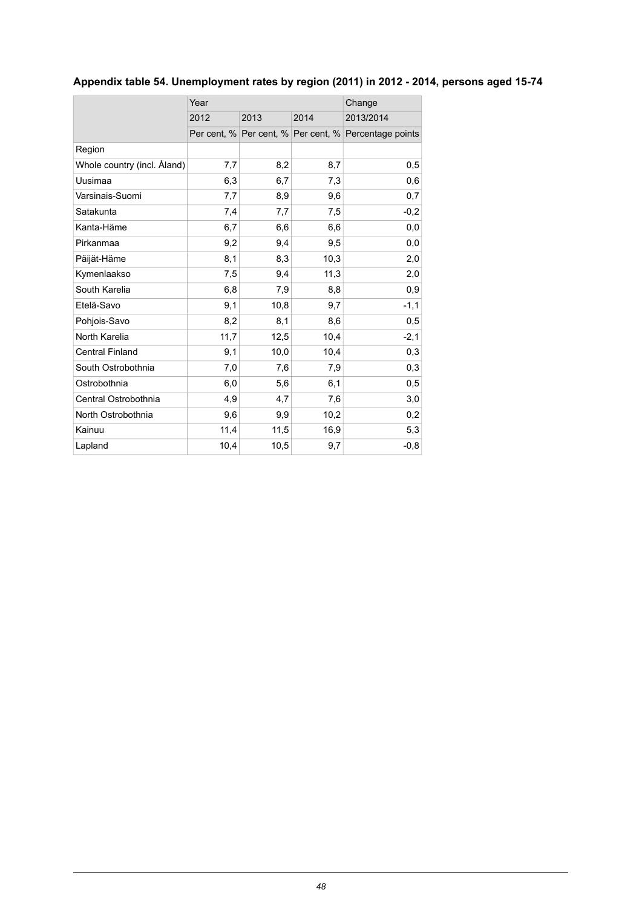**Appendix table 54. Unemployment rates by region (2011) in 2012 - 2014, persons aged 15-74**

| | Year | | | Change |
|---|---|---|---|---|
| | 2012 | 2013 | 2014 | 2013/2014 |
| | Per cent, % | Per cent, % | Per cent, % | Percentage points |
| Region | | | | |
| Whole country (incl. Åland) | 7,7 | 8,2 | 8,7 | 0,5 |
| Uusimaa | 6,3 | 6,7 | 7,3 | 0,6 |
| Varsinais-Suomi | 7,7 | 8,9 | 9,6 | 0,7 |
| Satakunta | 7,4 | 7,7 | 7,5 | -0,2 |
| Kanta-Häme | 6,7 | 6,6 | 6,6 | 0,0 |
| Pirkanmaa | 9,2 | 9,4 | 9,5 | 0,0 |
| Päijät-Häme | 8,1 | 8,3 | 10,3 | 2,0 |
| Kymenlaakso | 7,5 | 9,4 | 11,3 | 2,0 |
| South Karelia | 6,8 | 7,9 | 8,8 | 0,9 |
| Etelä-Savo | 9,1 | 10,8 | 9,7 | -1,1 |
| Pohjois-Savo | 8,2 | 8,1 | 8,6 | 0,5 |
| North Karelia | 11,7 | 12,5 | 10,4 | -2,1 |
| Central Finland | 9,1 | 10,0 | 10,4 | 0,3 |
| South Ostrobothnia | 7,0 | 7,6 | 7,9 | 0,3 |
| Ostrobothnia | 6,0 | 5,6 | 6,1 | 0,5 |
| Central Ostrobothnia | 4,9 | 4,7 | 7,6 | 3,0 |
| North Ostrobothnia | 9,6 | 9,9 | 10,2 | 0,2 |
| Kainuu | 11,4 | 11,5 | 16,9 | 5,3 |
| Lapland | 10,4 | 10,5 | 9,7 | -0,8 |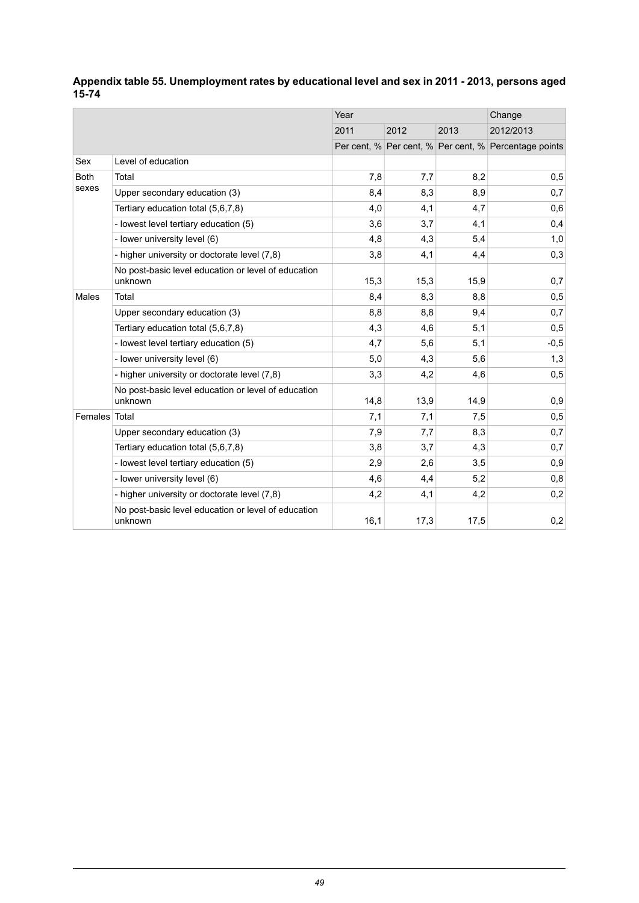**Appendix table 55. Unemployment rates by educational level and sex in 2011 - 2013, persons aged 15-74**

| | | Year | | | Change |
|---|---|---|---|---|---|
| | | 2011 | 2012 | 2013 | 2012/2013 |
| | | Per cent, % | Per cent, % | Per cent, % | Percentage points |
| Sex | Level of education | | | | |
| Both sexes | Total | 7,8 | 7,7 | 8,2 | 0,5 |
| | Upper secondary education (3) | 8,4 | 8,3 | 8,9 | 0,7 |
| | Tertiary education total (5,6,7,8) | 4,0 | 4,1 | 4,7 | 0,6 |
| | - lowest level tertiary education (5) | 3,6 | 3,7 | 4,1 | 0,4 |
| | - lower university level (6) | 4,8 | 4,3 | 5,4 | 1,0 |
| | - higher university or doctorate level (7,8) | 3,8 | 4,1 | 4,4 | 0,3 |
| | No post-basic level education or level of education unknown | 15,3 | 15,3 | 15,9 | 0,7 |
| Males | Total | 8,4 | 8,3 | 8,8 | 0,5 |
| | Upper secondary education (3) | 8,8 | 8,8 | 9,4 | 0,7 |
| | Tertiary education total (5,6,7,8) | 4,3 | 4,6 | 5,1 | 0,5 |
| | - lowest level tertiary education (5) | 4,7 | 5,6 | 5,1 | -0,5 |
| | - lower university level (6) | 5,0 | 4,3 | 5,6 | 1,3 |
| | - higher university or doctorate level (7,8) | 3,3 | 4,2 | 4,6 | 0,5 |
| | No post-basic level education or level of education unknown | 14,8 | 13,9 | 14,9 | 0,9 |
| Females | Total | 7,1 | 7,1 | 7,5 | 0,5 |
| | Upper secondary education (3) | 7,9 | 7,7 | 8,3 | 0,7 |
| | Tertiary education total (5,6,7,8) | 3,8 | 3,7 | 4,3 | 0,7 |
| | - lowest level tertiary education (5) | 2,9 | 2,6 | 3,5 | 0,9 |
| | - lower university level (6) | 4,6 | 4,4 | 5,2 | 0,8 |
| | - higher university or doctorate level (7,8) | 4,2 | 4,1 | 4,2 | 0,2 |
| | No post-basic level education or level of education unknown | 16,1 | 17,3 | 17,5 | 0,2 |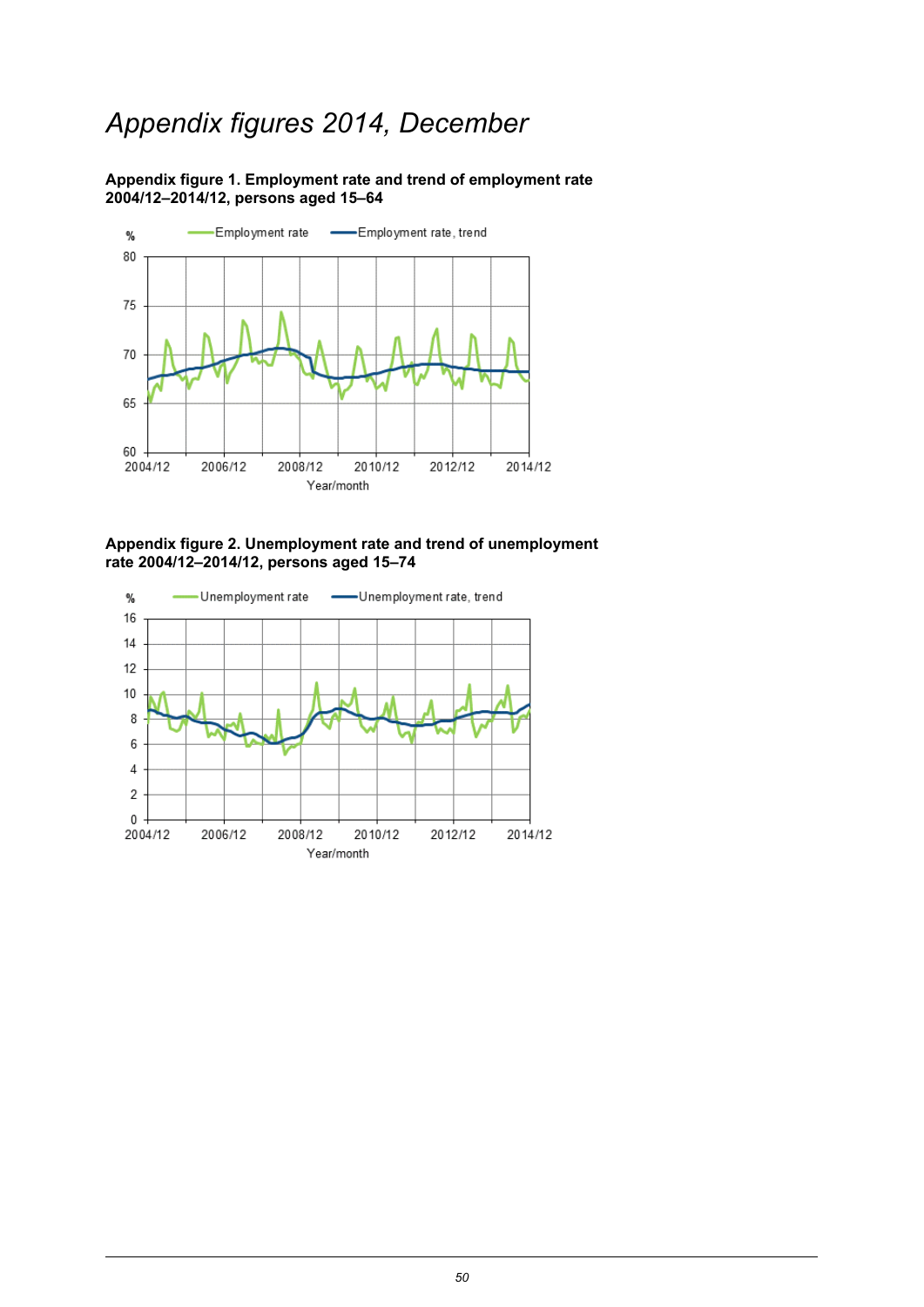# *Appendix figures 2014, December*

**Appendix figure 1. Employment rate and trend of employment rate 2004/12–2014/12, persons aged 15–64**

**Appendix figure 2. Unemployment rate and trend of unemployment rate 2004/12–2014/12, persons aged 15–74**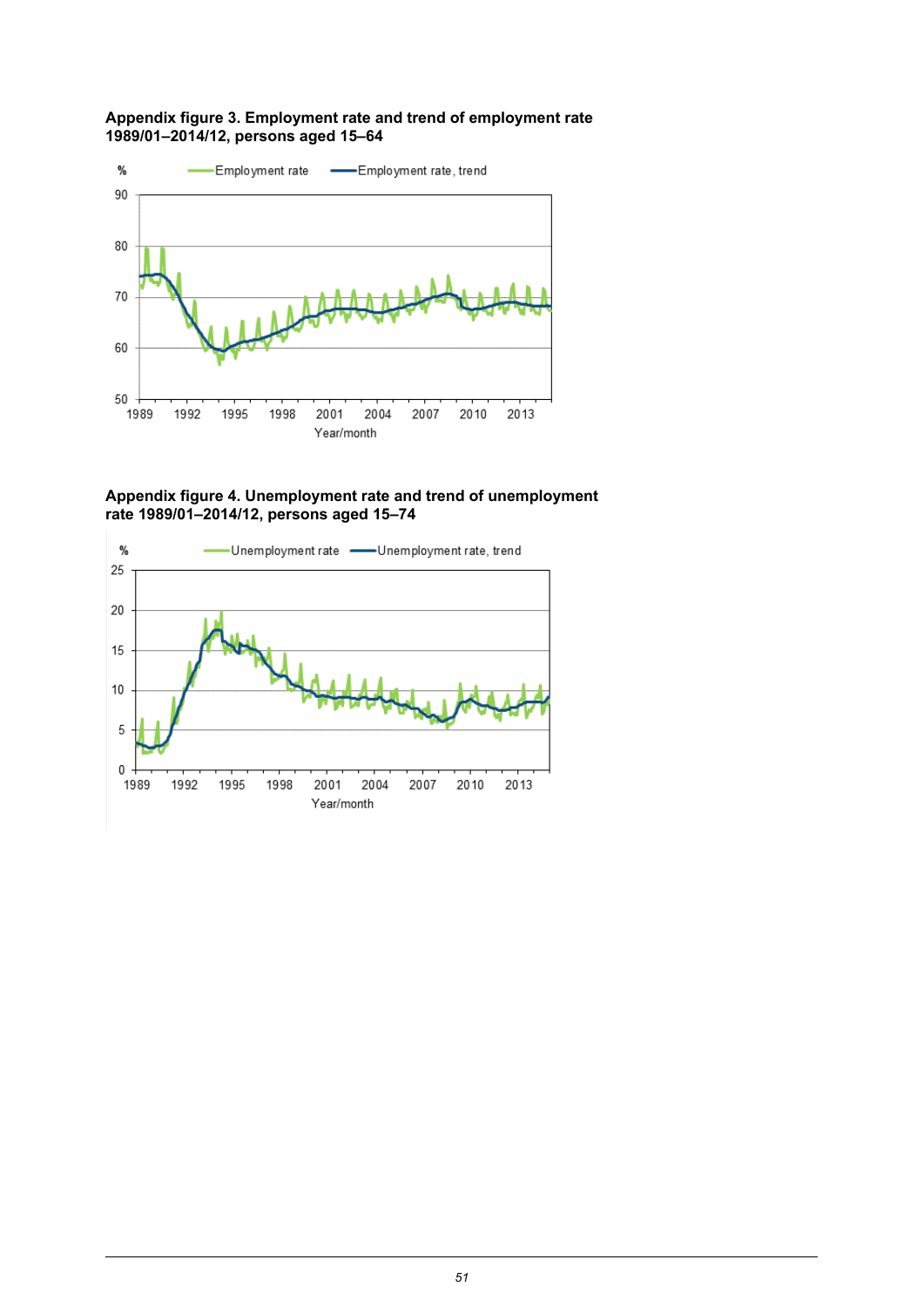**Appendix figure 3. Employment rate and trend of employment rate 1989/01–2014/12, persons aged 15–64**

**Appendix figure 4. Unemployment rate and trend of unemployment rate 1989/01–2014/12, persons aged 15–74**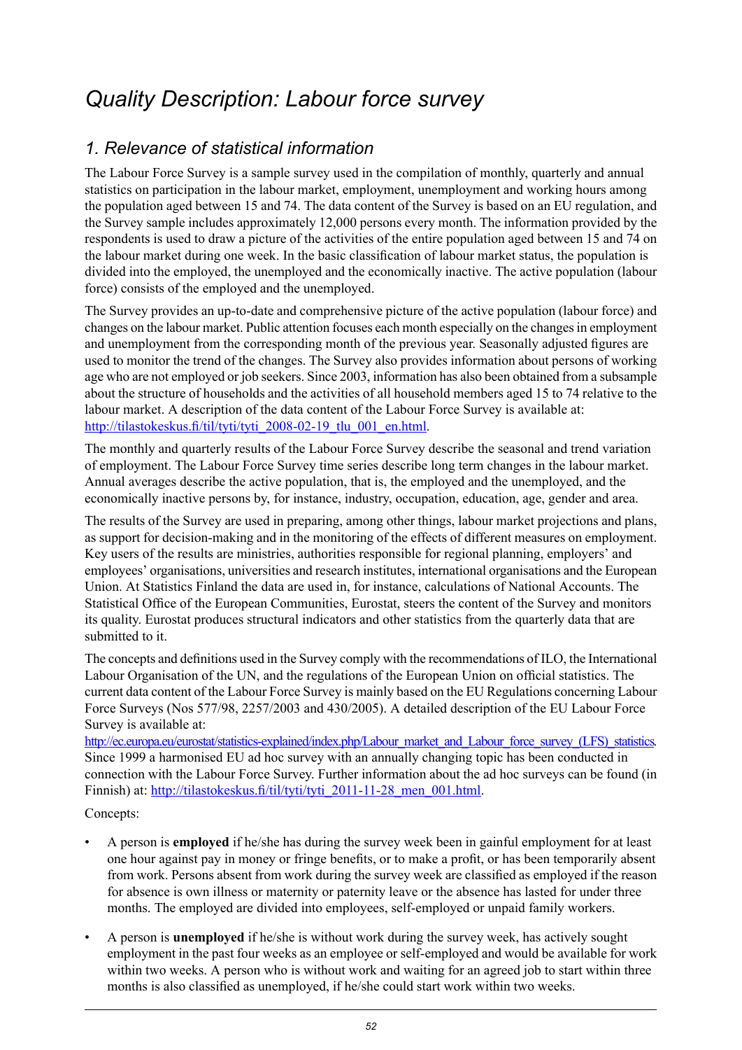# *Quality Description: Labour force survey*

## *1. Relevance of statistical information*

The Labour Force Survey is a sample survey used in the compilation of monthly, quarterly and annual statistics on participation in the labour market, employment, unemployment and working hours among the population aged between 15 and 74. The data content of the Survey is based on an EU regulation, and the Survey sample includes approximately 12,000 persons every month. The information provided by the respondents is used to draw a picture of the activities of the entire population aged between 15 and 74 on the labour market during one week. In the basic classification of labour market status, the population is divided into the employed, the unemployed and the economically inactive. The active population (labour force) consists of the employed and the unemployed.

The Survey provides an up-to-date and comprehensive picture of the active population (labour force) and changes on the labour market. Public attention focuses each month especially on the changes in employment and unemployment from the corresponding month of the previous year. Seasonally adjusted figures are used to monitor the trend of the changes. The Survey also provides information about persons of working age who are not employed or job seekers. Since 2003, information has also been obtained from a subsample about the structure of households and the activities of all household members aged 15 to 74 relative to the labour market. A description of the data content of the Labour Force Survey is available at: http://tilastokeskus.fi/til/tyti/tyti_2008-02-19_tlu_001_en.html.

The monthly and quarterly results of the Labour Force Survey describe the seasonal and trend variation of employment. The Labour Force Survey time series describe long term changes in the labour market. Annual averages describe the active population, that is, the employed and the unemployed, and the economically inactive persons by, for instance, industry, occupation, education, age, gender and area.

The results of the Survey are used in preparing, among other things, labour market projections and plans, as support for decision-making and in the monitoring of the effects of different measures on employment. Key users of the results are ministries, authorities responsible for regional planning, employers' and employees' organisations, universities and research institutes, international organisations and the European Union. At Statistics Finland the data are used in, for instance, calculations of National Accounts. The Statistical Office of the European Communities, Eurostat, steers the content of the Survey and monitors its quality. Eurostat produces structural indicators and other statistics from the quarterly data that are submitted to it.

The concepts and definitions used in the Survey comply with the recommendations of ILO, the International Labour Organisation of the UN, and the regulations of the European Union on official statistics. The current data content of the Labour Force Survey is mainly based on the EU Regulations concerning Labour Force Surveys (Nos 577/98, 2257/2003 and 430/2005). A detailed description of the EU Labour Force Survey is available at: http://ec.europa.eu/eurostat/statistics-explained/index.php/Labour_market_and_Labour_force_survey_(LFS)_statistics. Since 1999 a harmonised EU ad hoc survey with an annually changing topic has been conducted in connection with the Labour Force Survey. Further information about the ad hoc surveys can be found (in Finnish) at: http://tilastokeskus.fi/til/tyti/tyti_2011-11-28_men_001.html.

Concepts:

- A person is **employed** if he/she has during the survey week been in gainful employment for at least one hour against pay in money or fringe benefits, or to make a profit, or has been temporarily absent from work. Persons absent from work during the survey week are classified as employed if the reason for absence is own illness or maternity or paternity leave or the absence has lasted for under three months. The employed are divided into employees, self-employed or unpaid family workers.
- A person is **unemployed** if he/she is without work during the survey week, has actively sought employment in the past four weeks as an employee or self-employed and would be available for work within two weeks. A person who is without work and waiting for an agreed job to start within three months is also classified as unemployed, if he/she could start work within two weeks.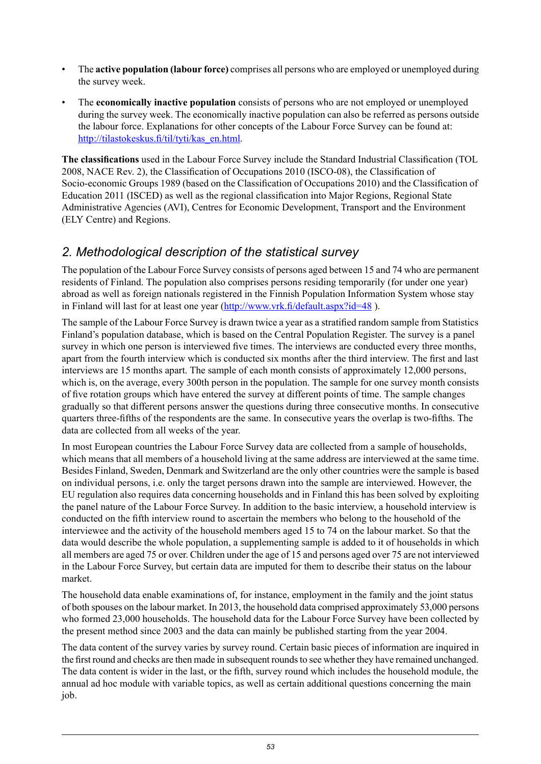- The **active population (labour force)** comprises all persons who are employed or unemployed during the survey week.
- The **economically inactive population** consists of persons who are not employed or unemployed during the survey week. The economically inactive population can also be referred as persons outside the labour force. Explanations for other concepts of the Labour Force Survey can be found at: http://tilastokeskus.fi/til/tyti/kas_en.html.

**The classifications** used in the Labour Force Survey include the Standard Industrial Classification (TOL 2008, NACE Rev. 2), the Classification of Occupations 2010 (ISCO-08), the Classification of Socio-economic Groups 1989 (based on the Classification of Occupations 2010) and the Classification of Education 2011 (ISCED) as well as the regional classification into Major Regions, Regional State Administrative Agencies (AVI), Centres for Economic Development, Transport and the Environment (ELY Centre) and Regions.

## *2. Methodological description of the statistical survey*

The population of the Labour Force Survey consists of persons aged between 15 and 74 who are permanent residents of Finland. The population also comprises persons residing temporarily (for under one year) abroad as well as foreign nationals registered in the Finnish Population Information System whose stay in Finland will last for at least one year (http://www.vrk.fi/default.aspx?id=48 ).

The sample of the Labour Force Survey is drawn twice a year as a stratified random sample from Statistics Finland's population database, which is based on the Central Population Register. The survey is a panel survey in which one person is interviewed five times. The interviews are conducted every three months, apart from the fourth interview which is conducted six months after the third interview. The first and last interviews are 15 months apart. The sample of each month consists of approximately 12,000 persons, which is, on the average, every 300th person in the population. The sample for one survey month consists of five rotation groups which have entered the survey at different points of time. The sample changes gradually so that different persons answer the questions during three consecutive months. In consecutive quarters three-fifths of the respondents are the same. In consecutive years the overlap is two-fifths. The data are collected from all weeks of the year.

In most European countries the Labour Force Survey data are collected from a sample of households, which means that all members of a household living at the same address are interviewed at the same time. Besides Finland, Sweden, Denmark and Switzerland are the only other countries were the sample is based on individual persons, i.e. only the target persons drawn into the sample are interviewed. However, the EU regulation also requires data concerning households and in Finland this has been solved by exploiting the panel nature of the Labour Force Survey. In addition to the basic interview, a household interview is conducted on the fifth interview round to ascertain the members who belong to the household of the interviewee and the activity of the household members aged 15 to 74 on the labour market. So that the data would describe the whole population, a supplementing sample is added to it of households in which all members are aged 75 or over. Children under the age of 15 and persons aged over 75 are not interviewed in the Labour Force Survey, but certain data are imputed for them to describe their status on the labour market.

The household data enable examinations of, for instance, employment in the family and the joint status of both spouses on the labour market. In 2013, the household data comprised approximately 53,000 persons who formed 23,000 households. The household data for the Labour Force Survey have been collected by the present method since 2003 and the data can mainly be published starting from the year 2004.

The data content of the survey varies by survey round. Certain basic pieces of information are inquired in the first round and checks are then made in subsequent rounds to see whether they have remained unchanged. The data content is wider in the last, or the fifth, survey round which includes the household module, the annual ad hoc module with variable topics, as well as certain additional questions concerning the main job.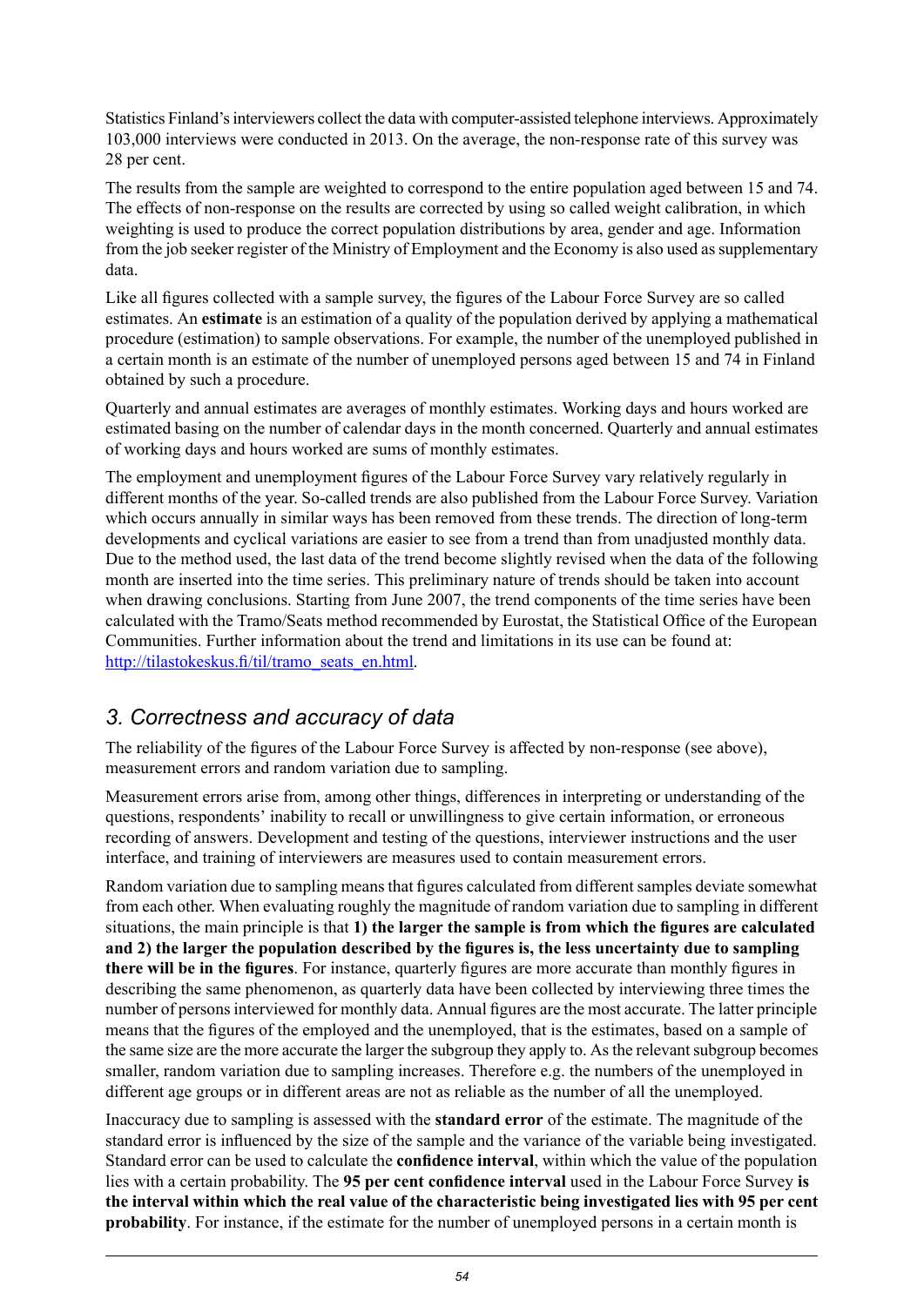Statistics Finland's interviewers collect the data with computer-assisted telephone interviews. Approximately 103,000 interviews were conducted in 2013. On the average, the non-response rate of this survey was 28 per cent.

The results from the sample are weighted to correspond to the entire population aged between 15 and 74. The effects of non-response on the results are corrected by using so called weight calibration, in which weighting is used to produce the correct population distributions by area, gender and age. Information from the job seeker register of the Ministry of Employment and the Economy is also used as supplementary data.

Like all figures collected with a sample survey, the figures of the Labour Force Survey are so called estimates. An **estimate** is an estimation of a quality of the population derived by applying a mathematical procedure (estimation) to sample observations. For example, the number of the unemployed published in a certain month is an estimate of the number of unemployed persons aged between 15 and 74 in Finland obtained by such a procedure.

Quarterly and annual estimates are averages of monthly estimates. Working days and hours worked are estimated basing on the number of calendar days in the month concerned. Quarterly and annual estimates of working days and hours worked are sums of monthly estimates.

The employment and unemployment figures of the Labour Force Survey vary relatively regularly in different months of the year. So-called trends are also published from the Labour Force Survey. Variation which occurs annually in similar ways has been removed from these trends. The direction of long-term developments and cyclical variations are easier to see from a trend than from unadjusted monthly data. Due to the method used, the last data of the trend become slightly revised when the data of the following month are inserted into the time series. This preliminary nature of trends should be taken into account when drawing conclusions. Starting from June 2007, the trend components of the time series have been calculated with the Tramo/Seats method recommended by Eurostat, the Statistical Office of the European Communities. Further information about the trend and limitations in its use can be found at: http://tilastokeskus.fi/til/tramo_seats_en.html.

## *3. Correctness and accuracy of data*

The reliability of the figures of the Labour Force Survey is affected by non-response (see above), measurement errors and random variation due to sampling.

Measurement errors arise from, among other things, differences in interpreting or understanding of the questions, respondents' inability to recall or unwillingness to give certain information, or erroneous recording of answers. Development and testing of the questions, interviewer instructions and the user interface, and training of interviewers are measures used to contain measurement errors.

Random variation due to sampling means that figures calculated from different samples deviate somewhat from each other. When evaluating roughly the magnitude of random variation due to sampling in different situations, the main principle is that **1) the larger the sample is from which the figures are calculated and 2) the larger the population described by the figures is, the less uncertainty due to sampling there will be in the figures**. For instance, quarterly figures are more accurate than monthly figures in describing the same phenomenon, as quarterly data have been collected by interviewing three times the number of persons interviewed for monthly data. Annual figures are the most accurate. The latter principle means that the figures of the employed and the unemployed, that is the estimates, based on a sample of the same size are the more accurate the larger the subgroup they apply to. As the relevant subgroup becomes smaller, random variation due to sampling increases. Therefore e.g. the numbers of the unemployed in different age groups or in different areas are not as reliable as the number of all the unemployed.

Inaccuracy due to sampling is assessed with the **standard error** of the estimate. The magnitude of the standard error is influenced by the size of the sample and the variance of the variable being investigated. Standard error can be used to calculate the **confidence interval**, within which the value of the population lies with a certain probability. The **95 per cent confidence interval** used in the Labour Force Survey **is the interval within which the real value of the characteristic being investigated lies with 95 per cent probability**. For instance, if the estimate for the number of unemployed persons in a certain month is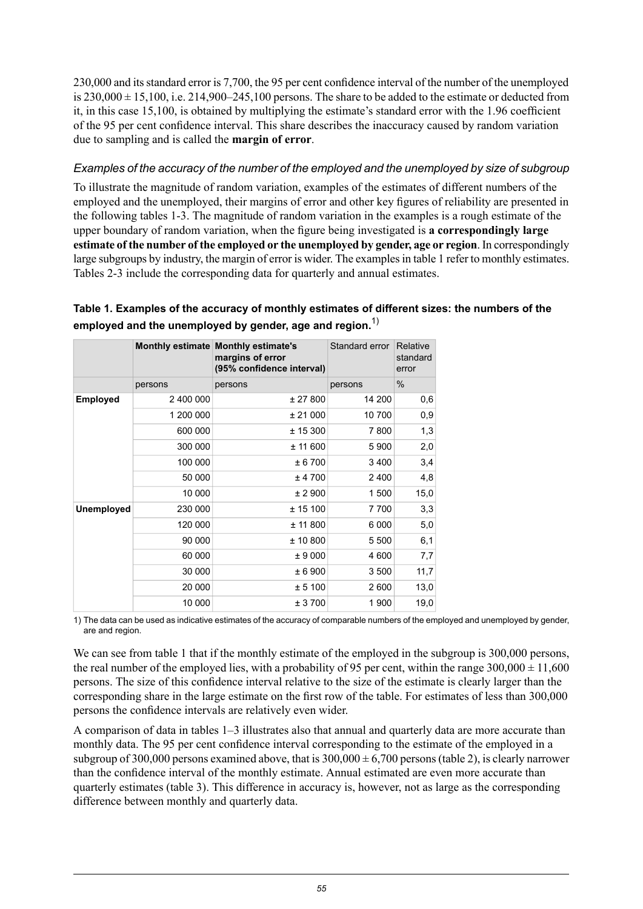230,000 and its standard error is 7,700, the 95 per cent confidence interval of the number of the unemployed is 230,000 ± 15,100, i.e. 214,900–245,100 persons. The share to be added to the estimate or deducted from it, in this case 15,100, is obtained by multiplying the estimate's standard error with the 1.96 coefficient of the 95 per cent confidence interval. This share describes the inaccuracy caused by random variation due to sampling and is called the **margin of error**.

*Examples of the accuracy of the number of the employed and the unemployed by size of subgroup*

To illustrate the magnitude of random variation, examples of the estimates of different numbers of the employed and the unemployed, their margins of error and other key figures of reliability are presented in the following tables 1-3. The magnitude of random variation in the examples is a rough estimate of the upper boundary of random variation, when the figure being investigated is **a correspondingly large estimate of the number of the employed or the unemployed by gender, age or region**. In correspondingly large subgroups by industry, the margin of error is wider. The examples in table 1 refer to monthly estimates. Tables 2-3 include the corresponding data for quarterly and annual estimates.

**Table 1. Examples of the accuracy of monthly estimates of different sizes: the numbers of the employed and the unemployed by gender, age and region.**[1)]

| | **Monthly estimate** | **Monthly estimate's margins of error (95% confidence interval)** | Standard error | Relative standard error |
|---|---|---|---|---|
| | persons | persons | persons | % |
| **Employed** | 2 400 000 | ± 27 800 | 14 200 | 0,6 |
| | 1 200 000 | ± 21 000 | 10 700 | 0,9 |
| | 600 000 | ± 15 300 | 7 800 | 1,3 |
| | 300 000 | ± 11 600 | 5 900 | 2,0 |
| | 100 000 | ± 6 700 | 3 400 | 3,4 |
| | 50 000 | ± 4 700 | 2 400 | 4,8 |
| | 10 000 | ± 2 900 | 1 500 | 15,0 |
| **Unemployed** | 230 000 | ± 15 100 | 7 700 | 3,3 |
| | 120 000 | ± 11 800 | 6 000 | 5,0 |
| | 90 000 | ± 10 800 | 5 500 | 6,1 |
| | 60 000 | ± 9 000 | 4 600 | 7,7 |
| | 30 000 | ± 6 900 | 3 500 | 11,7 |
| | 20 000 | ± 5 100 | 2 600 | 13,0 |
| | 10 000 | ± 3 700 | 1 900 | 19,0 |

1) The data can be used as indicative estimates of the accuracy of comparable numbers of the employed and unemployed by gender, are and region.

We can see from table 1 that if the monthly estimate of the employed in the subgroup is 300,000 persons, the real number of the employed lies, with a probability of 95 per cent, within the range 300,000 ± 11,600 persons. The size of this confidence interval relative to the size of the estimate is clearly larger than the corresponding share in the large estimate on the first row of the table. For estimates of less than 300,000 persons the confidence intervals are relatively even wider.

A comparison of data in tables 1–3 illustrates also that annual and quarterly data are more accurate than monthly data. The 95 per cent confidence interval corresponding to the estimate of the employed in a subgroup of 300,000 persons examined above, that is 300,000 ± 6,700 persons (table 2), is clearly narrower than the confidence interval of the monthly estimate. Annual estimated are even more accurate than quarterly estimates (table 3). This difference in accuracy is, however, not as large as the corresponding difference between monthly and quarterly data.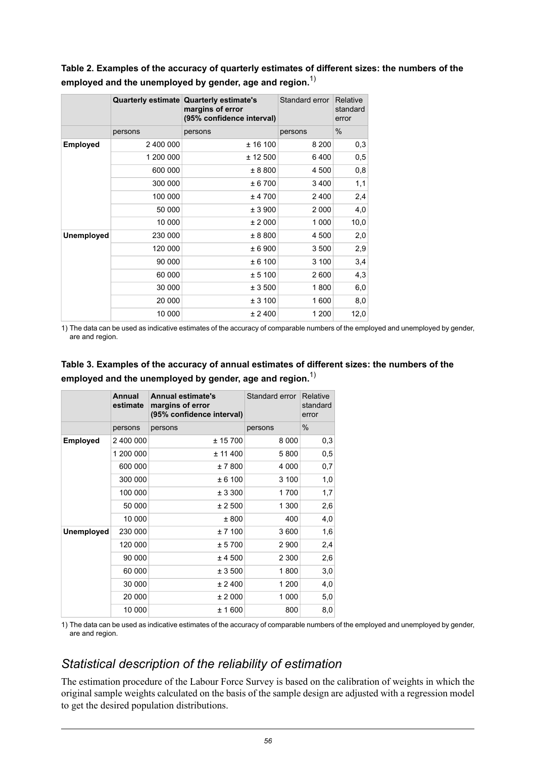**Table 2. Examples of the accuracy of quarterly estimates of different sizes: the numbers of the employed and the unemployed by gender, age and region.**[1)]

| | Quarterly estimate | Quarterly estimate's margins of error (95% confidence interval) | Standard error | Relative standard error |
|---|---|---|---|---|
| | persons | persons | persons | % |
| **Employed** | 2 400 000 | ± 16 100 | 8 200 | 0,3 |
| | 1 200 000 | ± 12 500 | 6 400 | 0,5 |
| | 600 000 | ± 8 800 | 4 500 | 0,8 |
| | 300 000 | ± 6 700 | 3 400 | 1,1 |
| | 100 000 | ± 4 700 | 2 400 | 2,4 |
| | 50 000 | ± 3 900 | 2 000 | 4,0 |
| | 10 000 | ± 2 000 | 1 000 | 10,0 |
| **Unemployed** | 230 000 | ± 8 800 | 4 500 | 2,0 |
| | 120 000 | ± 6 900 | 3 500 | 2,9 |
| | 90 000 | ± 6 100 | 3 100 | 3,4 |
| | 60 000 | ± 5 100 | 2 600 | 4,3 |
| | 30 000 | ± 3 500 | 1 800 | 6,0 |
| | 20 000 | ± 3 100 | 1 600 | 8,0 |
| | 10 000 | ± 2 400 | 1 200 | 12,0 |

1) The data can be used as indicative estimates of the accuracy of comparable numbers of the employed and unemployed by gender, are and region.

**Table 3. Examples of the accuracy of annual estimates of different sizes: the numbers of the employed and the unemployed by gender, age and region.**[1)]

| | Annual estimate | Annual estimate's margins of error (95% confidence interval) | Standard error | Relative standard error |
|---|---|---|---|---|
| | persons | persons | persons | % |
| **Employed** | 2 400 000 | ± 15 700 | 8 000 | 0,3 |
| | 1 200 000 | ± 11 400 | 5 800 | 0,5 |
| | 600 000 | ± 7 800 | 4 000 | 0,7 |
| | 300 000 | ± 6 100 | 3 100 | 1,0 |
| | 100 000 | ± 3 300 | 1 700 | 1,7 |
| | 50 000 | ± 2 500 | 1 300 | 2,6 |
| | 10 000 | ± 800 | 400 | 4,0 |
| **Unemployed** | 230 000 | ± 7 100 | 3 600 | 1,6 |
| | 120 000 | ± 5 700 | 2 900 | 2,4 |
| | 90 000 | ± 4 500 | 2 300 | 2,6 |
| | 60 000 | ± 3 500 | 1 800 | 3,0 |
| | 30 000 | ± 2 400 | 1 200 | 4,0 |
| | 20 000 | ± 2 000 | 1 000 | 5,0 |
| | 10 000 | ± 1 600 | 800 | 8,0 |

1) The data can be used as indicative estimates of the accuracy of comparable numbers of the employed and unemployed by gender, are and region.

## *Statistical description of the reliability of estimation*

The estimation procedure of the Labour Force Survey is based on the calibration of weights in which the original sample weights calculated on the basis of the sample design are adjusted with a regression model to get the desired population distributions.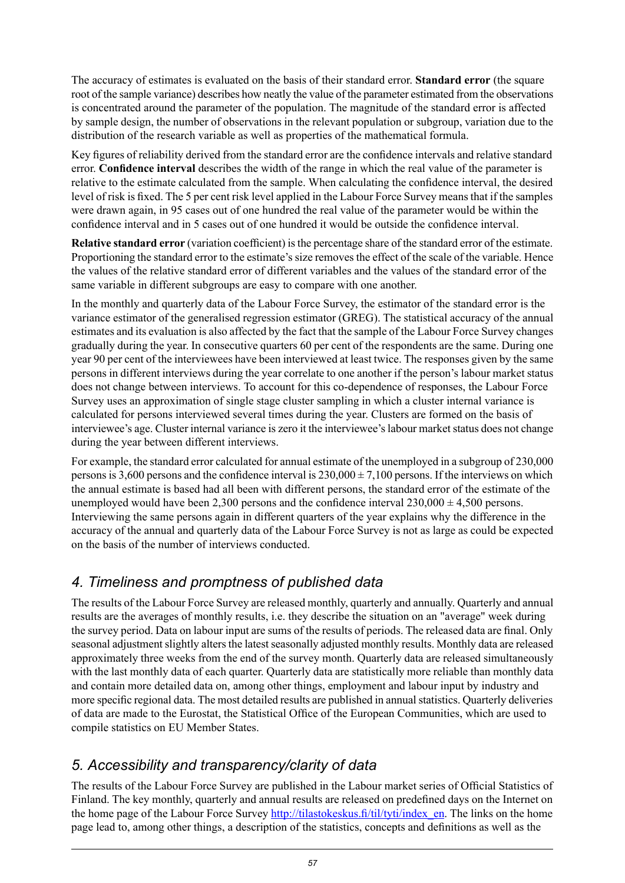The accuracy of estimates is evaluated on the basis of their standard error. **Standard error** (the square root of the sample variance) describes how neatly the value of the parameter estimated from the observations is concentrated around the parameter of the population. The magnitude of the standard error is affected by sample design, the number of observations in the relevant population or subgroup, variation due to the distribution of the research variable as well as properties of the mathematical formula.

Key figures of reliability derived from the standard error are the confidence intervals and relative standard error. **Confidence interval** describes the width of the range in which the real value of the parameter is relative to the estimate calculated from the sample. When calculating the confidence interval, the desired level of risk is fixed. The 5 per cent risk level applied in the Labour Force Survey means that if the samples were drawn again, in 95 cases out of one hundred the real value of the parameter would be within the confidence interval and in 5 cases out of one hundred it would be outside the confidence interval.

**Relative standard error** (variation coefficient) is the percentage share of the standard error of the estimate. Proportioning the standard error to the estimate's size removes the effect of the scale of the variable. Hence the values of the relative standard error of different variables and the values of the standard error of the same variable in different subgroups are easy to compare with one another.

In the monthly and quarterly data of the Labour Force Survey, the estimator of the standard error is the variance estimator of the generalised regression estimator (GREG). The statistical accuracy of the annual estimates and its evaluation is also affected by the fact that the sample of the Labour Force Survey changes gradually during the year. In consecutive quarters 60 per cent of the respondents are the same. During one year 90 per cent of the interviewees have been interviewed at least twice. The responses given by the same persons in different interviews during the year correlate to one another if the person's labour market status does not change between interviews. To account for this co-dependence of responses, the Labour Force Survey uses an approximation of single stage cluster sampling in which a cluster internal variance is calculated for persons interviewed several times during the year. Clusters are formed on the basis of interviewee's age. Cluster internal variance is zero it the interviewee's labour market status does not change during the year between different interviews.

For example, the standard error calculated for annual estimate of the unemployed in a subgroup of 230,000 persons is 3,600 persons and the confidence interval is 230,000 ± 7,100 persons. If the interviews on which the annual estimate is based had all been with different persons, the standard error of the estimate of the unemployed would have been 2,300 persons and the confidence interval 230,000 ± 4,500 persons. Interviewing the same persons again in different quarters of the year explains why the difference in the accuracy of the annual and quarterly data of the Labour Force Survey is not as large as could be expected on the basis of the number of interviews conducted.

## *4. Timeliness and promptness of published data*

The results of the Labour Force Survey are released monthly, quarterly and annually. Quarterly and annual results are the averages of monthly results, i.e. they describe the situation on an "average" week during the survey period. Data on labour input are sums of the results of periods. The released data are final. Only seasonal adjustment slightly alters the latest seasonally adjusted monthly results. Monthly data are released approximately three weeks from the end of the survey month. Quarterly data are released simultaneously with the last monthly data of each quarter. Quarterly data are statistically more reliable than monthly data and contain more detailed data on, among other things, employment and labour input by industry and more specific regional data. The most detailed results are published in annual statistics. Quarterly deliveries of data are made to the Eurostat, the Statistical Office of the European Communities, which are used to compile statistics on EU Member States.

## *5. Accessibility and transparency/clarity of data*

The results of the Labour Force Survey are published in the Labour market series of Official Statistics of Finland. The key monthly, quarterly and annual results are released on predefined days on the Internet on the home page of the Labour Force Survey http://tilastokeskus.fi/til/tyti/index_en. The links on the home page lead to, among other things, a description of the statistics, concepts and definitions as well as the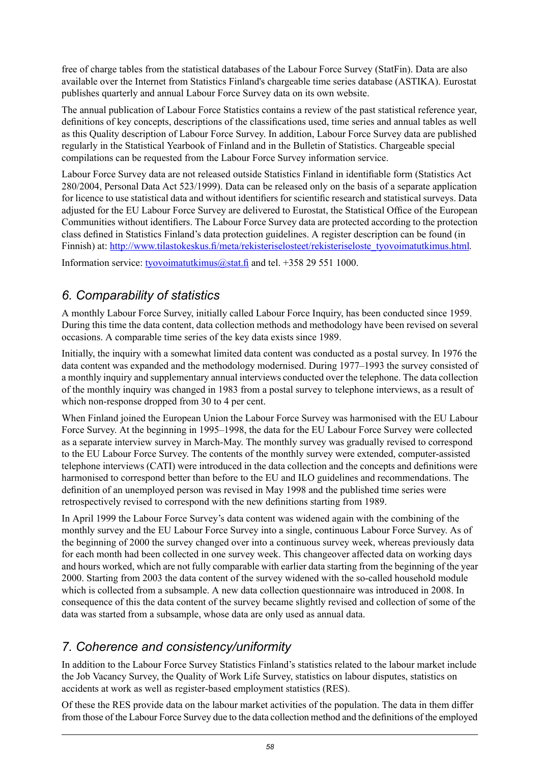free of charge tables from the statistical databases of the Labour Force Survey (StatFin). Data are also available over the Internet from Statistics Finland's chargeable time series database (ASTIKA). Eurostat publishes quarterly and annual Labour Force Survey data on its own website.

The annual publication of Labour Force Statistics contains a review of the past statistical reference year, definitions of key concepts, descriptions of the classifications used, time series and annual tables as well as this Quality description of Labour Force Survey. In addition, Labour Force Survey data are published regularly in the Statistical Yearbook of Finland and in the Bulletin of Statistics. Chargeable special compilations can be requested from the Labour Force Survey information service.

Labour Force Survey data are not released outside Statistics Finland in identifiable form (Statistics Act 280/2004, Personal Data Act 523/1999). Data can be released only on the basis of a separate application for licence to use statistical data and without identifiers for scientific research and statistical surveys. Data adjusted for the EU Labour Force Survey are delivered to Eurostat, the Statistical Office of the European Communities without identifiers. The Labour Force Survey data are protected according to the protection class defined in Statistics Finland's data protection guidelines. A register description can be found (in Finnish) at: http://www.tilastokeskus.fi/meta/rekisteriselosteet/rekisteriseloste_tyovoimatutkimus.html.

Information service: tyovoimatutkimus@stat.fi and tel. +358 29 551 1000.

## 6. Comparability of statistics

A monthly Labour Force Survey, initially called Labour Force Inquiry, has been conducted since 1959. During this time the data content, data collection methods and methodology have been revised on several occasions. A comparable time series of the key data exists since 1989.

Initially, the inquiry with a somewhat limited data content was conducted as a postal survey. In 1976 the data content was expanded and the methodology modernised. During 1977–1993 the survey consisted of a monthly inquiry and supplementary annual interviews conducted over the telephone. The data collection of the monthly inquiry was changed in 1983 from a postal survey to telephone interviews, as a result of which non-response dropped from 30 to 4 per cent.

When Finland joined the European Union the Labour Force Survey was harmonised with the EU Labour Force Survey. At the beginning in 1995–1998, the data for the EU Labour Force Survey were collected as a separate interview survey in March-May. The monthly survey was gradually revised to correspond to the EU Labour Force Survey. The contents of the monthly survey were extended, computer-assisted telephone interviews (CATI) were introduced in the data collection and the concepts and definitions were harmonised to correspond better than before to the EU and ILO guidelines and recommendations. The definition of an unemployed person was revised in May 1998 and the published time series were retrospectively revised to correspond with the new definitions starting from 1989.

In April 1999 the Labour Force Survey's data content was widened again with the combining of the monthly survey and the EU Labour Force Survey into a single, continuous Labour Force Survey. As of the beginning of 2000 the survey changed over into a continuous survey week, whereas previously data for each month had been collected in one survey week. This changeover affected data on working days and hours worked, which are not fully comparable with earlier data starting from the beginning of the year 2000. Starting from 2003 the data content of the survey widened with the so-called household module which is collected from a subsample. A new data collection questionnaire was introduced in 2008. In consequence of this the data content of the survey became slightly revised and collection of some of the data was started from a subsample, whose data are only used as annual data.

## 7. Coherence and consistency/uniformity

In addition to the Labour Force Survey Statistics Finland's statistics related to the labour market include the Job Vacancy Survey, the Quality of Work Life Survey, statistics on labour disputes, statistics on accidents at work as well as register-based employment statistics (RES).

Of these the RES provide data on the labour market activities of the population. The data in them differ from those of the Labour Force Survey due to the data collection method and the definitions of the employed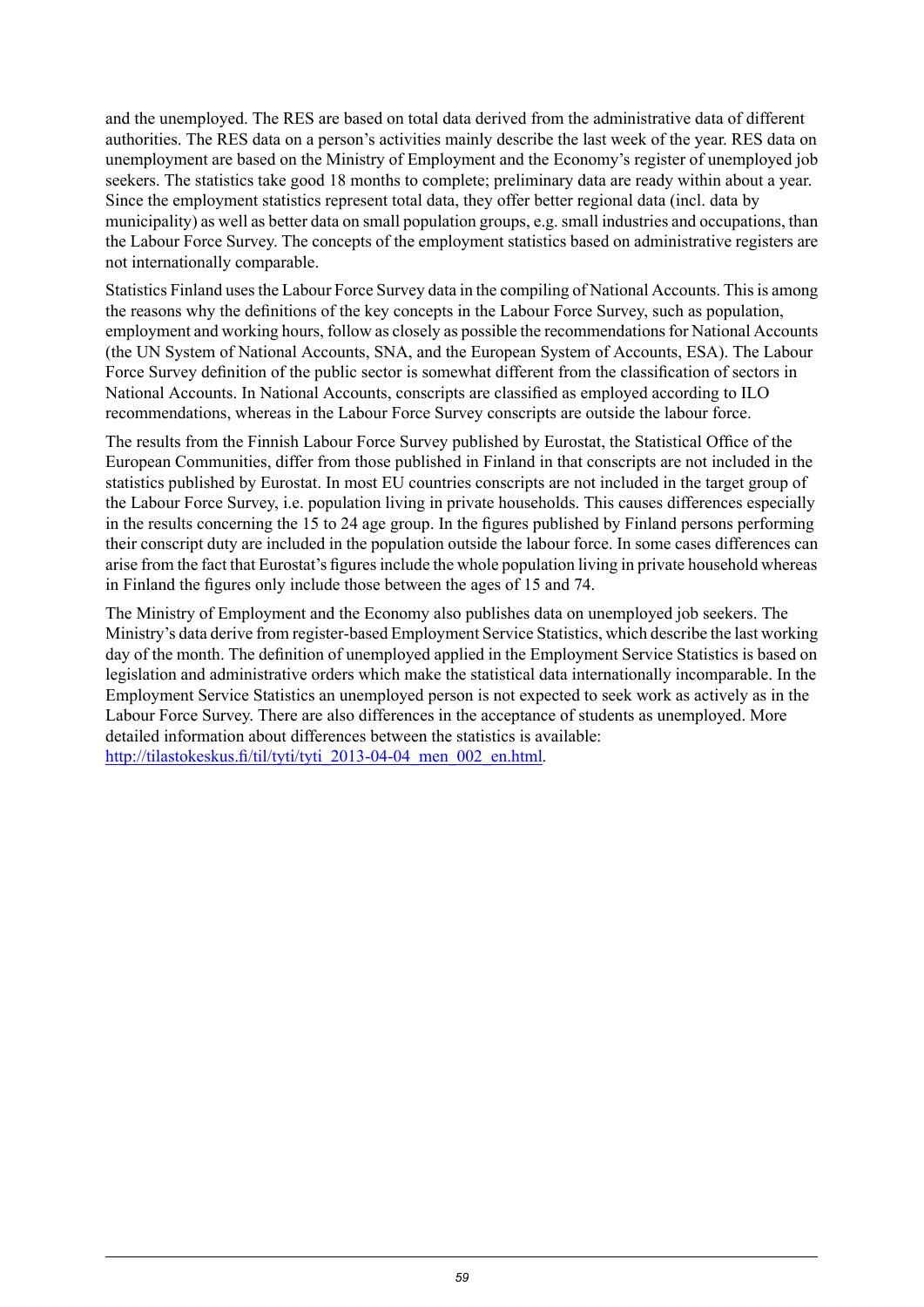and the unemployed. The RES are based on total data derived from the administrative data of different authorities. The RES data on a person's activities mainly describe the last week of the year. RES data on unemployment are based on the Ministry of Employment and the Economy's register of unemployed job seekers. The statistics take good 18 months to complete; preliminary data are ready within about a year. Since the employment statistics represent total data, they offer better regional data (incl. data by municipality) as well as better data on small population groups, e.g. small industries and occupations, than the Labour Force Survey. The concepts of the employment statistics based on administrative registers are not internationally comparable.

Statistics Finland uses the Labour Force Survey data in the compiling of National Accounts. This is among the reasons why the definitions of the key concepts in the Labour Force Survey, such as population, employment and working hours, follow as closely as possible the recommendations for National Accounts (the UN System of National Accounts, SNA, and the European System of Accounts, ESA). The Labour Force Survey definition of the public sector is somewhat different from the classification of sectors in National Accounts. In National Accounts, conscripts are classified as employed according to ILO recommendations, whereas in the Labour Force Survey conscripts are outside the labour force.

The results from the Finnish Labour Force Survey published by Eurostat, the Statistical Office of the European Communities, differ from those published in Finland in that conscripts are not included in the statistics published by Eurostat. In most EU countries conscripts are not included in the target group of the Labour Force Survey, i.e. population living in private households. This causes differences especially in the results concerning the 15 to 24 age group. In the figures published by Finland persons performing their conscript duty are included in the population outside the labour force. In some cases differences can arise from the fact that Eurostat's figures include the whole population living in private household whereas in Finland the figures only include those between the ages of 15 and 74.

The Ministry of Employment and the Economy also publishes data on unemployed job seekers. The Ministry's data derive from register-based Employment Service Statistics, which describe the last working day of the month. The definition of unemployed applied in the Employment Service Statistics is based on legislation and administrative orders which make the statistical data internationally incomparable. In the Employment Service Statistics an unemployed person is not expected to seek work as actively as in the Labour Force Survey. There are also differences in the acceptance of students as unemployed. More detailed information about differences between the statistics is available: http://tilastokeskus.fi/til/tyti/tyti_2013-04-04_men_002_en.html.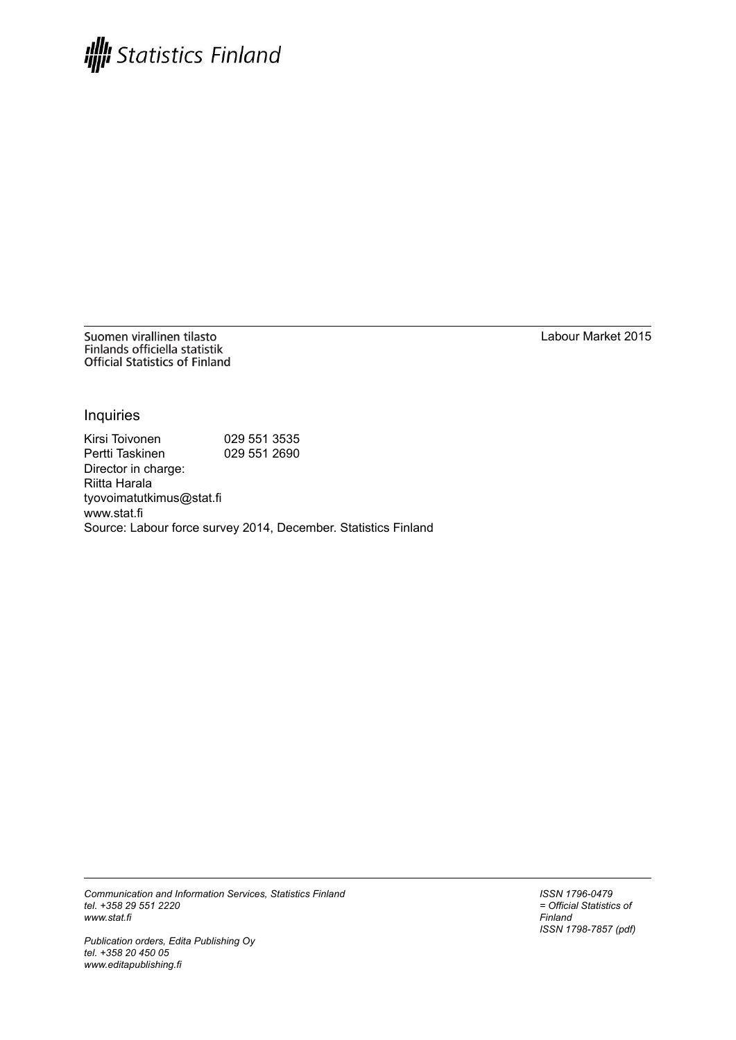Statistics Finland

Suomen virallinen tilasto
Finlands officiella statistik
**Official Statistics of Finland**

Labour Market 2015

## Inquiries

| | |
|---|---|
| Kirsi Toivonen | 029 551 3535 |
| Pertti Taskinen | 029 551 2690 |

Director in charge:
Riitta Harala
tyovoimatutkimus@stat.fi
www.stat.fi
Source: Labour force survey 2014, December. Statistics Finland

*Communication and Information Services, Statistics Finland*
*tel. +358 29 551 2220*
*www.stat.fi*

*Publication orders, Edita Publishing Oy*
*tel. +358 20 450 05*
*www.editapublishing.fi*

*ISSN 1796-0479*
*= Official Statistics of Finland*
*ISSN 1798-7857 (pdf)*